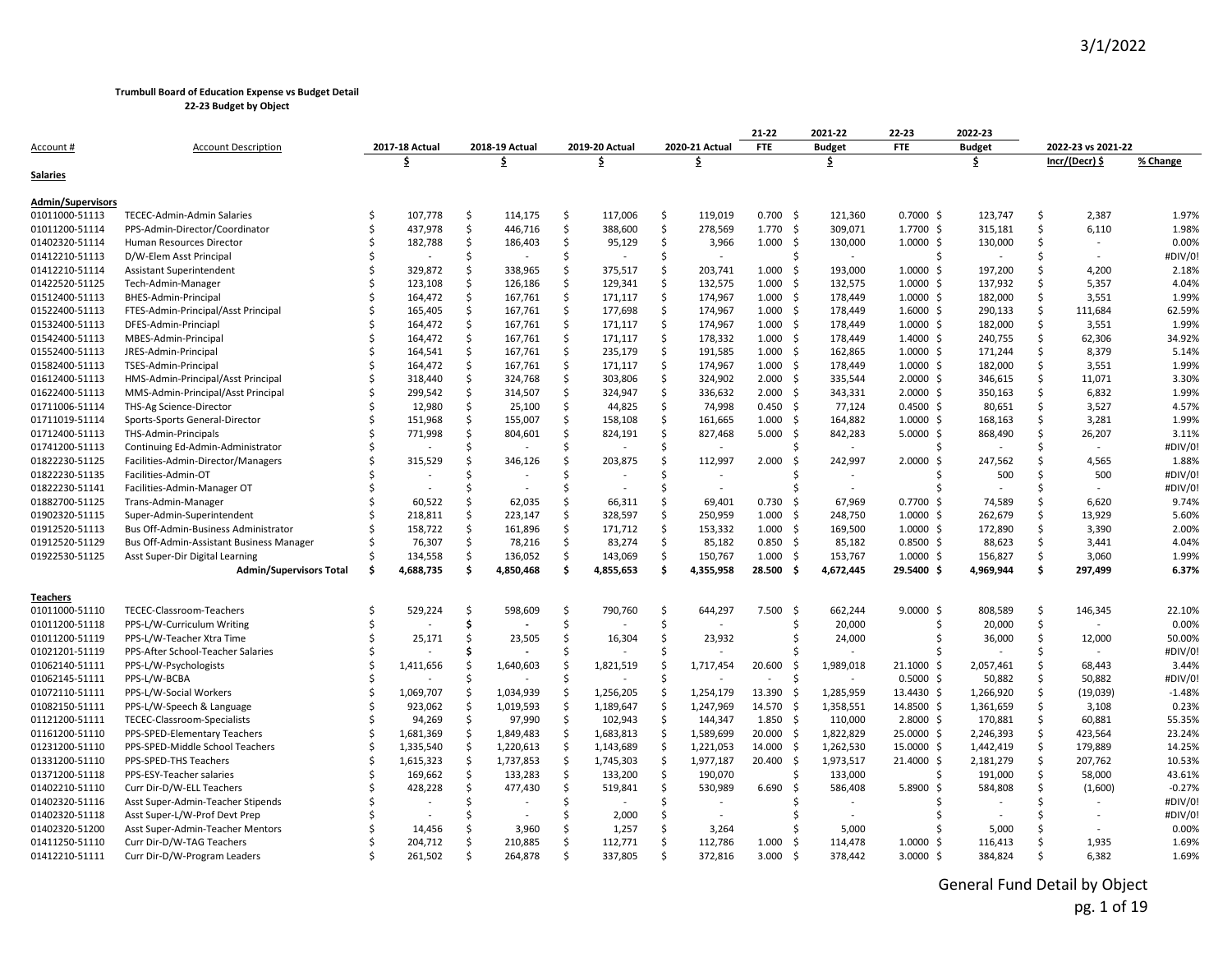**Trumbull Board of Education Expense vs Budget Detail**
**22-23 Budget by Object**

| Account # | Account Description | 2017-18 Actual | 2018-19 Actual | 2019-20 Actual | 2020-21 Actual | 21-22 FTE | 2021-22 Budget | 22-23 FTE | 2022-23 Budget | 2022-23 vs 2021-22 Incr/(Decr) $ | % Change |
|---|---|---|---|---|---|---|---|---|---|---|---|
| | | $ | $ | $ | $ | | $ | | $ | Incr/(Decr) $ | % Change |
| **Salaries** | | | | | | | | | | | |
| **Admin/Supervisors** | | | | | | | | | | | |
| 01011000-51113 | TECEC-Admin-Admin Salaries | $ 107,778 | $ 114,175 | $ 117,006 | $ 119,019 | 0.700 | $ 121,360 | 0.7000 | $ 123,747 | $ 2,387 | 1.97% |
| 01011200-51114 | PPS-Admin-Director/Coordinator | $ 437,978 | $ 446,716 | $ 388,600 | $ 278,569 | 1.770 | $ 309,071 | 1.7700 | $ 315,181 | $ 6,110 | 1.98% |
| 01402320-51114 | Human Resources Director | $ 182,788 | $ 186,403 | $ 95,129 | $ 3,966 | 1.000 | $ 130,000 | 1.0000 | $ 130,000 | $ - | 0.00% |
| 01412210-51113 | D/W-Elem Asst Principal | $ - | $ - | $ - | $ - | | $ - | | $ - | $ - | #DIV/0! |
| 01412210-51114 | Assistant Superintendent | $ 329,872 | $ 338,965 | $ 375,517 | $ 203,741 | 1.000 | $ 193,000 | 1.0000 | $ 197,200 | $ 4,200 | 2.18% |
| 01422520-51125 | Tech-Admin-Manager | $ 123,108 | $ 126,186 | $ 129,341 | $ 132,575 | 1.000 | $ 132,575 | 1.0000 | $ 137,932 | $ 5,357 | 4.04% |
| 01512400-51113 | BHES-Admin-Principal | $ 164,472 | $ 167,761 | $ 171,117 | $ 174,967 | 1.000 | $ 178,449 | 1.0000 | $ 182,000 | $ 3,551 | 1.99% |
| 01522400-51113 | FTES-Admin-Principal/Asst Principal | $ 165,405 | $ 167,761 | $ 177,698 | $ 174,967 | 1.000 | $ 178,449 | 1.6000 | $ 290,133 | $ 111,684 | 62.59% |
| 01532400-51113 | DFES-Admin-Princiapl | $ 164,472 | $ 167,761 | $ 171,117 | $ 174,967 | 1.000 | $ 178,449 | 1.0000 | $ 182,000 | $ 3,551 | 1.99% |
| 01542400-51113 | MBES-Admin-Principal | $ 164,472 | $ 167,761 | $ 171,117 | $ 178,332 | 1.000 | $ 178,449 | 1.4000 | $ 240,755 | $ 62,306 | 34.92% |
| 01552400-51113 | JRES-Admin-Principal | $ 164,541 | $ 167,761 | $ 235,179 | $ 191,585 | 1.000 | $ 162,865 | 1.0000 | $ 171,244 | $ 8,379 | 5.14% |
| 01582400-51113 | TSES-Admin-Principal | $ 164,472 | $ 167,761 | $ 171,117 | $ 174,967 | 1.000 | $ 178,449 | 1.0000 | $ 182,000 | $ 3,551 | 1.99% |
| 01612400-51113 | HMS-Admin-Principal/Asst Principal | $ 318,440 | $ 324,768 | $ 303,806 | $ 324,902 | 2.000 | $ 335,544 | 2.0000 | $ 346,615 | $ 11,071 | 3.30% |
| 01622400-51113 | MMS-Admin-Principal/Asst Principal | $ 299,542 | $ 314,507 | $ 324,947 | $ 336,632 | 2.000 | $ 343,331 | 2.0000 | $ 350,163 | $ 6,832 | 1.99% |
| 01711006-51114 | THS-Ag Science-Director | $ 12,980 | $ 25,100 | $ 44,825 | $ 74,998 | 0.450 | $ 77,124 | 0.4500 | $ 80,651 | $ 3,527 | 4.57% |
| 01711019-51114 | Sports-Sports General-Director | $ 151,968 | $ 155,007 | $ 158,108 | $ 161,665 | 1.000 | $ 164,882 | 1.0000 | $ 168,163 | $ 3,281 | 1.99% |
| 01712400-51113 | THS-Admin-Principals | $ 771,998 | $ 804,601 | $ 824,191 | $ 827,468 | 5.000 | $ 842,283 | 5.0000 | $ 868,490 | $ 26,207 | 3.11% |
| 01741200-51113 | Continuing Ed-Admin-Administrator | $ - | $ - | $ - | $ - | | $ - | | $ - | $ - | #DIV/0! |
| 01822230-51125 | Facilities-Admin-Director/Managers | $ 315,529 | $ 346,126 | $ 203,875 | $ 112,997 | 2.000 | $ 242,997 | 2.0000 | $ 247,562 | $ 4,565 | 1.88% |
| 01822230-51135 | Facilities-Admin-OT | $ - | $ - | $ - | $ - | | $ - | | $ 500 | $ 500 | #DIV/0! |
| 01822230-51141 | Facilities-Admin-Manager OT | $ - | $ - | $ - | $ - | | $ - | | $ - | $ - | #DIV/0! |
| 01882700-51125 | Trans-Admin-Manager | $ 60,522 | $ 62,035 | $ 66,311 | $ 69,401 | 0.730 | $ 67,969 | 0.7700 | $ 74,589 | $ 6,620 | 9.74% |
| 01902320-51115 | Super-Admin-Superintendent | $ 218,811 | $ 223,147 | $ 328,597 | $ 250,959 | 1.000 | $ 248,750 | 1.0000 | $ 262,679 | $ 13,929 | 5.60% |
| 01912520-51113 | Bus Off-Admin-Business Administrator | $ 158,722 | $ 161,896 | $ 171,712 | $ 153,332 | 1.000 | $ 169,500 | 1.0000 | $ 172,890 | $ 3,390 | 2.00% |
| 01912520-51129 | Bus Off-Admin-Assistant Business Manager | $ 76,307 | $ 78,216 | $ 83,274 | $ 85,182 | 0.850 | $ 85,182 | 0.8500 | $ 88,623 | $ 3,441 | 4.04% |
| 01922530-51125 | Asst Super-Dir Digital Learning | $ 134,558 | $ 136,052 | $ 143,069 | $ 150,767 | 1.000 | $ 153,767 | 1.0000 | $ 156,827 | $ 3,060 | 1.99% |
| | **Admin/Supervisors Total** | **$ 4,688,735** | **$ 4,850,468** | **$ 4,855,653** | **$ 4,355,958** | **28.500** | **$ 4,672,445** | **29.5400** | **$ 4,969,944** | **$ 297,499** | **6.37%** |
| **Teachers** | | | | | | | | | | | |
| 01011000-51110 | TECEC-Classroom-Teachers | $ 529,224 | $ 598,609 | $ 790,760 | $ 644,297 | 7.500 | $ 662,244 | 9.0000 | $ 808,589 | $ 146,345 | 22.10% |
| 01011200-51118 | PPS-L/W-Curriculum Writing | $ - | $ - | $ - | $ - | | $ 20,000 | | $ 20,000 | $ - | 0.00% |
| 01011200-51119 | PPS-L/W-Teacher Xtra Time | $ 25,171 | $ 23,505 | $ 16,304 | $ 23,932 | | $ 24,000 | | $ 36,000 | $ 12,000 | 50.00% |
| 01021201-51119 | PPS-After School-Teacher Salaries | $ - | $ - | $ - | $ - | | $ - | | $ - | $ - | #DIV/0! |
| 01062140-51111 | PPS-L/W-Psychologists | $ 1,411,656 | $ 1,640,603 | $ 1,821,519 | $ 1,717,454 | 20.600 | $ 1,989,018 | 21.1000 | $ 2,057,461 | $ 68,443 | 3.44% |
| 01062145-51111 | PPS-L/W-BCBA | $ - | $ - | $ - | $ - | - | $ - | 0.5000 | $ 50,882 | $ 50,882 | #DIV/0! |
| 01072110-51111 | PPS-L/W-Social Workers | $ 1,069,707 | $ 1,034,939 | $ 1,256,205 | $ 1,254,179 | 13.390 | $ 1,285,959 | 13.4430 | $ 1,266,920 | $ (19,039) | -1.48% |
| 01082150-51111 | PPS-L/W-Speech & Language | $ 923,062 | $ 1,019,593 | $ 1,189,647 | $ 1,247,969 | 14.570 | $ 1,358,551 | 14.8500 | $ 1,361,659 | $ 3,108 | 0.23% |
| 01121200-51111 | TECEC-Classroom-Specialists | $ 94,269 | $ 97,990 | $ 102,943 | $ 144,347 | 1.850 | $ 110,000 | 2.8000 | $ 170,881 | $ 60,881 | 55.35% |
| 01161200-51110 | PPS-SPED-Elementary Teachers | $ 1,681,369 | $ 1,849,483 | $ 1,683,813 | $ 1,589,699 | 20.000 | $ 1,822,829 | 25.0000 | $ 2,246,393 | $ 423,564 | 23.24% |
| 01231200-51110 | PPS-SPED-Middle School Teachers | $ 1,335,540 | $ 1,220,613 | $ 1,143,689 | $ 1,221,053 | 14.000 | $ 1,262,530 | 15.0000 | $ 1,442,419 | $ 179,889 | 14.25% |
| 01331200-51110 | PPS-SPED-THS Teachers | $ 1,615,323 | $ 1,737,853 | $ 1,745,303 | $ 1,977,187 | 20.400 | $ 1,973,517 | 21.4000 | $ 2,181,279 | $ 207,762 | 10.53% |
| 01371200-51118 | PPS-ESY-Teacher salaries | $ 169,662 | $ 133,283 | $ 133,200 | $ 190,070 | | $ 133,000 | | $ 191,000 | $ 58,000 | 43.61% |
| 01402210-51110 | Curr Dir-D/W-ELL Teachers | $ 428,228 | $ 477,430 | $ 519,841 | $ 530,989 | 6.690 | $ 586,408 | 5.8900 | $ 584,808 | $ (1,600) | -0.27% |
| 01402320-51116 | Asst Super-Admin-Teacher Stipends | $ - | $ - | $ - | $ - | | $ - | | $ - | $ - | #DIV/0! |
| 01402320-51118 | Asst Super-L/W-Prof Devt Prep | $ - | $ - | $ 2,000 | $ - | | $ - | | $ - | $ - | #DIV/0! |
| 01402320-51200 | Asst Super-Admin-Teacher Mentors | $ 14,456 | $ 3,960 | $ 1,257 | $ 3,264 | | $ 5,000 | | $ 5,000 | $ - | 0.00% |
| 01411250-51110 | Curr Dir-D/W-TAG Teachers | $ 204,712 | $ 210,885 | $ 112,771 | $ 112,786 | 1.000 | $ 114,478 | 1.0000 | $ 116,413 | $ 1,935 | 1.69% |
| 01412210-51111 | Curr Dir-D/W-Program Leaders | $ 261,502 | $ 264,878 | $ 337,805 | $ 372,816 | 3.000 | $ 378,442 | 3.0000 | $ 384,824 | $ 6,382 | 1.69% |

General Fund Detail by Object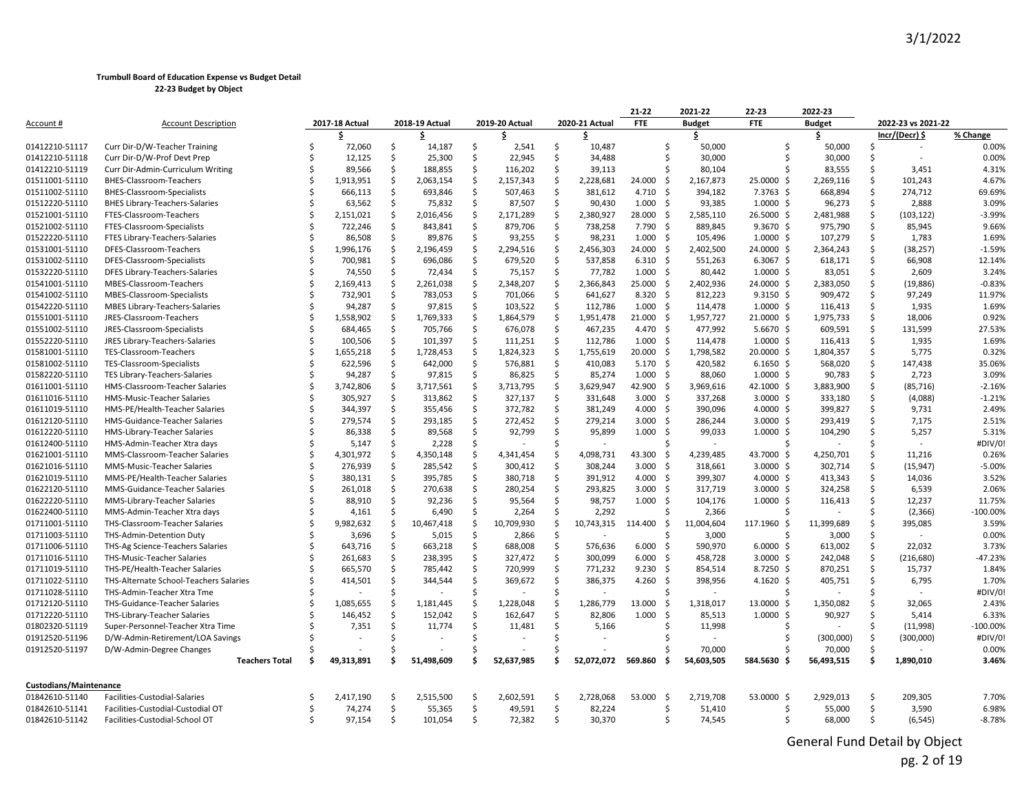**Trumbull Board of Education Expense vs Budget Detail**
**22-23 Budget by Object**

| Account # | Account Description | 2017-18 Actual | 2018-19 Actual | 2019-20 Actual | 2020-21 Actual | 21-22 FTE | 2021-22 Budget | 22-23 FTE | 2022-23 Budget | 2022-23 vs 2021-22 Incr/(Decr) $ | % Change |
|---|---|---|---|---|---|---|---|---|---|---|---|
| | | $ | $ | $ | $ | | $ | | $ | | |
| 01412210-51117 | Curr Dir-D/W-Teacher Training | $ 72,060 | $ 14,187 | $ 2,541 | $ 10,487 | | $ 50,000 | | $ 50,000 | $ - | 0.00% |
| 01412210-51118 | Curr Dir-D/W-Prof Devt Prep | $ 12,125 | $ 25,300 | $ 22,945 | $ 34,488 | | $ 30,000 | | $ 30,000 | $ - | 0.00% |
| 01412210-51119 | Curr Dir-Admin-Curriculum Writing | $ 89,566 | $ 188,855 | $ 116,202 | $ 39,113 | | $ 80,104 | | $ 83,555 | $ 3,451 | 4.31% |
| 01511001-51110 | BHES-Classroom-Teachers | $ 1,913,951 | $ 2,063,154 | $ 2,157,343 | $ 2,228,681 | 24.000 | $ 2,167,873 | 25.0000 | $ 2,269,116 | $ 101,243 | 4.67% |
| 01511002-51110 | BHES-Classroom-Specialists | $ 666,113 | $ 693,846 | $ 507,463 | $ 381,612 | 4.710 | $ 394,182 | 7.3763 | $ 668,894 | $ 274,712 | 69.69% |
| 01512220-51110 | BHES Library-Teachers-Salaries | $ 63,562 | $ 75,832 | $ 87,507 | $ 90,430 | 1.000 | $ 93,385 | 1.0000 | $ 96,273 | $ 2,888 | 3.09% |
| 01521001-51110 | FTES-Classroom-Teachers | $ 2,151,021 | $ 2,016,456 | $ 2,171,289 | $ 2,380,927 | 28.000 | $ 2,585,110 | 26.5000 | $ 2,481,988 | $ (103,122) | -3.99% |
| 01521002-51110 | FTES-Classroom-Specialists | $ 722,246 | $ 843,841 | $ 879,706 | $ 738,258 | 7.790 | $ 889,845 | 9.3670 | $ 975,790 | $ 85,945 | 9.66% |
| 01522220-51110 | FTES Library-Teachers-Salaries | $ 86,508 | $ 89,876 | $ 93,255 | $ 98,231 | 1.000 | $ 105,496 | 1.0000 | $ 107,279 | $ 1,783 | 1.69% |
| 01531001-51110 | DFES-Classroom-Teachers | $ 1,996,176 | $ 2,196,459 | $ 2,294,516 | $ 2,456,303 | 24.000 | $ 2,402,500 | 24.0000 | $ 2,364,243 | $ (38,257) | -1.59% |
| 01531002-51110 | DFES-Classroom-Specialists | $ 700,981 | $ 696,086 | $ 679,520 | $ 537,858 | 6.310 | $ 551,263 | 6.3067 | $ 618,171 | $ 66,908 | 12.14% |
| 01532220-51110 | DFES Library-Teachers-Salaries | $ 74,550 | $ 72,434 | $ 75,157 | $ 77,782 | 1.000 | $ 80,442 | 1.0000 | $ 83,051 | $ 2,609 | 3.24% |
| 01541001-51110 | MBES-Classroom-Teachers | $ 2,169,413 | $ 2,261,038 | $ 2,348,207 | $ 2,366,843 | 25.000 | $ 2,402,936 | 24.0000 | $ 2,383,050 | $ (19,886) | -0.83% |
| 01541002-51110 | MBES-Classroom-Specialists | $ 732,901 | $ 783,053 | $ 701,066 | $ 641,627 | 8.320 | $ 812,223 | 9.3150 | $ 909,472 | $ 97,249 | 11.97% |
| 01542220-51110 | MBES Library-Teachers-Salaries | $ 94,287 | $ 97,815 | $ 103,522 | $ 112,786 | 1.000 | $ 114,478 | 1.0000 | $ 116,413 | $ 1,935 | 1.69% |
| 01551001-51110 | JRES-Classroom-Teachers | $ 1,558,902 | $ 1,769,333 | $ 1,864,579 | $ 1,951,478 | 21.000 | $ 1,957,727 | 21.0000 | $ 1,975,733 | $ 18,006 | 0.92% |
| 01551002-51110 | JRES-Classroom-Specialists | $ 684,465 | $ 705,766 | $ 676,078 | $ 467,235 | 4.470 | $ 477,992 | 5.6670 | $ 609,591 | $ 131,599 | 27.53% |
| 01552220-51110 | JRES Library-Teachers-Salaries | $ 100,506 | $ 101,397 | $ 111,251 | $ 112,786 | 1.000 | $ 114,478 | 1.0000 | $ 116,413 | $ 1,935 | 1.69% |
| 01581001-51110 | TES-Classroom-Teachers | $ 1,655,218 | $ 1,728,453 | $ 1,824,323 | $ 1,755,619 | 20.000 | $ 1,798,582 | 20.0000 | $ 1,804,357 | $ 5,775 | 0.32% |
| 01581002-51110 | TES-Classroom-Specialists | $ 622,596 | $ 642,000 | $ 576,881 | $ 410,083 | 5.170 | $ 420,582 | 6.1650 | $ 568,020 | $ 147,438 | 35.06% |
| 01582220-51110 | TES Library-Teachers-Salaries | $ 94,287 | $ 97,815 | $ 86,825 | $ 85,274 | 1.000 | $ 88,060 | 1.0000 | $ 90,783 | $ 2,723 | 3.09% |
| 01611001-51110 | HMS-Classroom-Teacher Salaries | $ 3,742,806 | $ 3,717,561 | $ 3,713,795 | $ 3,629,947 | 42.900 | $ 3,969,616 | 42.1000 | $ 3,883,900 | $ (85,716) | -2.16% |
| 01611016-51110 | HMS-Music-Teacher Salaries | $ 305,927 | $ 313,862 | $ 327,137 | $ 331,648 | 3.000 | $ 337,268 | 3.0000 | $ 333,180 | $ (4,088) | -1.21% |
| 01611019-51110 | HMS-PE/Health-Teacher Salaries | $ 344,397 | $ 355,456 | $ 372,782 | $ 381,249 | 4.000 | $ 390,096 | 4.0000 | $ 399,827 | $ 9,731 | 2.49% |
| 01612120-51110 | HMS-Guidance-Teacher Salaries | $ 279,574 | $ 293,185 | $ 272,452 | $ 279,214 | 3.000 | $ 286,244 | 3.0000 | $ 293,419 | $ 7,175 | 2.51% |
| 01612220-51110 | HMS-Library-Teacher Salaries | $ 86,338 | $ 89,568 | $ 92,799 | $ 95,899 | 1.000 | $ 99,033 | 1.0000 | $ 104,290 | $ 5,257 | 5.31% |
| 01612400-51110 | HMS-Admin-Teacher Xtra days | $ 5,147 | $ 2,228 | $ - | $ - | | $ - | | $ - | $ - | #DIV/0! |
| 01621001-51110 | MMS-Classroom-Teacher Salaries | $ 4,301,972 | $ 4,350,148 | $ 4,341,454 | $ 4,098,731 | 43.300 | $ 4,239,485 | 43.7000 | $ 4,250,701 | $ 11,216 | 0.26% |
| 01621016-51110 | MMS-Music-Teacher Salaries | $ 276,939 | $ 285,542 | $ 300,412 | $ 308,244 | 3.000 | $ 318,661 | 3.0000 | $ 302,714 | $ (15,947) | -5.00% |
| 01621019-51110 | MMS-PE/Health-Teacher Salaries | $ 380,131 | $ 395,785 | $ 380,718 | $ 391,912 | 4.000 | $ 399,307 | 4.0000 | $ 413,343 | $ 14,036 | 3.52% |
| 01622120-51110 | MMS-Guidance-Teacher Salaries | $ 261,018 | $ 270,638 | $ 280,254 | $ 293,825 | 3.000 | $ 317,719 | 3.0000 | $ 324,258 | $ 6,539 | 2.06% |
| 01622220-51110 | MMS-Library-Teacher Salaries | $ 88,910 | $ 92,236 | $ 95,564 | $ 98,757 | 1.000 | $ 104,176 | 1.0000 | $ 116,413 | $ 12,237 | 11.75% |
| 01622400-51110 | MMS-Admin-Teacher Xtra days | $ 4,161 | $ 6,490 | $ 2,264 | $ 2,292 | | $ 2,366 | | $ - | $ (2,366) | -100.00% |
| 01711001-51110 | THS-Classroom-Teacher Salaries | $ 9,982,632 | $ 10,467,418 | $ 10,709,930 | $ 10,743,315 | 114.400 | $ 11,004,604 | 117.1960 | $ 11,399,689 | $ 395,085 | 3.59% |
| 01711003-51110 | THS-Admin-Detention Duty | $ 3,696 | $ 5,015 | $ 2,866 | $ - | | $ 3,000 | | $ 3,000 | $ - | 0.00% |
| 01711006-51110 | THS-Ag Science-Teachers Salaries | $ 643,716 | $ 663,218 | $ 688,008 | $ 576,636 | 6.000 | $ 590,970 | 6.0000 | $ 613,002 | $ 22,032 | 3.73% |
| 01711016-51110 | THS-Music-Teacher Salaries | $ 261,683 | $ 238,395 | $ 327,472 | $ 300,099 | 6.000 | $ 458,728 | 3.0000 | $ 242,048 | $ (216,680) | -47.23% |
| 01711019-51110 | THS-PE/Health-Teacher Salaries | $ 665,570 | $ 785,442 | $ 720,999 | $ 771,232 | 9.230 | $ 854,514 | 8.7250 | $ 870,251 | $ 15,737 | 1.84% |
| 01711022-51110 | THS-Alternate School-Teachers Salaries | $ 414,501 | $ 344,544 | $ 369,672 | $ 386,375 | 4.260 | $ 398,956 | 4.1620 | $ 405,751 | $ 6,795 | 1.70% |
| 01711028-51110 | THS-Admin-Teacher Xtra Tme | $ - | $ - | $ - | $ - | | $ - | | $ - | $ - | #DIV/0! |
| 01712120-51110 | THS-Guidance-Teacher Salaries | $ 1,085,655 | $ 1,181,445 | $ 1,228,048 | $ 1,286,779 | 13.000 | $ 1,318,017 | 13.0000 | $ 1,350,082 | $ 32,065 | 2.43% |
| 01712220-51110 | THS-Library-Teacher Salaries | $ 146,452 | $ 152,042 | $ 162,647 | $ 82,806 | 1.000 | $ 85,513 | 1.0000 | $ 90,927 | $ 5,414 | 6.33% |
| 01802320-51119 | Super-Personnel-Teacher Xtra Time | $ 7,351 | $ 11,774 | $ 11,481 | $ 5,166 | | $ 11,998 | | $ - | $ (11,998) | -100.00% |
| 01912520-51196 | D/W-Admin-Retirement/LOA Savings | $ - | $ - | $ - | $ - | | $ - | | $ (300,000) | $ (300,000) | #DIV/0! |
| 01912520-51197 | D/W-Admin-Degree Changes | $ - | $ - | $ - | $ - | | $ 70,000 | | $ 70,000 | $ - | 0.00% |
| | **Teachers Total** | **$ 49,313,891** | **$ 51,498,609** | **$ 52,637,985** | **$ 52,072,072** | **569.860** | **$ 54,603,505** | **584.5630** | **$ 56,493,515** | **$ 1,890,010** | **3.46%** |
| **Custodians/Maintenance** | | | | | | | | | | | |
| 01842610-51140 | Facilities-Custodial-Salaries | $ 2,417,190 | $ 2,515,500 | $ 2,602,591 | $ 2,728,068 | 53.000 | $ 2,719,708 | 53.0000 | $ 2,929,013 | $ 209,305 | 7.70% |
| 01842610-51141 | Facilities-Custodial-Custodial OT | $ 74,274 | $ 55,365 | $ 49,591 | $ 82,224 | | $ 51,410 | | $ 55,000 | $ 3,590 | 6.98% |
| 01842610-51142 | Facilities-Custodial-School OT | $ 97,154 | $ 101,054 | $ 72,382 | $ 30,370 | | $ 74,545 | | $ 68,000 | $ (6,545) | -8.78% |

General Fund Detail by Object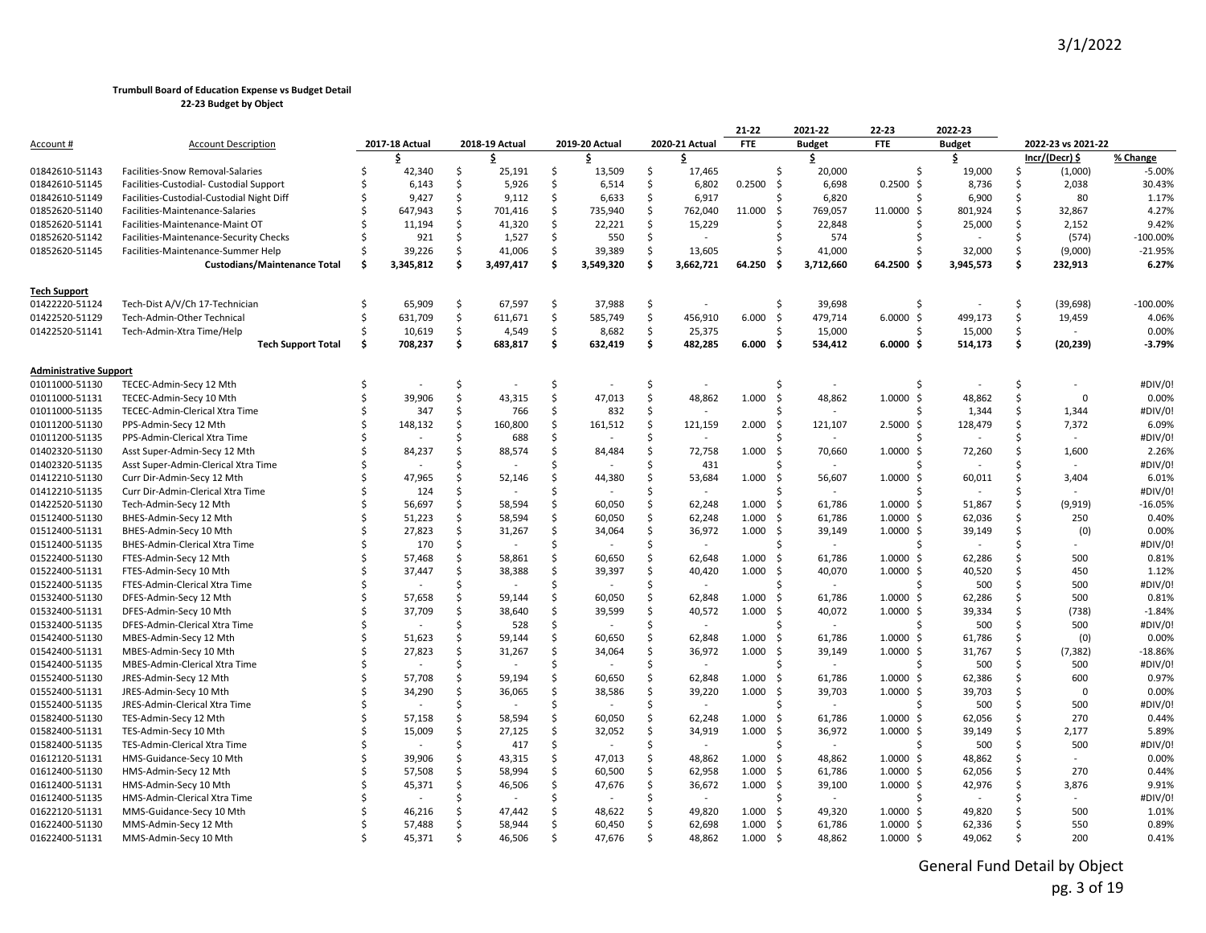**Trumbull Board of Education Expense vs Budget Detail**
**22-23 Budget by Object**

| Account # | Account Description | 2017-18 Actual | 2018-19 Actual | 2019-20 Actual | 2020-21 Actual | 21-22 FTE | 2021-22 Budget | 22-23 FTE | 2022-23 Budget | 2022-23 vs 2021-22 Incr/(Decr) $ | % Change |
|---|---|---|---|---|---|---|---|---|---|---|---|
| | | $ | $ | $ | $ | | $ | | $ | | |
| 01842610-51143 | Facilities-Snow Removal-Salaries | $ 42,340 | $ 25,191 | $ 13,509 | $ 17,465 | | $ 20,000 | | $ 19,000 | $ (1,000) | -5.00% |
| 01842610-51145 | Facilities-Custodial- Custodial Support | $ 6,143 | $ 5,926 | $ 6,514 | $ 6,802 | 0.2500 | $ 6,698 | 0.2500 | $ 8,736 | $ 2,038 | 30.43% |
| 01842610-51149 | Facilities-Custodial-Custodial Night Diff | $ 9,427 | $ 9,112 | $ 6,633 | $ 6,917 | | $ 6,820 | | $ 6,900 | $ 80 | 1.17% |
| 01852620-51140 | Facilities-Maintenance-Salaries | $ 647,943 | $ 701,416 | $ 735,940 | $ 762,040 | 11.000 | $ 769,057 | 11.0000 | $ 801,924 | $ 32,867 | 4.27% |
| 01852620-51141 | Facilities-Maintenance-Maint OT | $ 11,194 | $ 41,320 | $ 22,221 | $ 15,229 | | $ 22,848 | | $ 25,000 | $ 2,152 | 9.42% |
| 01852620-51142 | Facilities-Maintenance-Security Checks | $ 921 | $ 1,527 | $ 550 | $ - | | $ 574 | | $ - | $ (574) | -100.00% |
| 01852620-51145 | Facilities-Maintenance-Summer Help | $ 39,226 | $ 41,006 | $ 39,389 | $ 13,605 | | $ 41,000 | | $ 32,000 | $ (9,000) | -21.95% |
| | **Custodians/Maintenance Total** | **$ 3,345,812** | **$ 3,497,417** | **$ 3,549,320** | **$ 3,662,721** | **64.250** | **$ 3,712,660** | **64.2500** | **$ 3,945,573** | **$ 232,913** | **6.27%** |
| **Tech Support** | | | | | | | | | | | |
| 01422220-51124 | Tech-Dist A/V/Ch 17-Technician | $ 65,909 | $ 67,597 | $ 37,988 | $ - | | $ 39,698 | | $ - | $ (39,698) | -100.00% |
| 01422520-51129 | Tech-Admin-Other Technical | $ 631,709 | $ 611,671 | $ 585,749 | $ 456,910 | 6.000 | $ 479,714 | 6.0000 | $ 499,173 | $ 19,459 | 4.06% |
| 01422520-51141 | Tech-Admin-Xtra Time/Help | $ 10,619 | $ 4,549 | $ 8,682 | $ 25,375 | | $ 15,000 | | $ 15,000 | $ - | 0.00% |
| | **Tech Support Total** | **$ 708,237** | **$ 683,817** | **$ 632,419** | **$ 482,285** | **6.000** | **$ 534,412** | **6.0000** | **$ 514,173** | **$ (20,239)** | **-3.79%** |
| **Administrative Support** | | | | | | | | | | | |
| 01011000-51130 | TECEC-Admin-Secy 12 Mth | $ - | $ - | $ - | $ - | | $ - | | $ - | $ - | #DIV/0! |
| 01011000-51131 | TECEC-Admin-Secy 10 Mth | $ 39,906 | $ 43,315 | $ 47,013 | $ 48,862 | 1.000 | $ 48,862 | 1.0000 | $ 48,862 | $ 0 | 0.00% |
| 01011000-51135 | TECEC-Admin-Clerical Xtra Time | $ 347 | $ 766 | $ 832 | $ - | | $ - | | $ 1,344 | $ 1,344 | #DIV/0! |
| 01011200-51130 | PPS-Admin-Secy 12 Mth | $ 148,132 | $ 160,800 | $ 161,512 | $ 121,159 | 2.000 | $ 121,107 | 2.5000 | $ 128,479 | $ 7,372 | 6.09% |
| 01011200-51135 | PPS-Admin-Clerical Xtra Time | $ - | $ 688 | $ - | $ - | | $ - | | $ - | $ - | #DIV/0! |
| 01402320-51130 | Asst Super-Admin-Secy 12 Mth | $ 84,237 | $ 88,574 | $ 84,484 | $ 72,758 | 1.000 | $ 70,660 | 1.0000 | $ 72,260 | $ 1,600 | 2.26% |
| 01402320-51135 | Asst Super-Admin-Clerical Xtra Time | $ - | $ - | $ - | $ 431 | | $ - | | $ - | $ - | #DIV/0! |
| 01412210-51130 | Curr Dir-Admin-Secy 12 Mth | $ 47,965 | $ 52,146 | $ 44,380 | $ 53,684 | 1.000 | $ 56,607 | 1.0000 | $ 60,011 | $ 3,404 | 6.01% |
| 01412210-51135 | Curr Dir-Admin-Clerical Xtra Time | $ 124 | $ - | $ - | $ - | | $ - | | $ - | $ - | #DIV/0! |
| 01422520-51130 | Tech-Admin-Secy 12 Mth | $ 56,697 | $ 58,594 | $ 60,050 | $ 62,248 | 1.000 | $ 61,786 | 1.0000 | $ 51,867 | $ (9,919) | -16.05% |
| 01512400-51130 | BHES-Admin-Secy 12 Mth | $ 51,223 | $ 58,594 | $ 60,050 | $ 62,248 | 1.000 | $ 61,786 | 1.0000 | $ 62,036 | $ 250 | 0.40% |
| 01512400-51131 | BHES-Admin-Secy 10 Mth | $ 27,823 | $ 31,267 | $ 34,064 | $ 36,972 | 1.000 | $ 39,149 | 1.0000 | $ 39,149 | $ (0) | 0.00% |
| 01512400-51135 | BHES-Admin-Clerical Xtra Time | $ 170 | $ - | $ - | $ - | | $ - | | $ - | $ - | #DIV/0! |
| 01522400-51130 | FTES-Admin-Secy 12 Mth | $ 57,468 | $ 58,861 | $ 60,650 | $ 62,648 | 1.000 | $ 61,786 | 1.0000 | $ 62,286 | $ 500 | 0.81% |
| 01522400-51131 | FTES-Admin-Secy 10 Mth | $ 37,447 | $ 38,388 | $ 39,397 | $ 40,420 | 1.000 | $ 40,070 | 1.0000 | $ 40,520 | $ 450 | 1.12% |
| 01522400-51135 | FTES-Admin-Clerical Xtra Time | $ - | $ - | $ - | $ - | | $ - | | $ 500 | $ 500 | #DIV/0! |
| 01532400-51130 | DFES-Admin-Secy 12 Mth | $ 57,658 | $ 59,144 | $ 60,050 | $ 62,848 | 1.000 | $ 61,786 | 1.0000 | $ 62,286 | $ 500 | 0.81% |
| 01532400-51131 | DFES-Admin-Secy 10 Mth | $ 37,709 | $ 38,640 | $ 39,599 | $ 40,572 | 1.000 | $ 40,072 | 1.0000 | $ 39,334 | $ (738) | -1.84% |
| 01532400-51135 | DFES-Admin-Clerical Xtra Time | $ - | $ 528 | $ - | $ - | | $ - | | $ 500 | $ 500 | #DIV/0! |
| 01542400-51130 | MBES-Admin-Secy 12 Mth | $ 51,623 | $ 59,144 | $ 60,650 | $ 62,848 | 1.000 | $ 61,786 | 1.0000 | $ 61,786 | $ (0) | 0.00% |
| 01542400-51131 | MBES-Admin-Secy 10 Mth | $ 27,823 | $ 31,267 | $ 34,064 | $ 36,972 | 1.000 | $ 39,149 | 1.0000 | $ 31,767 | $ (7,382) | -18.86% |
| 01542400-51135 | MBES-Admin-Clerical Xtra Time | $ - | $ - | $ - | $ - | | $ - | | $ 500 | $ 500 | #DIV/0! |
| 01552400-51130 | JRES-Admin-Secy 12 Mth | $ 57,708 | $ 59,194 | $ 60,650 | $ 62,848 | 1.000 | $ 61,786 | 1.0000 | $ 62,386 | $ 600 | 0.97% |
| 01552400-51131 | JRES-Admin-Secy 10 Mth | $ 34,290 | $ 36,065 | $ 38,586 | $ 39,220 | 1.000 | $ 39,703 | 1.0000 | $ 39,703 | $ 0 | 0.00% |
| 01552400-51135 | JRES-Admin-Clerical Xtra Time | $ - | $ - | $ - | $ - | | $ - | | $ 500 | $ 500 | #DIV/0! |
| 01582400-51130 | TES-Admin-Secy 12 Mth | $ 57,158 | $ 58,594 | $ 60,050 | $ 62,248 | 1.000 | $ 61,786 | 1.0000 | $ 62,056 | $ 270 | 0.44% |
| 01582400-51131 | TES-Admin-Secy 10 Mth | $ 15,009 | $ 27,125 | $ 32,052 | $ 34,919 | 1.000 | $ 36,972 | 1.0000 | $ 39,149 | $ 2,177 | 5.89% |
| 01582400-51135 | TES-Admin-Clerical Xtra Time | $ - | $ 417 | $ - | $ - | | $ - | | $ 500 | $ 500 | #DIV/0! |
| 01612120-51131 | HMS-Guidance-Secy 10 Mth | $ 39,906 | $ 43,315 | $ 47,013 | $ 48,862 | 1.000 | $ 48,862 | 1.0000 | $ 48,862 | $ - | 0.00% |
| 01612400-51130 | HMS-Admin-Secy 12 Mth | $ 57,508 | $ 58,994 | $ 60,500 | $ 62,958 | 1.000 | $ 61,786 | 1.0000 | $ 62,056 | $ 270 | 0.44% |
| 01612400-51131 | HMS-Admin-Secy 10 Mth | $ 45,371 | $ 46,506 | $ 47,676 | $ 36,672 | 1.000 | $ 39,100 | 1.0000 | $ 42,976 | $ 3,876 | 9.91% |
| 01612400-51135 | HMS-Admin-Clerical Xtra Time | $ - | $ - | $ - | $ - | | $ - | | $ - | $ - | #DIV/0! |
| 01622120-51131 | MMS-Guidance-Secy 10 Mth | $ 46,216 | $ 47,442 | $ 48,622 | $ 49,820 | 1.000 | $ 49,320 | 1.0000 | $ 49,820 | $ 500 | 1.01% |
| 01622400-51130 | MMS-Admin-Secy 12 Mth | $ 57,488 | $ 58,944 | $ 60,450 | $ 62,698 | 1.000 | $ 61,786 | 1.0000 | $ 62,336 | $ 550 | 0.89% |
| 01622400-51131 | MMS-Admin-Secy 10 Mth | $ 45,371 | $ 46,506 | $ 47,676 | $ 48,862 | 1.000 | $ 48,862 | 1.0000 | $ 49,062 | $ 200 | 0.41% |

General Fund Detail by Object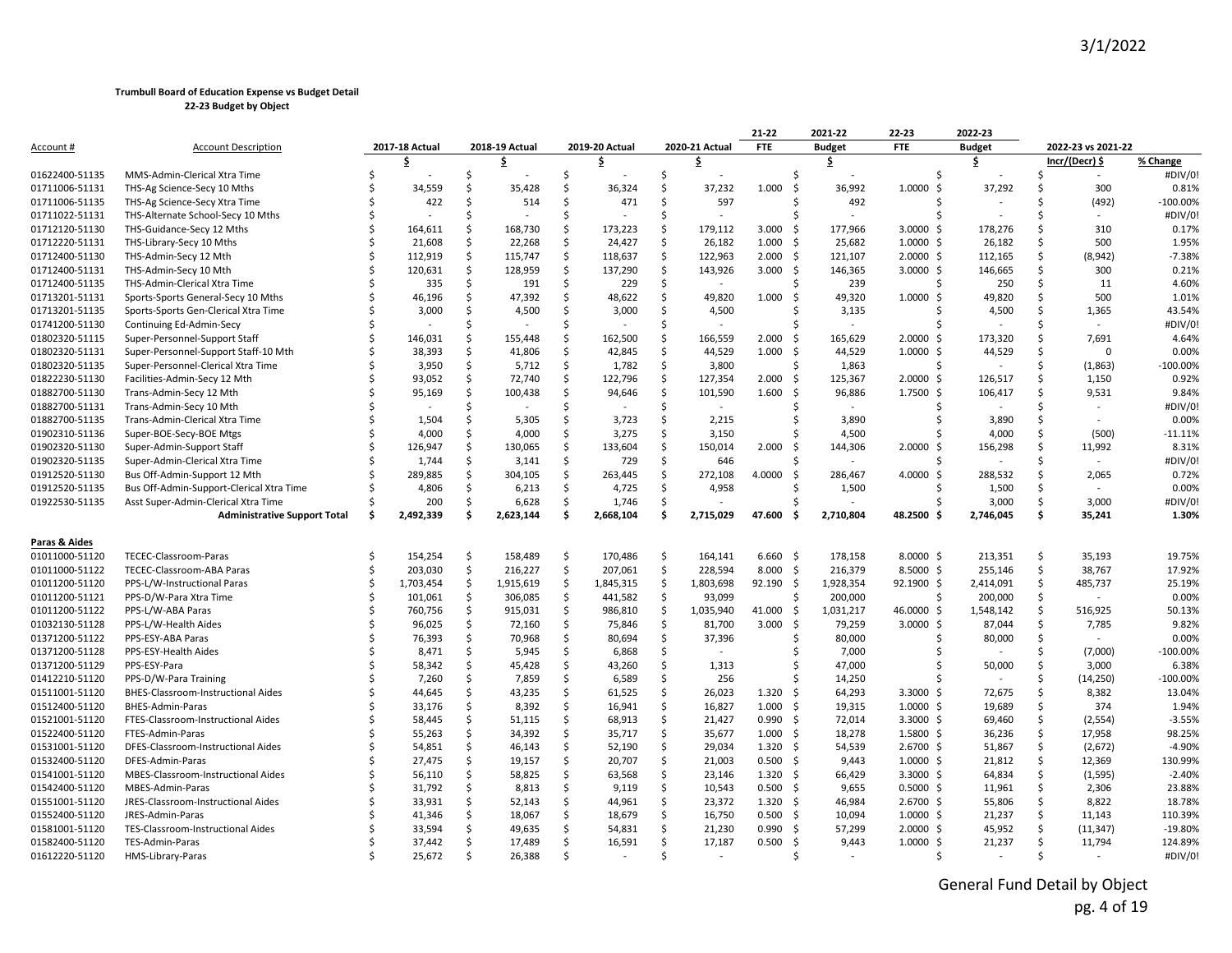3/1/2022

**Trumbull Board of Education Expense vs Budget Detail**
**22-23 Budget by Object**

| Account # | Account Description | 2017-18 Actual | 2018-19 Actual | 2019-20 Actual | 2020-21 Actual | 21-22 FTE | 2021-22 Budget | 22-23 FTE | 2022-23 Budget | 2022-23 vs 2021-22 Incr/(Decr) $ | % Change |
|---|---|---|---|---|---|---|---|---|---|---|---|
| | | $ | $ | $ | $ | | $ | | $ | | |
| 01622400-51135 | MMS-Admin-Clerical Xtra Time | $ - | $ - | $ - | $ - | | $ - | | $ - | $ - | #DIV/0! |
| 01711006-51131 | THS-Ag Science-Secy 10 Mths | $ 34,559 | $ 35,428 | $ 36,324 | $ 37,232 | 1.000 | $ 36,992 | 1.0000 | $ 37,292 | $ 300 | 0.81% |
| 01711006-51135 | THS-Ag Science-Secy Xtra Time | $ 422 | $ 514 | $ 471 | $ 597 | | $ 492 | | $ - | $ (492) | -100.00% |
| 01711022-51131 | THS-Alternate School-Secy 10 Mths | $ - | $ - | $ - | $ - | | $ - | | $ - | $ - | #DIV/0! |
| 01712120-51130 | THS-Guidance-Secy 12 Mths | $ 164,611 | $ 168,730 | $ 173,223 | $ 179,112 | 3.000 | $ 177,966 | 3.0000 | $ 178,276 | $ 310 | 0.17% |
| 01712220-51131 | THS-Library-Secy 10 Mths | $ 21,608 | $ 22,268 | $ 24,427 | $ 26,182 | 1.000 | $ 25,682 | 1.0000 | $ 26,182 | $ 500 | 1.95% |
| 01712400-51130 | THS-Admin-Secy 12 Mth | $ 112,919 | $ 115,747 | $ 118,637 | $ 122,963 | 2.000 | $ 121,107 | 2.0000 | $ 112,165 | $ (8,942) | -7.38% |
| 01712400-51131 | THS-Admin-Secy 10 Mth | $ 120,631 | $ 128,959 | $ 137,290 | $ 143,926 | 3.000 | $ 146,365 | 3.0000 | $ 146,665 | $ 300 | 0.21% |
| 01712400-51135 | THS-Admin-Clerical Xtra Time | $ 335 | $ 191 | $ 229 | $ - | | $ 239 | | $ 250 | $ 11 | 4.60% |
| 01713201-51131 | Sports-Sports General-Secy 10 Mths | $ 46,196 | $ 47,392 | $ 48,622 | $ 49,820 | 1.000 | $ 49,320 | 1.0000 | $ 49,820 | $ 500 | 1.01% |
| 01713201-51135 | Sports-Sports Gen-Clerical Xtra Time | $ 3,000 | $ 4,500 | $ 3,000 | $ 4,500 | | $ 3,135 | | $ 4,500 | $ 1,365 | 43.54% |
| 01741200-51130 | Continuing Ed-Admin-Secy | $ - | $ - | $ - | $ - | | $ - | | $ - | $ - | #DIV/0! |
| 01802320-51115 | Super-Personnel-Support Staff | $ 146,031 | $ 155,448 | $ 162,500 | $ 166,559 | 2.000 | $ 165,629 | 2.0000 | $ 173,320 | $ 7,691 | 4.64% |
| 01802320-51131 | Super-Personnel-Support Staff-10 Mth | $ 38,393 | $ 41,806 | $ 42,845 | $ 44,529 | 1.000 | $ 44,529 | 1.0000 | $ 44,529 | $ 0 | 0.00% |
| 01802320-51135 | Super-Personnel-Clerical Xtra Time | $ 3,950 | $ 5,712 | $ 1,782 | $ 3,800 | | $ 1,863 | | $ - | $ (1,863) | -100.00% |
| 01822230-51130 | Facilities-Admin-Secy 12 Mth | $ 93,052 | $ 72,740 | $ 122,796 | $ 127,354 | 2.000 | $ 125,367 | 2.0000 | $ 126,517 | $ 1,150 | 0.92% |
| 01882700-51130 | Trans-Admin-Secy 12 Mth | $ 95,169 | $ 100,438 | $ 94,646 | $ 101,590 | 1.600 | $ 96,886 | 1.7500 | $ 106,417 | $ 9,531 | 9.84% |
| 01882700-51131 | Trans-Admin-Secy 10 Mth | $ - | $ - | $ - | $ - | | $ - | | $ - | $ - | #DIV/0! |
| 01882700-51135 | Trans-Admin-Clerical Xtra Time | $ 1,504 | $ 5,305 | $ 3,723 | $ 2,215 | | $ 3,890 | | $ 3,890 | $ - | 0.00% |
| 01902310-51136 | Super-BOE-Secy-BOE Mtgs | $ 4,000 | $ 4,000 | $ 3,275 | $ 3,150 | | $ 4,500 | | $ 4,000 | $ (500) | -11.11% |
| 01902320-51130 | Super-Admin-Support Staff | $ 126,947 | $ 130,065 | $ 133,604 | $ 150,014 | 2.000 | $ 144,306 | 2.0000 | $ 156,298 | $ 11,992 | 8.31% |
| 01902320-51135 | Super-Admin-Clerical Xtra Time | $ 1,744 | $ 3,141 | $ 729 | $ 646 | | $ - | | $ - | $ - | #DIV/0! |
| 01912520-51130 | Bus Off-Admin-Support 12 Mth | $ 289,885 | $ 304,105 | $ 263,445 | $ 272,108 | 4.0000 | $ 286,467 | 4.0000 | $ 288,532 | $ 2,065 | 0.72% |
| 01912520-51135 | Bus Off-Admin-Support-Clerical Xtra Time | $ 4,806 | $ 6,213 | $ 4,725 | $ 4,958 | | $ 1,500 | | $ 1,500 | $ - | 0.00% |
| 01922530-51135 | Asst Super-Admin-Clerical Xtra Time | $ 200 | $ 6,628 | $ 1,746 | $ - | | $ - | | $ 3,000 | $ 3,000 | #DIV/0! |
| | **Administrative Support Total** | **$ 2,492,339** | **$ 2,623,144** | **$ 2,668,104** | **$ 2,715,029** | **47.600** | **$ 2,710,804** | **48.2500** | **$ 2,746,045** | **$ 35,241** | **1.30%** |
| **Paras & Aides** | | | | | | | | | | | |
| 01011000-51120 | TECEC-Classroom-Paras | $ 154,254 | $ 158,489 | $ 170,486 | $ 164,141 | 6.660 | $ 178,158 | 8.0000 | $ 213,351 | $ 35,193 | 19.75% |
| 01011000-51122 | TECEC-Classroom-ABA Paras | $ 203,030 | $ 216,227 | $ 207,061 | $ 228,594 | 8.000 | $ 216,379 | 8.5000 | $ 255,146 | $ 38,767 | 17.92% |
| 01011200-51120 | PPS-L/W-Instructional Paras | $ 1,703,454 | $ 1,915,619 | $ 1,845,315 | $ 1,803,698 | 92.190 | $ 1,928,354 | 92.1900 | $ 2,414,091 | $ 485,737 | 25.19% |
| 01011200-51121 | PPS-D/W-Para Xtra Time | $ 101,061 | $ 306,085 | $ 441,582 | $ 93,099 | | $ 200,000 | | $ 200,000 | $ - | 0.00% |
| 01011200-51122 | PPS-L/W-ABA Paras | $ 760,756 | $ 915,031 | $ 986,810 | $ 1,035,940 | 41.000 | $ 1,031,217 | 46.0000 | $ 1,548,142 | $ 516,925 | 50.13% |
| 01032130-51128 | PPS-L/W-Health Aides | $ 96,025 | $ 72,160 | $ 75,846 | $ 81,700 | 3.000 | $ 79,259 | 3.0000 | $ 87,044 | $ 7,785 | 9.82% |
| 01371200-51122 | PPS-ESY-ABA Paras | $ 76,393 | $ 70,968 | $ 80,694 | $ 37,396 | | $ 80,000 | | $ 80,000 | $ - | 0.00% |
| 01371200-51128 | PPS-ESY-Health Aides | $ 8,471 | $ 5,945 | $ 6,868 | $ - | | $ 7,000 | | $ - | $ (7,000) | -100.00% |
| 01371200-51129 | PPS-ESY-Para | $ 58,342 | $ 45,428 | $ 43,260 | $ 1,313 | | $ 47,000 | | $ 50,000 | $ 3,000 | 6.38% |
| 01412210-51120 | PPS-D/W-Para Training | $ 7,260 | $ 7,859 | $ 6,589 | $ 256 | | $ 14,250 | | $ - | $ (14,250) | -100.00% |
| 01511001-51120 | BHES-Classroom-Instructional Aides | $ 44,645 | $ 43,235 | $ 61,525 | $ 26,023 | 1.320 | $ 64,293 | 3.3000 | $ 72,675 | $ 8,382 | 13.04% |
| 01512400-51120 | BHES-Admin-Paras | $ 33,176 | $ 8,392 | $ 16,941 | $ 16,827 | 1.000 | $ 19,315 | 1.0000 | $ 19,689 | $ 374 | 1.94% |
| 01521001-51120 | FTES-Classroom-Instructional Aides | $ 58,445 | $ 51,115 | $ 68,913 | $ 21,427 | 0.990 | $ 72,014 | 3.3000 | $ 69,460 | $ (2,554) | -3.55% |
| 01522400-51120 | FTES-Admin-Paras | $ 55,263 | $ 34,392 | $ 35,717 | $ 35,677 | 1.000 | $ 18,278 | 1.5800 | $ 36,236 | $ 17,958 | 98.25% |
| 01531001-51120 | DFES-Classroom-Instructional Aides | $ 54,851 | $ 46,143 | $ 52,190 | $ 29,034 | 1.320 | $ 54,539 | 2.6700 | $ 51,867 | $ (2,672) | -4.90% |
| 01532400-51120 | DFES-Admin-Paras | $ 27,475 | $ 19,157 | $ 20,707 | $ 21,003 | 0.500 | $ 9,443 | 1.0000 | $ 21,812 | $ 12,369 | 130.99% |
| 01541001-51120 | MBES-Classroom-Instructional Aides | $ 56,110 | $ 58,825 | $ 63,568 | $ 23,146 | 1.320 | $ 66,429 | 3.3000 | $ 64,834 | $ (1,595) | -2.40% |
| 01542400-51120 | MBES-Admin-Paras | $ 31,792 | $ 8,813 | $ 9,119 | $ 10,543 | 0.500 | $ 9,655 | 0.5000 | $ 11,961 | $ 2,306 | 23.88% |
| 01551001-51120 | JRES-Classroom-Instructional Aides | $ 33,931 | $ 52,143 | $ 44,961 | $ 23,372 | 1.320 | $ 46,984 | 2.6700 | $ 55,806 | $ 8,822 | 18.78% |
| 01552400-51120 | JRES-Admin-Paras | $ 41,346 | $ 18,067 | $ 18,679 | $ 16,750 | 0.500 | $ 10,094 | 1.0000 | $ 21,237 | $ 11,143 | 110.39% |
| 01581001-51120 | TES-Classroom-Instructional Aides | $ 33,594 | $ 49,635 | $ 54,831 | $ 21,230 | 0.990 | $ 57,299 | 2.0000 | $ 45,952 | $ (11,347) | -19.80% |
| 01582400-51120 | TES-Admin-Paras | $ 37,442 | $ 17,489 | $ 16,591 | $ 17,187 | 0.500 | $ 9,443 | 1.0000 | $ 21,237 | $ 11,794 | 124.89% |
| 01612220-51120 | HMS-Library-Paras | $ 25,672 | $ 26,388 | $ - | $ - | | $ - | | $ - | $ - | #DIV/0! |

General Fund Detail by Object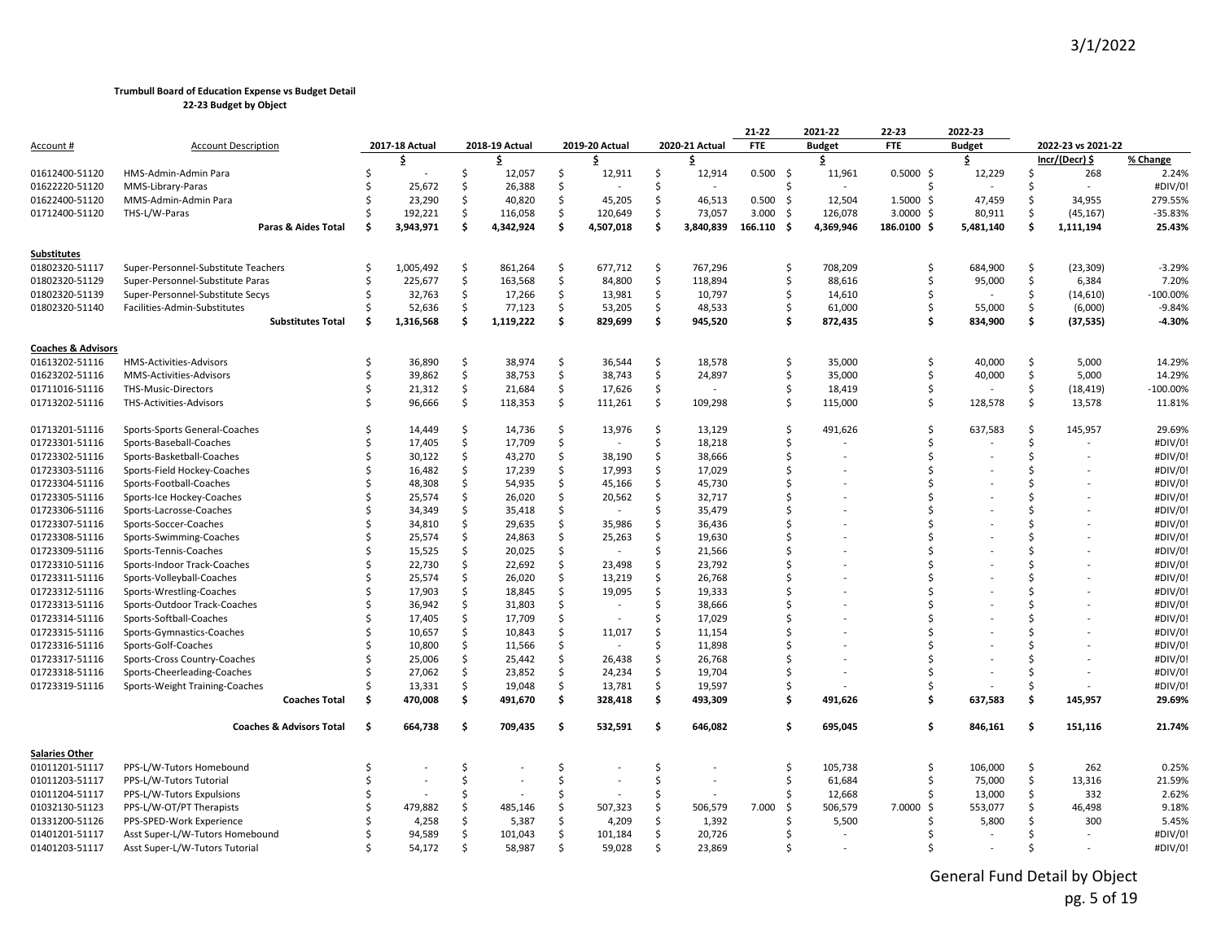**Trumbull Board of Education Expense vs Budget Detail**
**22-23 Budget by Object**

| Account # | Account Description | 2017-18 Actual | 2018-19 Actual | 2019-20 Actual | 2020-21 Actual | 21-22 FTE | 2021-22 Budget | 22-23 FTE | 2022-23 Budget | 2022-23 vs 2021-22 Incr/(Decr) $ | % Change |
|---|---|---|---|---|---|---|---|---|---|---|---|
| | | $ | $ | $ | $ | | $ | | $ | | |
| 01612400-51120 | HMS-Admin-Admin Para | $ - | $ 12,057 | $ 12,911 | $ 12,914 | 0.500 | $ 11,961 | 0.5000 | $ 12,229 | $ 268 | 2.24% |
| 01622220-51120 | MMS-Library-Paras | $ 25,672 | $ 26,388 | $ - | $ - | | $ - | | $ - | $ - | #DIV/0! |
| 01622400-51120 | MMS-Admin-Admin Para | $ 23,290 | $ 40,820 | $ 45,205 | $ 46,513 | 0.500 | $ 12,504 | 1.5000 | $ 47,459 | $ 34,955 | 279.55% |
| 01712400-51120 | THS-L/W-Paras | $ 192,221 | $ 116,058 | $ 120,649 | $ 73,057 | 3.000 | $ 126,078 | 3.0000 | $ 80,911 | $ (45,167) | -35.83% |
| | **Paras & Aides Total** | **$ 3,943,971** | **$ 4,342,924** | **$ 4,507,018** | **$ 3,840,839** | **166.110** | **$ 4,369,946** | **186.0100** | **$ 5,481,140** | **$ 1,111,194** | **25.43%** |
| **Substitutes** | | | | | | | | | | | |
| 01802320-51117 | Super-Personnel-Substitute Teachers | $ 1,005,492 | $ 861,264 | $ 677,712 | $ 767,296 | | $ 708,209 | | $ 684,900 | $ (23,309) | -3.29% |
| 01802320-51129 | Super-Personnel-Substitute Paras | $ 225,677 | $ 163,568 | $ 84,800 | $ 118,894 | | $ 88,616 | | $ 95,000 | $ 6,384 | 7.20% |
| 01802320-51139 | Super-Personnel-Substitute Secys | $ 32,763 | $ 17,266 | $ 13,981 | $ 10,797 | | $ 14,610 | | $ - | $ (14,610) | -100.00% |
| 01802320-51140 | Facilities-Admin-Substitutes | $ 52,636 | $ 77,123 | $ 53,205 | $ 48,533 | | $ 61,000 | | $ 55,000 | $ (6,000) | -9.84% |
| | **Substitutes Total** | **$ 1,316,568** | **$ 1,119,222** | **$ 829,699** | **$ 945,520** | | **$ 872,435** | | **$ 834,900** | **$ (37,535)** | **-4.30%** |
| **Coaches & Advisors** | | | | | | | | | | | |
| 01613202-51116 | HMS-Activities-Advisors | $ 36,890 | $ 38,974 | $ 36,544 | $ 18,578 | | $ 35,000 | | $ 40,000 | $ 5,000 | 14.29% |
| 01623202-51116 | MMS-Activities-Advisors | $ 39,862 | $ 38,753 | $ 38,743 | $ 24,897 | | $ 35,000 | | $ 40,000 | $ 5,000 | 14.29% |
| 01711016-51116 | THS-Music-Directors | $ 21,312 | $ 21,684 | $ 17,626 | $ - | | $ 18,419 | | $ - | $ (18,419) | -100.00% |
| 01713202-51116 | THS-Activities-Advisors | $ 96,666 | $ 118,353 | $ 111,261 | $ 109,298 | | $ 115,000 | | $ 128,578 | $ 13,578 | 11.81% |
| 01713201-51116 | Sports-Sports General-Coaches | $ 14,449 | $ 14,736 | $ 13,976 | $ 13,129 | | $ 491,626 | | $ 637,583 | $ 145,957 | 29.69% |
| 01723301-51116 | Sports-Baseball-Coaches | $ 17,405 | $ 17,709 | $ - | $ 18,218 | | $ - | | $ - | $ - | #DIV/0! |
| 01723302-51116 | Sports-Basketball-Coaches | $ 30,122 | $ 43,270 | $ 38,190 | $ 38,666 | | $ - | | $ - | $ - | #DIV/0! |
| 01723303-51116 | Sports-Field Hockey-Coaches | $ 16,482 | $ 17,239 | $ 17,993 | $ 17,029 | | $ - | | $ - | $ - | #DIV/0! |
| 01723304-51116 | Sports-Football-Coaches | $ 48,308 | $ 54,935 | $ 45,166 | $ 45,730 | | $ - | | $ - | $ - | #DIV/0! |
| 01723305-51116 | Sports-Ice Hockey-Coaches | $ 25,574 | $ 26,020 | $ 20,562 | $ 32,717 | | $ - | | $ - | $ - | #DIV/0! |
| 01723306-51116 | Sports-Lacrosse-Coaches | $ 34,349 | $ 35,418 | $ - | $ 35,479 | | $ - | | $ - | $ - | #DIV/0! |
| 01723307-51116 | Sports-Soccer-Coaches | $ 34,810 | $ 29,635 | $ 35,986 | $ 36,436 | | $ - | | $ - | $ - | #DIV/0! |
| 01723308-51116 | Sports-Swimming-Coaches | $ 25,574 | $ 24,863 | $ 25,263 | $ 19,630 | | $ - | | $ - | $ - | #DIV/0! |
| 01723309-51116 | Sports-Tennis-Coaches | $ 15,525 | $ 20,025 | $ - | $ 21,566 | | $ - | | $ - | $ - | #DIV/0! |
| 01723310-51116 | Sports-Indoor Track-Coaches | $ 22,730 | $ 22,692 | $ 23,498 | $ 23,792 | | $ - | | $ - | $ - | #DIV/0! |
| 01723311-51116 | Sports-Volleyball-Coaches | $ 25,574 | $ 26,020 | $ 13,219 | $ 26,768 | | $ - | | $ - | $ - | #DIV/0! |
| 01723312-51116 | Sports-Wrestling-Coaches | $ 17,903 | $ 18,845 | $ 19,095 | $ 19,333 | | $ - | | $ - | $ - | #DIV/0! |
| 01723313-51116 | Sports-Outdoor Track-Coaches | $ 36,942 | $ 31,803 | $ - | $ 38,666 | | $ - | | $ - | $ - | #DIV/0! |
| 01723314-51116 | Sports-Softball-Coaches | $ 17,405 | $ 17,709 | $ - | $ 17,029 | | $ - | | $ - | $ - | #DIV/0! |
| 01723315-51116 | Sports-Gymnastics-Coaches | $ 10,657 | $ 10,843 | $ 11,017 | $ 11,154 | | $ - | | $ - | $ - | #DIV/0! |
| 01723316-51116 | Sports-Golf-Coaches | $ 10,800 | $ 11,566 | $ - | $ 11,898 | | $ - | | $ - | $ - | #DIV/0! |
| 01723317-51116 | Sports-Cross Country-Coaches | $ 25,006 | $ 25,442 | $ 26,438 | $ 26,768 | | $ - | | $ - | $ - | #DIV/0! |
| 01723318-51116 | Sports-Cheerleading-Coaches | $ 27,062 | $ 23,852 | $ 24,234 | $ 19,704 | | $ - | | $ - | $ - | #DIV/0! |
| 01723319-51116 | Sports-Weight Training-Coaches | $ 13,331 | $ 19,048 | $ 13,781 | $ 19,597 | | $ - | | $ - | $ - | #DIV/0! |
| | **Coaches Total** | **$ 470,008** | **$ 491,670** | **$ 328,418** | **$ 493,309** | | **$ 491,626** | | **$ 637,583** | **$ 145,957** | **29.69%** |
| | **Coaches & Advisors Total** | **$ 664,738** | **$ 709,435** | **$ 532,591** | **$ 646,082** | | **$ 695,045** | | **$ 846,161** | **$ 151,116** | **21.74%** |
| **Salaries Other** | | | | | | | | | | | |
| 01011201-51117 | PPS-L/W-Tutors Homebound | $ - | $ - | $ - | $ - | | $ 105,738 | | $ 106,000 | $ 262 | 0.25% |
| 01011203-51117 | PPS-L/W-Tutors Tutorial | $ - | $ - | $ - | $ - | | $ 61,684 | | $ 75,000 | $ 13,316 | 21.59% |
| 01011204-51117 | PPS-L/W-Tutors Expulsions | $ - | $ - | $ - | $ - | | $ 12,668 | | $ 13,000 | $ 332 | 2.62% |
| 01032130-51123 | PPS-L/W-OT/PT Therapists | $ 479,882 | $ 485,146 | $ 507,323 | $ 506,579 | 7.000 | $ 506,579 | 7.0000 | $ 553,077 | $ 46,498 | 9.18% |
| 01331200-51126 | PPS-SPED-Work Experience | $ 4,258 | $ 5,387 | $ 4,209 | $ 1,392 | | $ 5,500 | | $ 5,800 | $ 300 | 5.45% |
| 01401201-51117 | Asst Super-L/W-Tutors Homebound | $ 94,589 | $ 101,043 | $ 101,184 | $ 20,726 | | $ - | | $ - | $ - | #DIV/0! |
| 01401203-51117 | Asst Super-L/W-Tutors Tutorial | $ 54,172 | $ 58,987 | $ 59,028 | $ 23,869 | | $ - | | $ - | $ - | #DIV/0! |

General Fund Detail by Object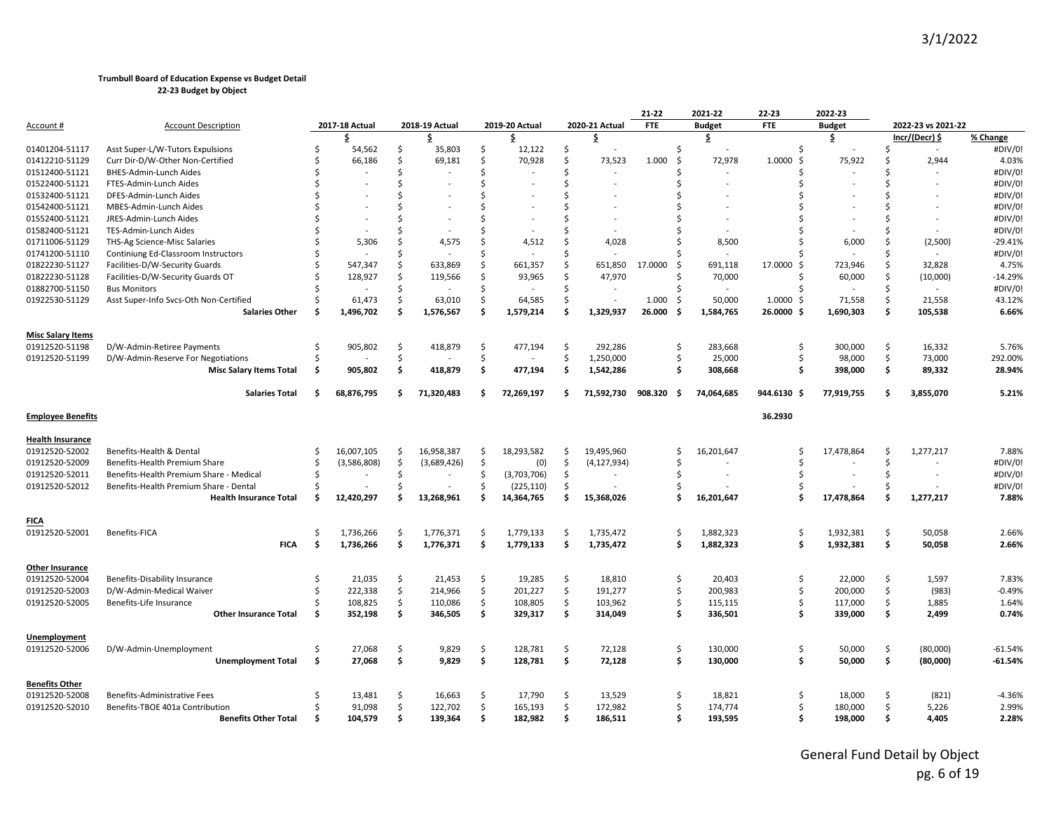**Trumbull Board of Education Expense vs Budget Detail**
**22-23 Budget by Object**

| Account # | Account Description | 2017-18 Actual | 2018-19 Actual | 2019-20 Actual | 2020-21 Actual | 21-22 FTE | 2021-22 Budget | 22-23 FTE | 2022-23 Budget | 2022-23 vs 2021-22 Incr/(Decr) $ | % Change |
|---|---|---|---|---|---|---|---|---|---|---|---|
| | | $ | $ | $ | $ | | $ | | $ | Incr/(Decr) $ | % Change |
| 01401204-51117 | Asst Super-L/W-Tutors Expulsions | $ 54,562 | $ 35,803 | $ 12,122 | $ - | | $ - | | $ - | $ - | #DIV/0! |
| 01412210-51129 | Curr Dir-D/W-Other Non-Certified | $ 66,186 | $ 69,181 | $ 70,928 | $ 73,523 | 1.000 | $ 72,978 | 1.0000 | $ 75,922 | $ 2,944 | 4.03% |
| 01512400-51121 | BHES-Admin-Lunch Aides | $ - | $ - | $ - | $ - | | $ - | | $ - | $ - | #DIV/0! |
| 01522400-51121 | FTES-Admin-Lunch Aides | $ - | $ - | $ - | $ - | | $ - | | $ - | $ - | #DIV/0! |
| 01532400-51121 | DFES-Admin-Lunch Aides | $ - | $ - | $ - | $ - | | $ - | | $ - | $ - | #DIV/0! |
| 01542400-51121 | MBES-Admin-Lunch Aides | $ - | $ - | $ - | $ - | | $ - | | $ - | $ - | #DIV/0! |
| 01552400-51121 | JRES-Admin-Lunch Aides | $ - | $ - | $ - | $ - | | $ - | | $ - | $ - | #DIV/0! |
| 01582400-51121 | TES-Admin-Lunch Aides | $ - | $ - | $ - | $ - | | $ - | | $ - | $ - | #DIV/0! |
| 01711006-51129 | THS-Ag Science-Misc Salaries | $ 5,306 | $ 4,575 | $ 4,512 | $ 4,028 | | $ 8,500 | | $ 6,000 | $ (2,500) | -29.41% |
| 01741200-51110 | Continiung Ed-Classroom Instructors | $ - | $ - | $ - | $ - | | $ - | | $ - | $ - | #DIV/0! |
| 01822230-51127 | Facilities-D/W-Security Guards | $ 547,347 | $ 633,869 | $ 661,357 | $ 651,850 | 17.0000 | $ 691,118 | 17.0000 | $ 723,946 | $ 32,828 | 4.75% |
| 01822230-51128 | Facilities-D/W-Security Guards OT | $ 128,927 | $ 119,566 | $ 93,965 | $ 47,970 | | $ 70,000 | | $ 60,000 | $ (10,000) | -14.29% |
| 01882700-51150 | Bus Monitors | $ - | $ - | $ - | $ - | | $ - | | $ - | $ - | #DIV/0! |
| 01922530-51129 | Asst Super-Info Svcs-Oth Non-Certified | $ 61,473 | $ 63,010 | $ 64,585 | $ - | 1.000 | $ 50,000 | 1.0000 | $ 71,558 | $ 21,558 | 43.12% |
| | **Salaries Other** | **$ 1,496,702** | **$ 1,576,567** | **$ 1,579,214** | **$ 1,329,937** | **26.000** | **$ 1,584,765** | **26.0000** | **$ 1,690,303** | **$ 105,538** | **6.66%** |
| **Misc Salary Items** | | | | | | | | | | | |
| 01912520-51198 | D/W-Admin-Retiree Payments | $ 905,802 | $ 418,879 | $ 477,194 | $ 292,286 | | $ 283,668 | | $ 300,000 | $ 16,332 | 5.76% |
| 01912520-51199 | D/W-Admin-Reserve For Negotiations | $ - | $ - | $ - | $ 1,250,000 | | $ 25,000 | | $ 98,000 | $ 73,000 | 292.00% |
| | **Misc Salary Items Total** | **$ 905,802** | **$ 418,879** | **$ 477,194** | **$ 1,542,286** | | **$ 308,668** | | **$ 398,000** | **$ 89,332** | **28.94%** |
| | **Salaries Total** | **$ 68,876,795** | **$ 71,320,483** | **$ 72,269,197** | **$ 71,592,730** | **908.320** | **$ 74,064,685** | **944.6130** | **$ 77,919,755** | **$ 3,855,070** | **5.21%** |
| **Employee Benefits** | | | | | | | | 36.2930 | | | |
| **Health Insurance** | | | | | | | | | | | |
| 01912520-52002 | Benefits-Health & Dental | $ 16,007,105 | $ 16,958,387 | $ 18,293,582 | $ 19,495,960 | | $ 16,201,647 | | $ 17,478,864 | $ 1,277,217 | 7.88% |
| 01912520-52009 | Benefits-Health Premium Share | $ (3,586,808) | $ (3,689,426) | $ (0) | $ (4,127,934) | | $ - | | $ - | $ - | #DIV/0! |
| 01912520-52011 | Benefits-Health Premium Share - Medical | $ - | $ - | $ (3,703,706) | $ - | | $ - | | $ - | $ - | #DIV/0! |
| 01912520-52012 | Benefits-Health Premium Share - Dental | $ - | $ - | $ (225,110) | $ - | | $ - | | $ - | $ - | #DIV/0! |
| | **Health Insurance Total** | **$ 12,420,297** | **$ 13,268,961** | **$ 14,364,765** | **$ 15,368,026** | | **$ 16,201,647** | | **$ 17,478,864** | **$ 1,277,217** | **7.88%** |
| **FICA** | | | | | | | | | | | |
| 01912520-52001 | Benefits-FICA | $ 1,736,266 | $ 1,776,371 | $ 1,779,133 | $ 1,735,472 | | $ 1,882,323 | | $ 1,932,381 | $ 50,058 | 2.66% |
| | **FICA** | **$ 1,736,266** | **$ 1,776,371** | **$ 1,779,133** | **$ 1,735,472** | | **$ 1,882,323** | | **$ 1,932,381** | **$ 50,058** | **2.66%** |
| **Other Insurance** | | | | | | | | | | | |
| 01912520-52004 | Benefits-Disability Insurance | $ 21,035 | $ 21,453 | $ 19,285 | $ 18,810 | | $ 20,403 | | $ 22,000 | $ 1,597 | 7.83% |
| 01912520-52003 | D/W-Admin-Medical Waiver | $ 222,338 | $ 214,966 | $ 201,227 | $ 191,277 | | $ 200,983 | | $ 200,000 | $ (983) | -0.49% |
| 01912520-52005 | Benefits-Life Insurance | $ 108,825 | $ 110,086 | $ 108,805 | $ 103,962 | | $ 115,115 | | $ 117,000 | $ 1,885 | 1.64% |
| | **Other Insurance Total** | **$ 352,198** | **$ 346,505** | **$ 329,317** | **$ 314,049** | | **$ 336,501** | | **$ 339,000** | **$ 2,499** | **0.74%** |
| **Unemployment** | | | | | | | | | | | |
| 01912520-52006 | D/W-Admin-Unemployment | $ 27,068 | $ 9,829 | $ 128,781 | $ 72,128 | | $ 130,000 | | $ 50,000 | $ (80,000) | -61.54% |
| | **Unemployment Total** | **$ 27,068** | **$ 9,829** | **$ 128,781** | **$ 72,128** | | **$ 130,000** | | **$ 50,000** | **$ (80,000)** | **-61.54%** |
| **Benefits Other** | | | | | | | | | | | |
| 01912520-52008 | Benefits-Administrative Fees | $ 13,481 | $ 16,663 | $ 17,790 | $ 13,529 | | $ 18,821 | | $ 18,000 | $ (821) | -4.36% |
| 01912520-52010 | Benefits-TBOE 401a Contribution | $ 91,098 | $ 122,702 | $ 165,193 | $ 172,982 | | $ 174,774 | | $ 180,000 | $ 5,226 | 2.99% |
| | **Benefits Other Total** | **$ 104,579** | **$ 139,364** | **$ 182,982** | **$ 186,511** | | **$ 193,595** | | **$ 198,000** | **$ 4,405** | **2.28%** |

General Fund Detail by Object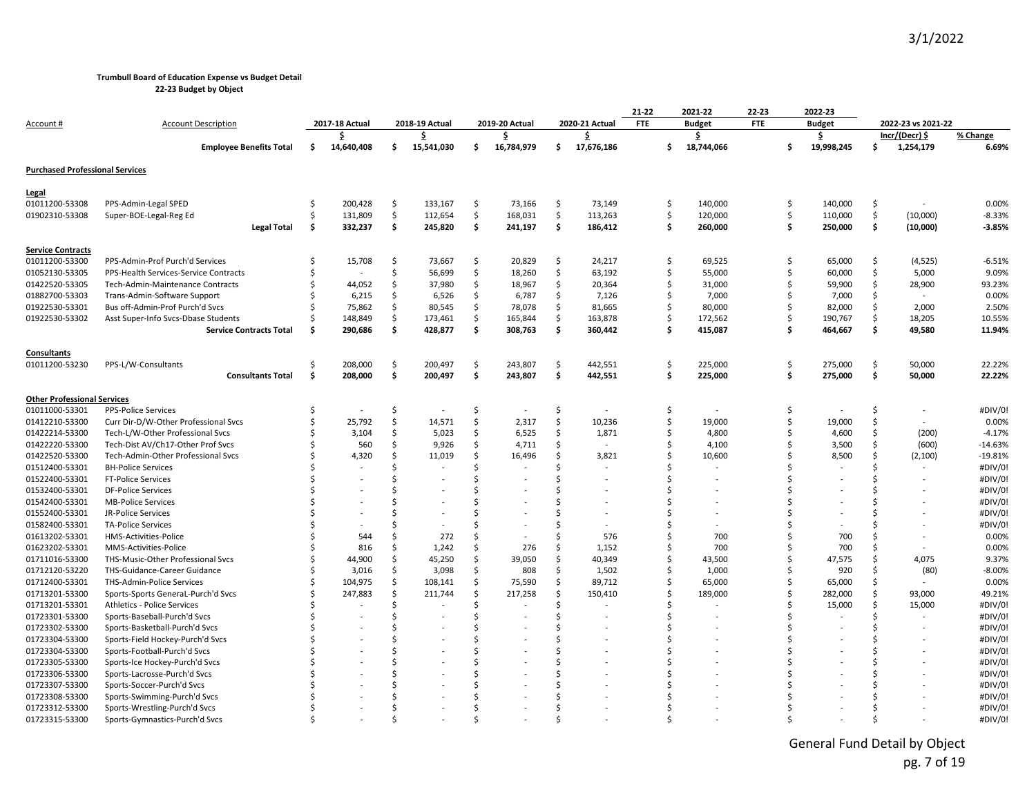**Trumbull Board of Education Expense vs Budget Detail**
**22-23 Budget by Object**

| Account # | Account Description | 2017-18 Actual | 2018-19 Actual | 2019-20 Actual | 2020-21 Actual | 21-22 FTE | 2021-22 Budget | 22-23 FTE | 2022-23 Budget | 2022-23 vs 2021-22 Incr/(Decr) $ | % Change |
|---|---|---|---|---|---|---|---|---|---|---|---|
| | | $ | $ | $ | $ | | $ | | $ | Incr/(Decr) $ | % Change |
| | **Employee Benefits Total** | **$ 14,640,408** | **$ 15,541,030** | **$ 16,784,979** | **$ 17,676,186** | | **$ 18,744,066** | | **$ 19,998,245** | **$ 1,254,179** | **6.69%** |
| **Purchased Professional Services** | | | | | | | | | | | |
| **Legal** | | | | | | | | | | | |
| 01011200-53308 | PPS-Admin-Legal SPED | $ 200,428 | $ 133,167 | $ 73,166 | $ 73,149 | | $ 140,000 | | $ 140,000 | $ - | 0.00% |
| 01902310-53308 | Super-BOE-Legal-Reg Ed | $ 131,809 | $ 112,654 | $ 168,031 | $ 113,263 | | $ 120,000 | | $ 110,000 | $ (10,000) | -8.33% |
| | **Legal Total** | **$ 332,237** | **$ 245,820** | **$ 241,197** | **$ 186,412** | | **$ 260,000** | | **$ 250,000** | **$ (10,000)** | **-3.85%** |
| **Service Contracts** | | | | | | | | | | | |
| 01011200-53300 | PPS-Admin-Prof Purch'd Services | $ 15,708 | $ 73,667 | $ 20,829 | $ 24,217 | | $ 69,525 | | $ 65,000 | $ (4,525) | -6.51% |
| 01052130-53305 | PPS-Health Services-Service Contracts | $ - | $ 56,699 | $ 18,260 | $ 63,192 | | $ 55,000 | | $ 60,000 | $ 5,000 | 9.09% |
| 01422520-53305 | Tech-Admin-Maintenance Contracts | $ 44,052 | $ 37,980 | $ 18,967 | $ 20,364 | | $ 31,000 | | $ 59,900 | $ 28,900 | 93.23% |
| 01882700-53303 | Trans-Admin-Software Support | $ 6,215 | $ 6,526 | $ 6,787 | $ 7,126 | | $ 7,000 | | $ 7,000 | $ - | 0.00% |
| 01922530-53301 | Bus off-Admin-Prof Purch'd Svcs | $ 75,862 | $ 80,545 | $ 78,078 | $ 81,665 | | $ 80,000 | | $ 82,000 | $ 2,000 | 2.50% |
| 01922530-53302 | Asst Super-Info Svcs-Dbase Students | $ 148,849 | $ 173,461 | $ 165,844 | $ 163,878 | | $ 172,562 | | $ 190,767 | $ 18,205 | 10.55% |
| | **Service Contracts Total** | **$ 290,686** | **$ 428,877** | **$ 308,763** | **$ 360,442** | | **$ 415,087** | | **$ 464,667** | **$ 49,580** | **11.94%** |
| **Consultants** | | | | | | | | | | | |
| 01011200-53230 | PPS-L/W-Consultants | $ 208,000 | $ 200,497 | $ 243,807 | $ 442,551 | | $ 225,000 | | $ 275,000 | $ 50,000 | 22.22% |
| | **Consultants Total** | **$ 208,000** | **$ 200,497** | **$ 243,807** | **$ 442,551** | | **$ 225,000** | | **$ 275,000** | **$ 50,000** | **22.22%** |
| **Other Professional Services** | | | | | | | | | | | |
| 01011000-53301 | PPS-Police Services | $ - | $ - | $ - | $ - | | $ - | | $ - | $ - | #DIV/0! |
| 01412210-53300 | Curr Dir-D/W-Other Professional Svcs | $ 25,792 | $ 14,571 | $ 2,317 | $ 10,236 | | $ 19,000 | | $ 19,000 | $ - | 0.00% |
| 01422214-53300 | Tech-L/W-Other Professional Svcs | $ 3,104 | $ 5,023 | $ 6,525 | $ 1,871 | | $ 4,800 | | $ 4,600 | $ (200) | -4.17% |
| 01422220-53300 | Tech-Dist AV/Ch17-Other Prof Svcs | $ 560 | $ 9,926 | $ 4,711 | $ - | | $ 4,100 | | $ 3,500 | $ (600) | -14.63% |
| 01422520-53300 | Tech-Admin-Other Professional Svcs | $ 4,320 | $ 11,019 | $ 16,496 | $ 3,821 | | $ 10,600 | | $ 8,500 | $ (2,100) | -19.81% |
| 01512400-53301 | BH-Police Services | $ - | $ - | $ - | $ - | | $ - | | $ - | $ - | #DIV/0! |
| 01522400-53301 | FT-Police Services | $ - | $ - | $ - | $ - | | $ - | | $ - | $ - | #DIV/0! |
| 01532400-53301 | DF-Police Services | $ - | $ - | $ - | $ - | | $ - | | $ - | $ - | #DIV/0! |
| 01542400-53301 | MB-Police Services | $ - | $ - | $ - | $ - | | $ - | | $ - | $ - | #DIV/0! |
| 01552400-53301 | JR-Police Services | $ - | $ - | $ - | $ - | | $ - | | $ - | $ - | #DIV/0! |
| 01582400-53301 | TA-Police Services | $ - | $ - | $ - | $ - | | $ - | | $ - | $ - | #DIV/0! |
| 01613202-53301 | HMS-Activities-Police | $ 544 | $ 272 | $ - | $ 576 | | $ 700 | | $ 700 | $ - | 0.00% |
| 01623202-53301 | MMS-Activities-Police | $ 816 | $ 1,242 | $ 276 | $ 1,152 | | $ 700 | | $ 700 | $ - | 0.00% |
| 01711016-53300 | THS-Music-Other Professional Svcs | $ 44,900 | $ 45,250 | $ 39,050 | $ 40,349 | | $ 43,500 | | $ 47,575 | $ 4,075 | 9.37% |
| 01712120-53220 | THS-Guidance-Career Guidance | $ 3,016 | $ 3,098 | $ 808 | $ 1,502 | | $ 1,000 | | $ 920 | $ (80) | -8.00% |
| 01712400-53301 | THS-Admin-Police Services | $ 104,975 | $ 108,141 | $ 75,590 | $ 89,712 | | $ 65,000 | | $ 65,000 | $ - | 0.00% |
| 01713201-53300 | Sports-Sports GeneraL-Purch'd Svcs | $ 247,883 | $ 211,744 | $ 217,258 | $ 150,410 | | $ 189,000 | | $ 282,000 | $ 93,000 | 49.21% |
| 01713201-53301 | Athletics - Police Services | $ - | $ - | $ - | $ - | | $ - | | $ 15,000 | $ 15,000 | #DIV/0! |
| 01723301-53300 | Sports-Baseball-Purch'd Svcs | $ - | $ - | $ - | $ - | | $ - | | $ - | $ - | #DIV/0! |
| 01723302-53300 | Sports-Basketball-Purch'd Svcs | $ - | $ - | $ - | $ - | | $ - | | $ - | $ - | #DIV/0! |
| 01723304-53300 | Sports-Field Hockey-Purch'd Svcs | $ - | $ - | $ - | $ - | | $ - | | $ - | $ - | #DIV/0! |
| 01723304-53300 | Sports-Football-Purch'd Svcs | $ - | $ - | $ - | $ - | | $ - | | $ - | $ - | #DIV/0! |
| 01723305-53300 | Sports-Ice Hockey-Purch'd Svcs | $ - | $ - | $ - | $ - | | $ - | | $ - | $ - | #DIV/0! |
| 01723306-53300 | Sports-Lacrosse-Purch'd Svcs | $ - | $ - | $ - | $ - | | $ - | | $ - | $ - | #DIV/0! |
| 01723307-53300 | Sports-Soccer-Purch'd Svcs | $ - | $ - | $ - | $ - | | $ - | | $ - | $ - | #DIV/0! |
| 01723308-53300 | Sports-Swimming-Purch'd Svcs | $ - | $ - | $ - | $ - | | $ - | | $ - | $ - | #DIV/0! |
| 01723312-53300 | Sports-Wrestling-Purch'd Svcs | $ - | $ - | $ - | $ - | | $ - | | $ - | $ - | #DIV/0! |
| 01723315-53300 | Sports-Gymnastics-Purch'd Svcs | $ - | $ - | $ - | $ - | | $ - | | $ - | $ - | #DIV/0! |

General Fund Detail by Object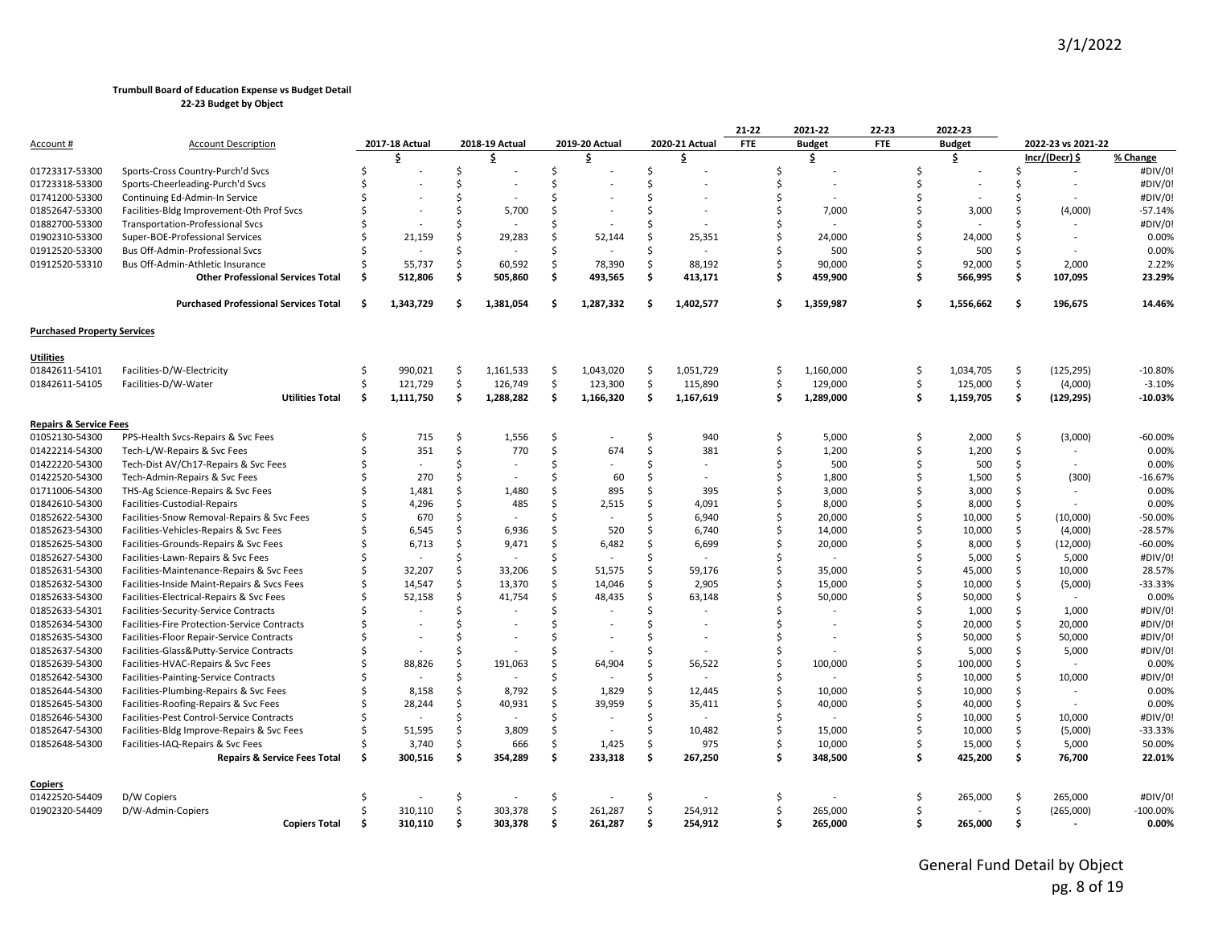**Trumbull Board of Education Expense vs Budget Detail**
**22-23 Budget by Object**

| Account # | Account Description | 2017-18 Actual | 2018-19 Actual | 2019-20 Actual | 2020-21 Actual | 21-22 FTE | 2021-22 Budget | 22-23 FTE | 2022-23 Budget | 2022-23 vs 2021-22 Incr/(Decr) $ | % Change |
|---|---|---|---|---|---|---|---|---|---|---|---|
| | | $ | $ | $ | $ | | $ | | $ | | |
| 01723317-53300 | Sports-Cross Country-Purch'd Svcs | $ - | $ - | $ - | $ - | | $ - | | $ - | $ - | #DIV/0! |
| 01723318-53300 | Sports-Cheerleading-Purch'd Svcs | $ - | $ - | $ - | $ - | | $ - | | $ - | $ - | #DIV/0! |
| 01741200-53300 | Continuing Ed-Admin-In Service | $ - | $ - | $ - | $ - | | $ - | | $ - | $ - | #DIV/0! |
| 01852647-53300 | Facilities-Bldg Improvement-Oth Prof Svcs | $ - | $ 5,700 | $ - | $ - | | $ 7,000 | | $ 3,000 | $ (4,000) | -57.14% |
| 01882700-53300 | Transportation-Professional Svcs | $ - | $ - | $ - | $ - | | $ - | | $ - | $ - | #DIV/0! |
| 01902310-53300 | Super-BOE-Professional Services | $ 21,159 | $ 29,283 | $ 52,144 | $ 25,351 | | $ 24,000 | | $ 24,000 | $ - | 0.00% |
| 01912520-53300 | Bus Off-Admin-Professional Svcs | $ - | $ - | $ - | $ - | | $ 500 | | $ 500 | $ - | 0.00% |
| 01912520-53310 | Bus Off-Admin-Athletic Insurance | $ 55,737 | $ 60,592 | $ 78,390 | $ 88,192 | | $ 90,000 | | $ 92,000 | $ 2,000 | 2.22% |
| | **Other Professional Services Total** | **$ 512,806** | **$ 505,860** | **$ 493,565** | **$ 413,171** | | **$ 459,900** | | **$ 566,995** | **$ 107,095** | **23.29%** |
| | **Purchased Professional Services Total** | **$ 1,343,729** | **$ 1,381,054** | **$ 1,287,332** | **$ 1,402,577** | | **$ 1,359,987** | | **$ 1,556,662** | **$ 196,675** | **14.46%** |
| **Purchased Property Services** | | | | | | | | | | | |
| **Utilities** | | | | | | | | | | | |
| 01842611-54101 | Facilities-D/W-Electricity | $ 990,021 | $ 1,161,533 | $ 1,043,020 | $ 1,051,729 | | $ 1,160,000 | | $ 1,034,705 | $ (125,295) | -10.80% |
| 01842611-54105 | Facilities-D/W-Water | $ 121,729 | $ 126,749 | $ 123,300 | $ 115,890 | | $ 129,000 | | $ 125,000 | $ (4,000) | -3.10% |
| | **Utilities Total** | **$ 1,111,750** | **$ 1,288,282** | **$ 1,166,320** | **$ 1,167,619** | | **$ 1,289,000** | | **$ 1,159,705** | **$ (129,295)** | **-10.03%** |
| **Repairs & Service Fees** | | | | | | | | | | | |
| 01052130-54300 | PPS-Health Svcs-Repairs & Svc Fees | $ 715 | $ 1,556 | $ - | $ 940 | | $ 5,000 | | $ 2,000 | $ (3,000) | -60.00% |
| 01422214-54300 | Tech-L/W-Repairs & Svc Fees | $ 351 | $ 770 | $ 674 | $ 381 | | $ 1,200 | | $ 1,200 | $ - | 0.00% |
| 01422220-54300 | Tech-Dist AV/Ch17-Repairs & Svc Fees | $ - | $ - | $ - | $ - | | $ 500 | | $ 500 | $ - | 0.00% |
| 01422520-54300 | Tech-Admin-Repairs & Svc Fees | $ 270 | $ - | $ 60 | $ - | | $ 1,800 | | $ 1,500 | $ (300) | -16.67% |
| 01711006-54300 | THS-Ag Science-Repairs & Svc Fees | $ 1,481 | $ 1,480 | $ 895 | $ 395 | | $ 3,000 | | $ 3,000 | $ - | 0.00% |
| 01842610-54300 | Facilities-Custodial-Repairs | $ 4,296 | $ 485 | $ 2,515 | $ 4,091 | | $ 8,000 | | $ 8,000 | $ - | 0.00% |
| 01852622-54300 | Facilities-Snow Removal-Repairs & Svc Fees | $ 670 | $ - | $ - | $ 6,940 | | $ 20,000 | | $ 10,000 | $ (10,000) | -50.00% |
| 01852623-54300 | Facilities-Vehicles-Repairs & Svc Fees | $ 6,545 | $ 6,936 | $ 520 | $ 6,740 | | $ 14,000 | | $ 10,000 | $ (4,000) | -28.57% |
| 01852625-54300 | Facilities-Grounds-Repairs & Svc Fees | $ 6,713 | $ 9,471 | $ 6,482 | $ 6,699 | | $ 20,000 | | $ 8,000 | $ (12,000) | -60.00% |
| 01852627-54300 | Facilities-Lawn-Repairs & Svc Fees | $ - | $ - | $ - | $ - | | $ - | | $ 5,000 | $ 5,000 | #DIV/0! |
| 01852631-54300 | Facilities-Maintenance-Repairs & Svc Fees | $ 32,207 | $ 33,206 | $ 51,575 | $ 59,176 | | $ 35,000 | | $ 45,000 | $ 10,000 | 28.57% |
| 01852632-54300 | Facilities-Inside Maint-Repairs & Svcs Fees | $ 14,547 | $ 13,370 | $ 14,046 | $ 2,905 | | $ 15,000 | | $ 10,000 | $ (5,000) | -33.33% |
| 01852633-54300 | Facilities-Electrical-Repairs & Svc Fees | $ 52,158 | $ 41,754 | $ 48,435 | $ 63,148 | | $ 50,000 | | $ 50,000 | $ - | 0.00% |
| 01852633-54301 | Facilities-Security-Service Contracts | $ - | $ - | $ - | $ - | | $ - | | $ 1,000 | $ 1,000 | #DIV/0! |
| 01852634-54300 | Facilities-Fire Protection-Service Contracts | $ - | $ - | $ - | $ - | | $ - | | $ 20,000 | $ 20,000 | #DIV/0! |
| 01852635-54300 | Facilities-Floor Repair-Service Contracts | $ - | $ - | $ - | $ - | | $ - | | $ 50,000 | $ 50,000 | #DIV/0! |
| 01852637-54300 | Facilities-Glass&Putty-Service Contracts | $ - | $ - | $ - | $ - | | $ - | | $ 5,000 | $ 5,000 | #DIV/0! |
| 01852639-54300 | Facilities-HVAC-Repairs & Svc Fees | $ 88,826 | $ 191,063 | $ 64,904 | $ 56,522 | | $ 100,000 | | $ 100,000 | $ - | 0.00% |
| 01852642-54300 | Facilities-Painting-Service Contracts | $ - | $ - | $ - | $ - | | $ - | | $ 10,000 | $ 10,000 | #DIV/0! |
| 01852644-54300 | Facilities-Plumbing-Repairs & Svc Fees | $ 8,158 | $ 8,792 | $ 1,829 | $ 12,445 | | $ 10,000 | | $ 10,000 | $ - | 0.00% |
| 01852645-54300 | Facilities-Roofing-Repairs & Svc Fees | $ 28,244 | $ 40,931 | $ 39,959 | $ 35,411 | | $ 40,000 | | $ 40,000 | $ - | 0.00% |
| 01852646-54300 | Facilities-Pest Control-Service Contracts | $ - | $ - | $ - | $ - | | $ - | | $ 10,000 | $ 10,000 | #DIV/0! |
| 01852647-54300 | Facilities-Bldg Improve-Repairs & Svc Fees | $ 51,595 | $ 3,809 | $ - | $ 10,482 | | $ 15,000 | | $ 10,000 | $ (5,000) | -33.33% |
| 01852648-54300 | Facilities-IAQ-Repairs & Svc Fees | $ 3,740 | $ 666 | $ 1,425 | $ 975 | | $ 10,000 | | $ 15,000 | $ 5,000 | 50.00% |
| | **Repairs & Service Fees Total** | **$ 300,516** | **$ 354,289** | **$ 233,318** | **$ 267,250** | | **$ 348,500** | | **$ 425,200** | **$ 76,700** | **22.01%** |
| **Copiers** | | | | | | | | | | | |
| 01422520-54409 | D/W Copiers | $ - | $ - | $ - | $ - | | $ - | | $ 265,000 | $ 265,000 | #DIV/0! |
| 01902320-54409 | D/W-Admin-Copiers | $ 310,110 | $ 303,378 | $ 261,287 | $ 254,912 | | $ 265,000 | | $ - | $ (265,000) | -100.00% |
| | **Copiers Total** | **$ 310,110** | **$ 303,378** | **$ 261,287** | **$ 254,912** | | **$ 265,000** | | **$ 265,000** | **$ -** | **0.00%** |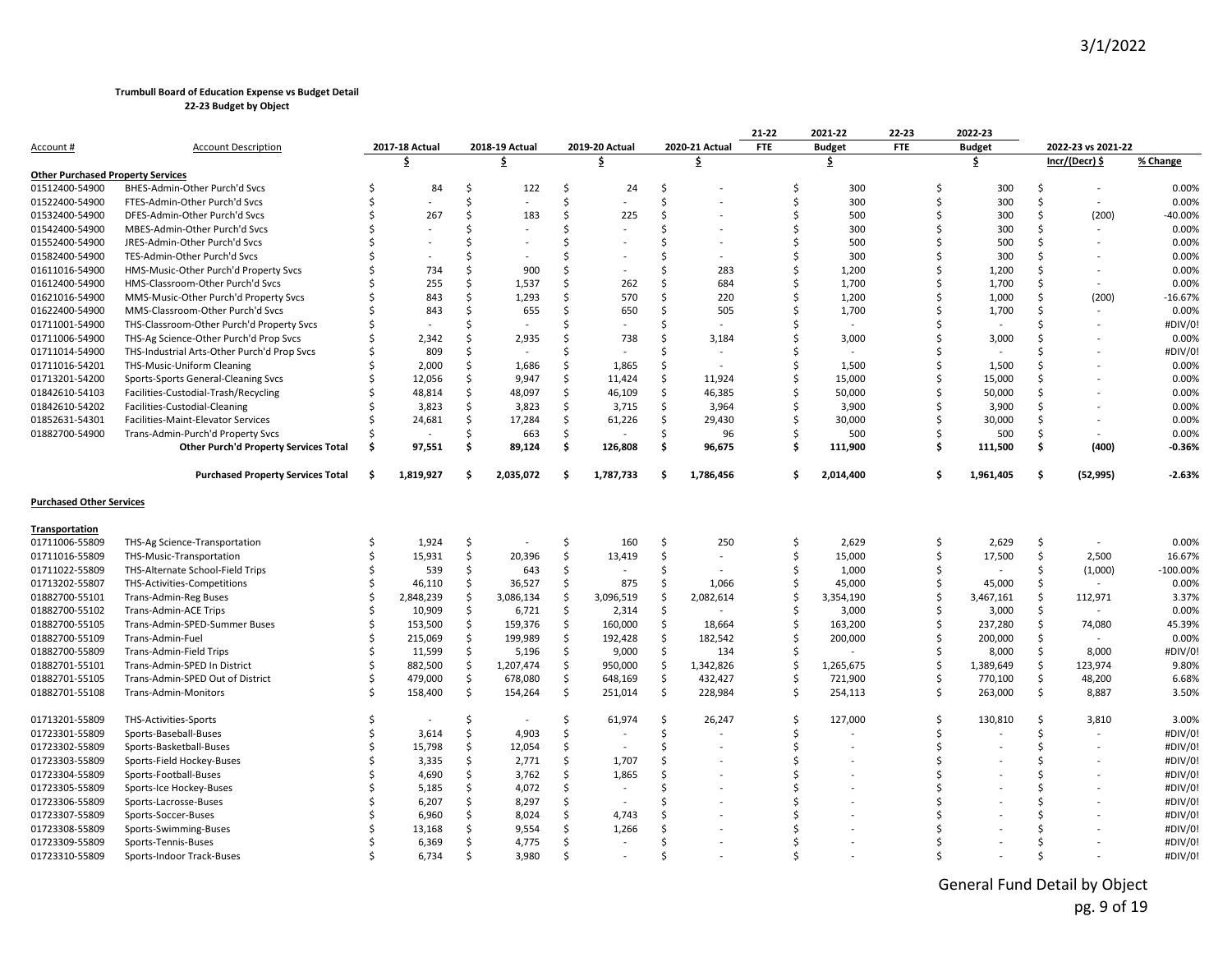3/1/2022

**Trumbull Board of Education Expense vs Budget Detail**
**22-23 Budget by Object**

| Account # | Account Description | 2017-18 Actual | 2018-19 Actual | 2019-20 Actual | 2020-21 Actual | 21-22 FTE | 2021-22 Budget | 22-23 FTE | 2022-23 Budget | 2022-23 vs 2021-22 | |
|---|---|---|---|---|---|---|---|---|---|---|---|
| | | $ | $ | $ | $ | | $ | | $ | Incr/(Decr) $ | % Change |
| **Other Purchased Property Services** | | | | | | | | | | | |
| 01512400-54900 | BHES-Admin-Other Purch'd Svcs | $ 84 | $ 122 | $ 24 | $ - | | $ 300 | | $ 300 | $ - | 0.00% |
| 01522400-54900 | FTES-Admin-Other Purch'd Svcs | $ - | $ - | $ - | $ - | | $ 300 | | $ 300 | $ - | 0.00% |
| 01532400-54900 | DFES-Admin-Other Purch'd Svcs | $ 267 | $ 183 | $ 225 | $ - | | $ 500 | | $ 300 | $ (200) | -40.00% |
| 01542400-54900 | MBES-Admin-Other Purch'd Svcs | $ - | $ - | $ - | $ - | | $ 300 | | $ 300 | $ - | 0.00% |
| 01552400-54900 | JRES-Admin-Other Purch'd Svcs | $ - | $ - | $ - | $ - | | $ 500 | | $ 500 | $ - | 0.00% |
| 01582400-54900 | TES-Admin-Other Purch'd Svcs | $ - | $ - | $ - | $ - | | $ 300 | | $ 300 | $ - | 0.00% |
| 01611016-54900 | HMS-Music-Other Purch'd Property Svcs | $ 734 | $ 900 | $ - | $ 283 | | $ 1,200 | | $ 1,200 | $ - | 0.00% |
| 01612400-54900 | HMS-Classroom-Other Purch'd Svcs | $ 255 | $ 1,537 | $ 262 | $ 684 | | $ 1,700 | | $ 1,700 | $ - | 0.00% |
| 01621016-54900 | MMS-Music-Other Purch'd Property Svcs | $ 843 | $ 1,293 | $ 570 | $ 220 | | $ 1,200 | | $ 1,000 | $ (200) | -16.67% |
| 01622400-54900 | MMS-Classroom-Other Purch'd Svcs | $ 843 | $ 655 | $ 650 | $ 505 | | $ 1,700 | | $ 1,700 | $ - | 0.00% |
| 01711001-54900 | THS-Classroom-Other Purch'd Property Svcs | $ - | $ - | $ - | $ - | | $ - | | $ - | $ - | #DIV/0! |
| 01711006-54900 | THS-Ag Science-Other Purch'd Prop Svcs | $ 2,342 | $ 2,935 | $ 738 | $ 3,184 | | $ 3,000 | | $ 3,000 | $ - | 0.00% |
| 01711014-54900 | THS-Industrial Arts-Other Purch'd Prop Svcs | $ 809 | $ - | $ - | $ - | | $ - | | $ - | $ - | #DIV/0! |
| 01711016-54201 | THS-Music-Uniform Cleaning | $ 2,000 | $ 1,686 | $ 1,865 | $ - | | $ 1,500 | | $ 1,500 | $ - | 0.00% |
| 01713201-54200 | Sports-Sports General-Cleaning Svcs | $ 12,056 | $ 9,947 | $ 11,424 | $ 11,924 | | $ 15,000 | | $ 15,000 | $ - | 0.00% |
| 01842610-54103 | Facilities-Custodial-Trash/Recycling | $ 48,814 | $ 48,097 | $ 46,109 | $ 46,385 | | $ 50,000 | | $ 50,000 | $ - | 0.00% |
| 01842610-54202 | Facilities-Custodial-Cleaning | $ 3,823 | $ 3,823 | $ 3,715 | $ 3,964 | | $ 3,900 | | $ 3,900 | $ - | 0.00% |
| 01852631-54301 | Facilities-Maint-Elevator Services | $ 24,681 | $ 17,284 | $ 61,226 | $ 29,430 | | $ 30,000 | | $ 30,000 | $ - | 0.00% |
| 01882700-54900 | Trans-Admin-Purch'd Property Svcs | $ - | $ 663 | $ - | $ 96 | | $ 500 | | $ 500 | $ - | 0.00% |
| | **Other Purch'd Property Services Total** | **$ 97,551** | **$ 89,124** | **$ 126,808** | **$ 96,675** | | **$ 111,900** | | **$ 111,500** | **$ (400)** | **-0.36%** |
| | **Purchased Property Services Total** | **$ 1,819,927** | **$ 2,035,072** | **$ 1,787,733** | **$ 1,786,456** | | **$ 2,014,400** | | **$ 1,961,405** | **$ (52,995)** | **-2.63%** |
| **Purchased Other Services** | | | | | | | | | | | |
| **Transportation** | | | | | | | | | | | |
| 01711006-55809 | THS-Ag Science-Transportation | $ 1,924 | $ - | $ 160 | $ 250 | | $ 2,629 | | $ 2,629 | $ - | 0.00% |
| 01711016-55809 | THS-Music-Transportation | $ 15,931 | $ 20,396 | $ 13,419 | $ - | | $ 15,000 | | $ 17,500 | $ 2,500 | 16.67% |
| 01711022-55809 | THS-Alternate School-Field Trips | $ 539 | $ 643 | $ - | $ - | | $ 1,000 | | $ - | $ (1,000) | -100.00% |
| 01713202-55807 | THS-Activities-Competitions | $ 46,110 | $ 36,527 | $ 875 | $ 1,066 | | $ 45,000 | | $ 45,000 | $ - | 0.00% |
| 01882700-55101 | Trans-Admin-Reg Buses | $ 2,848,239 | $ 3,086,134 | $ 3,096,519 | $ 2,082,614 | | $ 3,354,190 | | $ 3,467,161 | $ 112,971 | 3.37% |
| 01882700-55102 | Trans-Admin-ACE Trips | $ 10,909 | $ 6,721 | $ 2,314 | $ - | | $ 3,000 | | $ 3,000 | $ - | 0.00% |
| 01882700-55105 | Trans-Admin-SPED-Summer Buses | $ 153,500 | $ 159,376 | $ 160,000 | $ 18,664 | | $ 163,200 | | $ 237,280 | $ 74,080 | 45.39% |
| 01882700-55109 | Trans-Admin-Fuel | $ 215,069 | $ 199,989 | $ 192,428 | $ 182,542 | | $ 200,000 | | $ 200,000 | $ - | 0.00% |
| 01882700-55809 | Trans-Admin-Field Trips | $ 11,599 | $ 5,196 | $ 9,000 | $ 134 | | $ - | | $ 8,000 | $ 8,000 | #DIV/0! |
| 01882701-55101 | Trans-Admin-SPED In District | $ 882,500 | $ 1,207,474 | $ 950,000 | $ 1,342,826 | | $ 1,265,675 | | $ 1,389,649 | $ 123,974 | 9.80% |
| 01882701-55105 | Trans-Admin-SPED Out of District | $ 479,000 | $ 678,080 | $ 648,169 | $ 432,427 | | $ 721,900 | | $ 770,100 | $ 48,200 | 6.68% |
| 01882701-55108 | Trans-Admin-Monitors | $ 158,400 | $ 154,264 | $ 251,014 | $ 228,984 | | $ 254,113 | | $ 263,000 | $ 8,887 | 3.50% |
| 01713201-55809 | THS-Activities-Sports | $ - | $ - | $ 61,974 | $ 26,247 | | $ 127,000 | | $ 130,810 | $ 3,810 | 3.00% |
| 01723301-55809 | Sports-Baseball-Buses | $ 3,614 | $ 4,903 | $ - | $ - | | $ - | | $ - | $ - | #DIV/0! |
| 01723302-55809 | Sports-Basketball-Buses | $ 15,798 | $ 12,054 | $ - | $ - | | $ - | | $ - | $ - | #DIV/0! |
| 01723303-55809 | Sports-Field Hockey-Buses | $ 3,335 | $ 2,771 | $ 1,707 | $ - | | $ - | | $ - | $ - | #DIV/0! |
| 01723304-55809 | Sports-Football-Buses | $ 4,690 | $ 3,762 | $ 1,865 | $ - | | $ - | | $ - | $ - | #DIV/0! |
| 01723305-55809 | Sports-Ice Hockey-Buses | $ 5,185 | $ 4,072 | $ - | $ - | | $ - | | $ - | $ - | #DIV/0! |
| 01723306-55809 | Sports-Lacrosse-Buses | $ 6,207 | $ 8,297 | $ - | $ - | | $ - | | $ - | $ - | #DIV/0! |
| 01723307-55809 | Sports-Soccer-Buses | $ 6,960 | $ 8,024 | $ 4,743 | $ - | | $ - | | $ - | $ - | #DIV/0! |
| 01723308-55809 | Sports-Swimming-Buses | $ 13,168 | $ 9,554 | $ 1,266 | $ - | | $ - | | $ - | $ - | #DIV/0! |
| 01723309-55809 | Sports-Tennis-Buses | $ 6,369 | $ 4,775 | $ - | $ - | | $ - | | $ - | $ - | #DIV/0! |
| 01723310-55809 | Sports-Indoor Track-Buses | $ 6,734 | $ 3,980 | $ - | $ - | | $ - | | $ - | $ - | #DIV/0! |

General Fund Detail by Object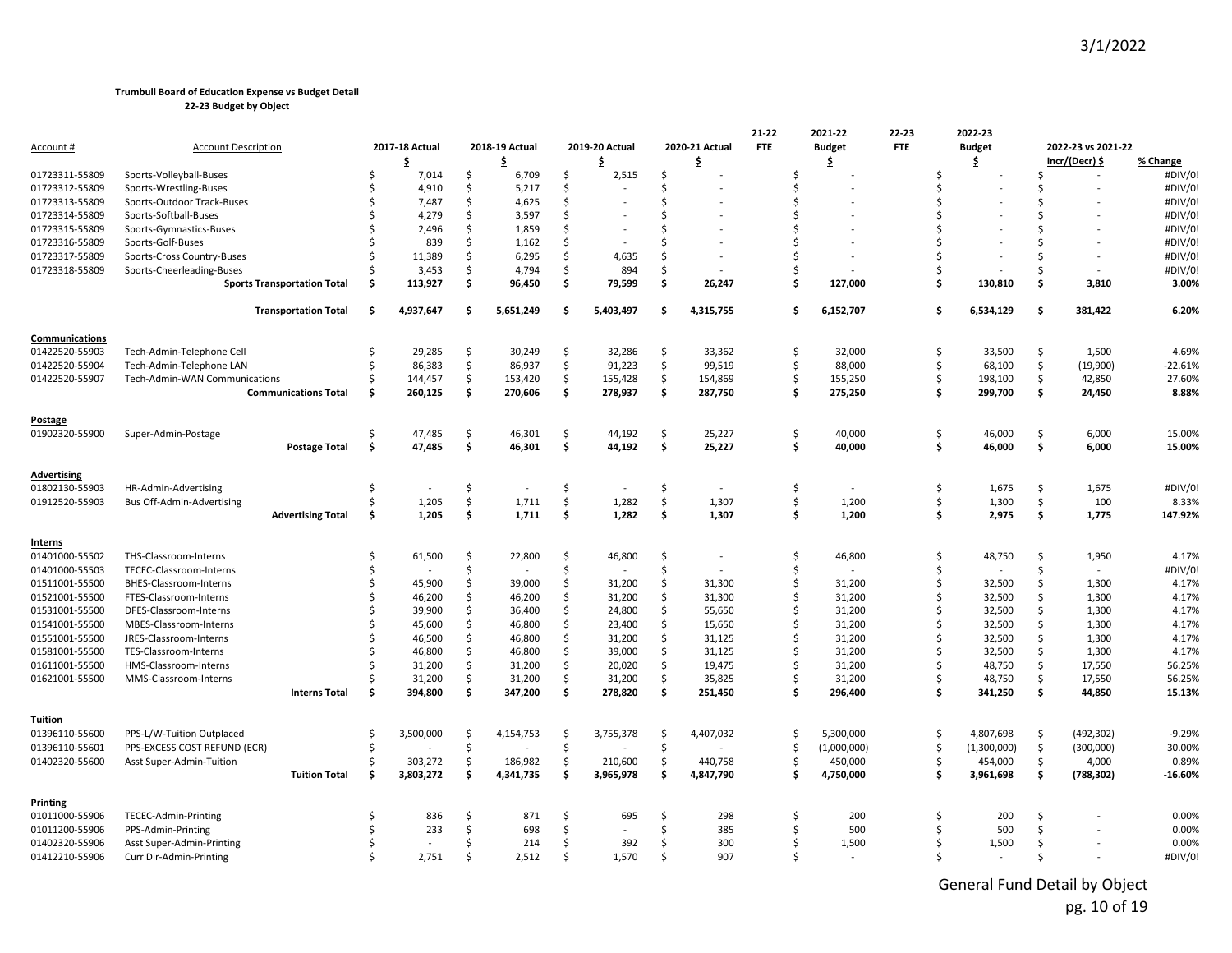**Trumbull Board of Education Expense vs Budget Detail**
**22-23 Budget by Object**

| Account # | Account Description | 2017-18 Actual | 2018-19 Actual | 2019-20 Actual | 2020-21 Actual | 21-22 FTE | 2021-22 Budget | 22-23 FTE | 2022-23 Budget | 2022-23 vs 2021-22 Incr/(Decr) $ | % Change |
|---|---|---|---|---|---|---|---|---|---|---|---|
| | | $ | $ | $ | $ | | $ | | $ | | |
| 01723311-55809 | Sports-Volleyball-Buses | $ 7,014 | $ 6,709 | $ 2,515 | $ - | | $ - | | $ - | $ - | #DIV/0! |
| 01723312-55809 | Sports-Wrestling-Buses | $ 4,910 | $ 5,217 | $ - | $ - | | $ - | | $ - | $ - | #DIV/0! |
| 01723313-55809 | Sports-Outdoor Track-Buses | $ 7,487 | $ 4,625 | $ - | $ - | | $ - | | $ - | $ - | #DIV/0! |
| 01723314-55809 | Sports-Softball-Buses | $ 4,279 | $ 3,597 | $ - | $ - | | $ - | | $ - | $ - | #DIV/0! |
| 01723315-55809 | Sports-Gymnastics-Buses | $ 2,496 | $ 1,859 | $ - | $ - | | $ - | | $ - | $ - | #DIV/0! |
| 01723316-55809 | Sports-Golf-Buses | $ 839 | $ 1,162 | $ - | $ - | | $ - | | $ - | $ - | #DIV/0! |
| 01723317-55809 | Sports-Cross Country-Buses | $ 11,389 | $ 6,295 | $ 4,635 | $ - | | $ - | | $ - | $ - | #DIV/0! |
| 01723318-55809 | Sports-Cheerleading-Buses | $ 3,453 | $ 4,794 | $ 894 | $ - | | $ - | | $ - | $ - | #DIV/0! |
| | **Sports Transportation Total** | **$ 113,927** | **$ 96,450** | **$ 79,599** | **$ 26,247** | | **$ 127,000** | | **$ 130,810** | **$ 3,810** | **3.00%** |
| | **Transportation Total** | **$ 4,937,647** | **$ 5,651,249** | **$ 5,403,497** | **$ 4,315,755** | | **$ 6,152,707** | | **$ 6,534,129** | **$ 381,422** | **6.20%** |
| **Communications** | | | | | | | | | | | |
| 01422520-55903 | Tech-Admin-Telephone Cell | $ 29,285 | $ 30,249 | $ 32,286 | $ 33,362 | | $ 32,000 | | $ 33,500 | $ 1,500 | 4.69% |
| 01422520-55904 | Tech-Admin-Telephone LAN | $ 86,383 | $ 86,937 | $ 91,223 | $ 99,519 | | $ 88,000 | | $ 68,100 | $ (19,900) | -22.61% |
| 01422520-55907 | Tech-Admin-WAN Communications | $ 144,457 | $ 153,420 | $ 155,428 | $ 154,869 | | $ 155,250 | | $ 198,100 | $ 42,850 | 27.60% |
| | **Communications Total** | **$ 260,125** | **$ 270,606** | **$ 278,937** | **$ 287,750** | | **$ 275,250** | | **$ 299,700** | **$ 24,450** | **8.88%** |
| **Postage** | | | | | | | | | | | |
| 01902320-55900 | Super-Admin-Postage | $ 47,485 | $ 46,301 | $ 44,192 | $ 25,227 | | $ 40,000 | | $ 46,000 | $ 6,000 | 15.00% |
| | **Postage Total** | **$ 47,485** | **$ 46,301** | **$ 44,192** | **$ 25,227** | | **$ 40,000** | | **$ 46,000** | **$ 6,000** | **15.00%** |
| **Advertising** | | | | | | | | | | | |
| 01802130-55903 | HR-Admin-Advertising | $ - | $ - | $ - | $ - | | $ - | | $ 1,675 | $ 1,675 | #DIV/0! |
| 01912520-55903 | Bus Off-Admin-Advertising | $ 1,205 | $ 1,711 | $ 1,282 | $ 1,307 | | $ 1,200 | | $ 1,300 | $ 100 | 8.33% |
| | **Advertising Total** | **$ 1,205** | **$ 1,711** | **$ 1,282** | **$ 1,307** | | **$ 1,200** | | **$ 2,975** | **$ 1,775** | **147.92%** |
| **Interns** | | | | | | | | | | | |
| 01401000-55502 | THS-Classroom-Interns | $ 61,500 | $ 22,800 | $ 46,800 | $ - | | $ 46,800 | | $ 48,750 | $ 1,950 | 4.17% |
| 01401000-55503 | TECEC-Classroom-Interns | $ - | $ - | $ - | $ - | | $ - | | $ - | $ - | #DIV/0! |
| 01511001-55500 | BHES-Classroom-Interns | $ 45,900 | $ 39,000 | $ 31,200 | $ 31,300 | | $ 31,200 | | $ 32,500 | $ 1,300 | 4.17% |
| 01521001-55500 | FTES-Classroom-Interns | $ 46,200 | $ 46,200 | $ 31,200 | $ 31,300 | | $ 31,200 | | $ 32,500 | $ 1,300 | 4.17% |
| 01531001-55500 | DFES-Classroom-Interns | $ 39,900 | $ 36,400 | $ 24,800 | $ 55,650 | | $ 31,200 | | $ 32,500 | $ 1,300 | 4.17% |
| 01541001-55500 | MBES-Classroom-Interns | $ 45,600 | $ 46,800 | $ 23,400 | $ 15,650 | | $ 31,200 | | $ 32,500 | $ 1,300 | 4.17% |
| 01551001-55500 | JRES-Classroom-Interns | $ 46,500 | $ 46,800 | $ 31,200 | $ 31,125 | | $ 31,200 | | $ 32,500 | $ 1,300 | 4.17% |
| 01581001-55500 | TES-Classroom-Interns | $ 46,800 | $ 46,800 | $ 39,000 | $ 31,125 | | $ 31,200 | | $ 32,500 | $ 1,300 | 4.17% |
| 01611001-55500 | HMS-Classroom-Interns | $ 31,200 | $ 31,200 | $ 20,020 | $ 19,475 | | $ 31,200 | | $ 48,750 | $ 17,550 | 56.25% |
| 01621001-55500 | MMS-Classroom-Interns | $ 31,200 | $ 31,200 | $ 31,200 | $ 35,825 | | $ 31,200 | | $ 48,750 | $ 17,550 | 56.25% |
| | **Interns Total** | **$ 394,800** | **$ 347,200** | **$ 278,820** | **$ 251,450** | | **$ 296,400** | | **$ 341,250** | **$ 44,850** | **15.13%** |
| **Tuition** | | | | | | | | | | | |
| 01396110-55600 | PPS-L/W-Tuition Outplaced | $ 3,500,000 | $ 4,154,753 | $ 3,755,378 | $ 4,407,032 | | $ 5,300,000 | | $ 4,807,698 | $ (492,302) | -9.29% |
| 01396110-55601 | PPS-EXCESS COST REFUND (ECR) | $ - | $ - | $ - | $ - | | $ (1,000,000) | | $ (1,300,000) | $ (300,000) | 30.00% |
| 01402320-55600 | Asst Super-Admin-Tuition | $ 303,272 | $ 186,982 | $ 210,600 | $ 440,758 | | $ 450,000 | | $ 454,000 | $ 4,000 | 0.89% |
| | **Tuition Total** | **$ 3,803,272** | **$ 4,341,735** | **$ 3,965,978** | **$ 4,847,790** | | **$ 4,750,000** | | **$ 3,961,698** | **$ (788,302)** | **-16.60%** |
| **Printing** | | | | | | | | | | | |
| 01011000-55906 | TECEC-Admin-Printing | $ 836 | $ 871 | $ 695 | $ 298 | | $ 200 | | $ 200 | $ - | 0.00% |
| 01011200-55906 | PPS-Admin-Printing | $ 233 | $ 698 | $ - | $ 385 | | $ 500 | | $ 500 | $ - | 0.00% |
| 01402320-55906 | Asst Super-Admin-Printing | $ - | $ 214 | $ 392 | $ 300 | | $ 1,500 | | $ 1,500 | $ - | 0.00% |
| 01412210-55906 | Curr Dir-Admin-Printing | $ 2,751 | $ 2,512 | $ 1,570 | $ 907 | | $ - | | $ - | $ - | #DIV/0! |

General Fund Detail by Object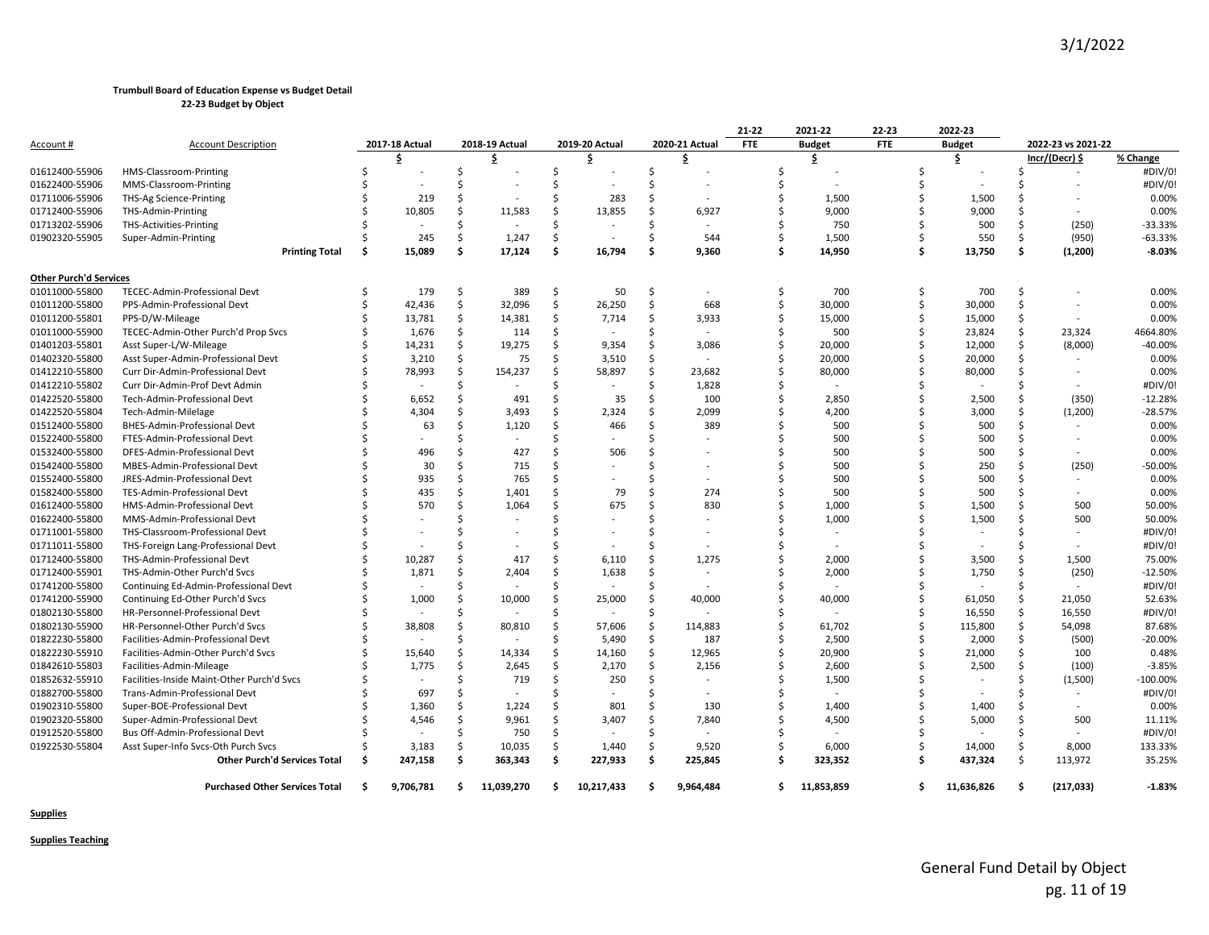**Trumbull Board of Education Expense vs Budget Detail**
**22-23 Budget by Object**

| Account # | Account Description | 2017-18 Actual | 2018-19 Actual | 2019-20 Actual | 2020-21 Actual | 21-22 FTE | 2021-22 Budget | 22-23 FTE | 2022-23 Budget | 2022-23 vs 2021-22 Incr/(Decr) $ | % Change |
|---|---|---|---|---|---|---|---|---|---|---|---|
| | | $ | $ | $ | $ | | $ | | $ | | |
| 01612400-55906 | HMS-Classroom-Printing | $ - | $ - | $ - | $ - | | $ - | | $ - | $ - | #DIV/0! |
| 01622400-55906 | MMS-Classroom-Printing | $ - | $ - | $ - | $ - | | $ - | | $ - | $ - | #DIV/0! |
| 01711006-55906 | THS-Ag Science-Printing | $ 219 | $ - | $ 283 | $ - | | $ 1,500 | | $ 1,500 | $ - | 0.00% |
| 01712400-55906 | THS-Admin-Printing | $ 10,805 | $ 11,583 | $ 13,855 | $ 6,927 | | $ 9,000 | | $ 9,000 | $ - | 0.00% |
| 01713202-55906 | THS-Activities-Printing | $ - | $ - | $ - | $ - | | $ 750 | | $ 500 | $ (250) | -33.33% |
| 01902320-55905 | Super-Admin-Printing | $ 245 | $ 1,247 | $ - | $ 544 | | $ 1,500 | | $ 550 | $ (950) | -63.33% |
| | **Printing Total** | **$ 15,089** | **$ 17,124** | **$ 16,794** | **$ 9,360** | | **$ 14,950** | | **$ 13,750** | **$ (1,200)** | **-8.03%** |
| **Other Purch'd Services** | | | | | | | | | | | |
| 01011000-55800 | TECEC-Admin-Professional Devt | $ 179 | $ 389 | $ 50 | $ - | | $ 700 | | $ 700 | $ - | 0.00% |
| 01011200-55800 | PPS-Admin-Professional Devt | $ 42,436 | $ 32,096 | $ 26,250 | $ 668 | | $ 30,000 | | $ 30,000 | $ - | 0.00% |
| 01011200-55801 | PPS-D/W-Mileage | $ 13,781 | $ 14,381 | $ 7,714 | $ 3,933 | | $ 15,000 | | $ 15,000 | $ - | 0.00% |
| 01011000-55900 | TECEC-Admin-Other Purch'd Prop Svcs | $ 1,676 | $ 114 | $ - | $ - | | $ 500 | | $ 23,824 | $ 23,324 | 4664.80% |
| 01401203-55801 | Asst Super-L/W-Mileage | $ 14,231 | $ 19,275 | $ 9,354 | $ 3,086 | | $ 20,000 | | $ 12,000 | $ (8,000) | -40.00% |
| 01402320-55800 | Asst Super-Admin-Professional Devt | $ 3,210 | $ 75 | $ 3,510 | $ - | | $ 20,000 | | $ 20,000 | $ - | 0.00% |
| 01412210-55800 | Curr Dir-Admin-Professional Devt | $ 78,993 | $ 154,237 | $ 58,897 | $ 23,682 | | $ 80,000 | | $ 80,000 | $ - | 0.00% |
| 01412210-55802 | Curr Dir-Admin-Prof Devt Admin | $ - | $ - | $ - | $ 1,828 | | $ - | | $ - | $ - | #DIV/0! |
| 01422520-55800 | Tech-Admin-Professional Devt | $ 6,652 | $ 491 | $ 35 | $ 100 | | $ 2,850 | | $ 2,500 | $ (350) | -12.28% |
| 01422520-55804 | Tech-Admin-Milelage | $ 4,304 | $ 3,493 | $ 2,324 | $ 2,099 | | $ 4,200 | | $ 3,000 | $ (1,200) | -28.57% |
| 01512400-55800 | BHES-Admin-Professional Devt | $ 63 | $ 1,120 | $ 466 | $ 389 | | $ 500 | | $ 500 | $ - | 0.00% |
| 01522400-55800 | FTES-Admin-Professional Devt | $ - | $ - | $ - | $ - | | $ 500 | | $ 500 | $ - | 0.00% |
| 01532400-55800 | DFES-Admin-Professional Devt | $ 496 | $ 427 | $ 506 | $ - | | $ 500 | | $ 500 | $ - | 0.00% |
| 01542400-55800 | MBES-Admin-Professional Devt | $ 30 | $ 715 | $ - | $ - | | $ 500 | | $ 250 | $ (250) | -50.00% |
| 01552400-55800 | JRES-Admin-Professional Devt | $ 935 | $ 765 | $ - | $ - | | $ 500 | | $ 500 | $ - | 0.00% |
| 01582400-55800 | TES-Admin-Professional Devt | $ 435 | $ 1,401 | $ 79 | $ 274 | | $ 500 | | $ 500 | $ - | 0.00% |
| 01612400-55800 | HMS-Admin-Professional Devt | $ 570 | $ 1,064 | $ 675 | $ 830 | | $ 1,000 | | $ 1,500 | $ 500 | 50.00% |
| 01622400-55800 | MMS-Admin-Professional Devt | $ - | $ - | $ - | $ - | | $ 1,000 | | $ 1,500 | $ 500 | 50.00% |
| 01711001-55800 | THS-Classroom-Professional Devt | $ - | $ - | $ - | $ - | | $ - | | $ - | $ - | #DIV/0! |
| 01711011-55800 | THS-Foreign Lang-Professional Devt | $ - | $ - | $ - | $ - | | $ - | | $ - | $ - | #DIV/0! |
| 01712400-55800 | THS-Admin-Professional Devt | $ 10,287 | $ 417 | $ 6,110 | $ 1,275 | | $ 2,000 | | $ 3,500 | $ 1,500 | 75.00% |
| 01712400-55901 | THS-Admin-Other Purch'd Svcs | $ 1,871 | $ 2,404 | $ 1,638 | $ - | | $ 2,000 | | $ 1,750 | $ (250) | -12.50% |
| 01741200-55800 | Continuing Ed-Admin-Professional Devt | $ - | $ - | $ - | $ - | | $ - | | $ - | $ - | #DIV/0! |
| 01741200-55900 | Continuing Ed-Other Purch'd Svcs | $ 1,000 | $ 10,000 | $ 25,000 | $ 40,000 | | $ 40,000 | | $ 61,050 | $ 21,050 | 52.63% |
| 01802130-55800 | HR-Personnel-Professional Devt | $ - | $ - | $ - | $ - | | $ - | | $ 16,550 | $ 16,550 | #DIV/0! |
| 01802130-55900 | HR-Personnel-Other Purch'd Svcs | $ 38,808 | $ 80,810 | $ 57,606 | $ 114,883 | | $ 61,702 | | $ 115,800 | $ 54,098 | 87.68% |
| 01822230-55800 | Facilities-Admin-Professional Devt | $ - | $ - | $ 5,490 | $ 187 | | $ 2,500 | | $ 2,000 | $ (500) | -20.00% |
| 01822230-55910 | Facilities-Admin-Other Purch'd Svcs | $ 15,640 | $ 14,334 | $ 14,160 | $ 12,965 | | $ 20,900 | | $ 21,000 | $ 100 | 0.48% |
| 01842610-55803 | Facilities-Admin-Mileage | $ 1,775 | $ 2,645 | $ 2,170 | $ 2,156 | | $ 2,600 | | $ 2,500 | $ (100) | -3.85% |
| 01852632-55910 | Facilities-Inside Maint-Other Purch Svcs | $ - | $ 719 | $ 250 | $ - | | $ 1,500 | | $ - | $ (1,500) | -100.00% |
| 01882700-55800 | Trans-Admin-Professional Devt | $ 697 | $ - | $ - | $ - | | $ - | | $ - | $ - | #DIV/0! |
| 01902310-55800 | Super-BOE-Professional Devt | $ 1,360 | $ 1,224 | $ 801 | $ 130 | | $ 1,400 | | $ 1,400 | $ - | 0.00% |
| 01902320-55800 | Super-Admin-Professional Devt | $ 4,546 | $ 9,961 | $ 3,407 | $ 7,840 | | $ 4,500 | | $ 5,000 | $ 500 | 11.11% |
| 01912520-55800 | Bus Off-Admin-Professional Devt | $ - | $ 750 | $ - | $ - | | $ - | | $ - | $ - | #DIV/0! |
| 01922530-55804 | Asst Super-Info Svcs-Oth Purch Svcs | $ 3,183 | $ 10,035 | $ 1,440 | $ 9,520 | | $ 6,000 | | $ 14,000 | $ 8,000 | 133.33% |
| | **Other Purch'd Services Total** | **$ 247,158** | **$ 363,343** | **$ 227,933** | **$ 225,845** | | **$ 323,352** | | **$ 437,324** | $ 113,972 | 35.25% |
| | **Purchased Other Services Total** | **$ 9,706,781** | **$ 11,039,270** | **$ 10,217,433** | **$ 9,964,484** | | **$ 11,853,859** | | **$ 11,636,826** | **$ (217,033)** | **-1.83%** |

**Supplies**

**Supplies Teaching**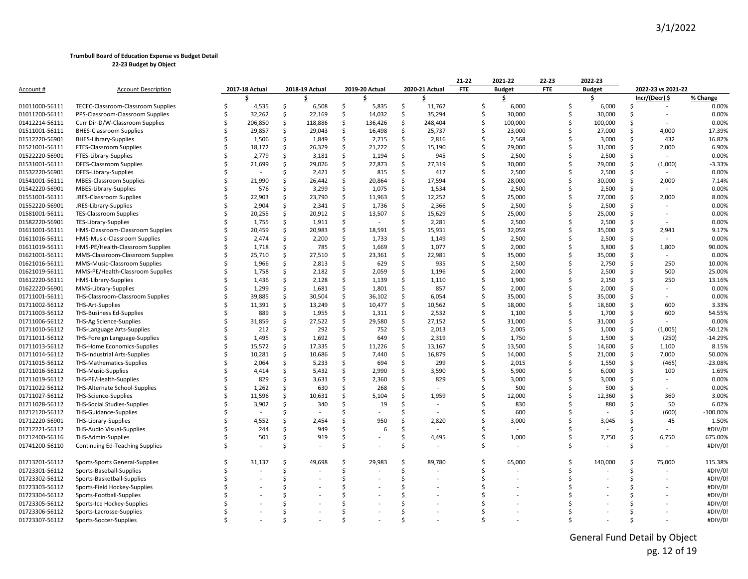3/1/2022

**Trumbull Board of Education Expense vs Budget Detail**
**22-23 Budget by Object**

| Account # | Account Description | 2017-18 Actual | 2018-19 Actual | 2019-20 Actual | 2020-21 Actual | 21-22 FTE | 2021-22 Budget | 22-23 FTE | 2022-23 Budget | 2022-23 vs 2021-22 Incr/(Decr) $ | % Change |
|---|---|---|---|---|---|---|---|---|---|---|---|
| | | $ | $ | $ | $ | | $ | | $ | | |
| 01011000-56111 | TECEC-Classroom-Classroom Supplies | $ 4,535 | $ 6,508 | $ 5,835 | $ 11,762 | | $ 6,000 | | $ 6,000 | $ - | 0.00% |
| 01011200-56111 | PPS-Classroom-Classroom Supplies | $ 32,262 | $ 22,169 | $ 14,032 | $ 35,294 | | $ 30,000 | | $ 30,000 | $ - | 0.00% |
| 01412214-56111 | Curr Dir-D/W-Classroom Supplies | $ 206,850 | $ 118,886 | $ 136,426 | $ 248,404 | | $ 100,000 | | $ 100,000 | $ - | 0.00% |
| 01511001-56111 | BHES-Classroom Supplies | $ 29,857 | $ 29,043 | $ 16,498 | $ 25,737 | | $ 23,000 | | $ 27,000 | $ 4,000 | 17.39% |
| 01512220-56901 | BHES-Library-Supplies | $ 1,506 | $ 1,849 | $ 2,715 | $ 2,816 | | $ 2,568 | | $ 3,000 | $ 432 | 16.82% |
| 01521001-56111 | FTES-Classroom Supplies | $ 18,172 | $ 26,329 | $ 21,222 | $ 15,190 | | $ 29,000 | | $ 31,000 | $ 2,000 | 6.90% |
| 01522220-56901 | FTES-Library-Supplies | $ 2,779 | $ 3,181 | $ 1,194 | $ 945 | | $ 2,500 | | $ 2,500 | $ - | 0.00% |
| 01531001-56111 | DFES-Classroom Supplies | $ 21,699 | $ 29,026 | $ 27,873 | $ 27,319 | | $ 30,000 | | $ 29,000 | $ (1,000) | -3.33% |
| 01532220-56901 | DFES-Library-Supplies | $ - | $ 2,421 | $ 815 | $ 417 | | $ 2,500 | | $ 2,500 | $ - | 0.00% |
| 01541001-56111 | MBES-Classroom Supplies | $ 21,990 | $ 26,442 | $ 20,864 | $ 17,594 | | $ 28,000 | | $ 30,000 | $ 2,000 | 7.14% |
| 01542220-56901 | MBES-Library-Supplies | $ 576 | $ 3,299 | $ 1,075 | $ 1,534 | | $ 2,500 | | $ 2,500 | $ - | 0.00% |
| 01551001-56111 | JRES-Classroom Supplies | $ 22,903 | $ 23,790 | $ 11,963 | $ 12,252 | | $ 25,000 | | $ 27,000 | $ 2,000 | 8.00% |
| 01552220-56901 | JRES-Library-Supplies | $ 2,904 | $ 2,341 | $ 1,736 | $ 2,366 | | $ 2,500 | | $ 2,500 | $ - | 0.00% |
| 01581001-56111 | TES-Classroom Supplies | $ 20,255 | $ 20,912 | $ 13,507 | $ 15,629 | | $ 25,000 | | $ 25,000 | $ - | 0.00% |
| 01582220-56901 | TES-Library-Supplies | $ 1,755 | $ 1,911 | $ - | $ 2,281 | | $ 2,500 | | $ 2,500 | $ - | 0.00% |
| 01611001-56111 | HMS-Classroom-Classroom Supplies | $ 20,459 | $ 20,983 | $ 18,591 | $ 15,931 | | $ 32,059 | | $ 35,000 | $ 2,941 | 9.17% |
| 01611016-56111 | HMS-Music-Classroom Supplies | $ 2,474 | $ 2,200 | $ 1,733 | $ 1,149 | | $ 2,500 | | $ 2,500 | $ - | 0.00% |
| 01611019-56111 | HMS-PE/Health-Classroom Supplies | $ 1,718 | $ 785 | $ 1,669 | $ 1,077 | | $ 2,000 | | $ 3,800 | $ 1,800 | 90.00% |
| 01621001-56111 | MMS-Classroom-Classroom Supplies | $ 25,710 | $ 27,510 | $ 23,361 | $ 22,981 | | $ 35,000 | | $ 35,000 | $ - | 0.00% |
| 01621016-56111 | MMS-Music-Classroom Supplies | $ 1,966 | $ 2,813 | $ 629 | $ 935 | | $ 2,500 | | $ 2,750 | $ 250 | 10.00% |
| 01621019-56111 | MMS-PE/Health-Classroom Supplies | $ 1,758 | $ 2,182 | $ 2,059 | $ 1,196 | | $ 2,000 | | $ 2,500 | $ 500 | 25.00% |
| 01612220-56111 | HMS-Library-Supplies | $ 1,436 | $ 2,128 | $ 1,139 | $ 1,110 | | $ 1,900 | | $ 2,150 | $ 250 | 13.16% |
| 01622220-56901 | MMS-Library-Supplies | $ 1,299 | $ 1,681 | $ 1,801 | $ 857 | | $ 2,000 | | $ 2,000 | $ - | 0.00% |
| 01711001-56111 | THS-Classroom-Classroom Supplies | $ 39,885 | $ 30,504 | $ 36,102 | $ 6,054 | | $ 35,000 | | $ 35,000 | $ - | 0.00% |
| 01711002-56112 | THS-Art-Supplies | $ 11,391 | $ 13,249 | $ 10,477 | $ 10,562 | | $ 18,000 | | $ 18,600 | $ 600 | 3.33% |
| 01711003-56112 | THS-Business Ed-Supplies | $ 889 | $ 1,955 | $ 1,311 | $ 2,532 | | $ 1,100 | | $ 1,700 | $ 600 | 54.55% |
| 01711006-56112 | THS-Ag Science-Supplies | $ 31,859 | $ 27,522 | $ 29,580 | $ 27,152 | | $ 31,000 | | $ 31,000 | $ - | 0.00% |
| 01711010-56112 | THS-Language Arts-Supplies | $ 212 | $ 292 | $ 752 | $ 2,013 | | $ 2,005 | | $ 1,000 | $ (1,005) | -50.12% |
| 01711011-56112 | THS-Foreign Language-Supplies | $ 1,495 | $ 1,692 | $ 649 | $ 2,319 | | $ 1,750 | | $ 1,500 | $ (250) | -14.29% |
| 01711013-56112 | THS-Home Economics-Supplies | $ 15,572 | $ 17,335 | $ 11,226 | $ 13,167 | | $ 13,500 | | $ 14,600 | $ 1,100 | 8.15% |
| 01711014-56112 | THS-Industrial Arts-Supplies | $ 10,281 | $ 10,686 | $ 7,440 | $ 16,879 | | $ 14,000 | | $ 21,000 | $ 7,000 | 50.00% |
| 01711015-56112 | THS-Mathematics-Supplies | $ 2,064 | $ 5,233 | $ 694 | $ 299 | | $ 2,015 | | $ 1,550 | $ (465) | -23.08% |
| 01711016-56112 | THS-Music-Supplies | $ 4,414 | $ 5,432 | $ 2,990 | $ 3,590 | | $ 5,900 | | $ 6,000 | $ 100 | 1.69% |
| 01711019-56112 | THS-PE/Health-Supplies | $ 829 | $ 3,631 | $ 2,360 | $ 829 | | $ 3,000 | | $ 3,000 | $ - | 0.00% |
| 01711022-56112 | THS-Alternate School-Supplies | $ 1,262 | $ 630 | $ 268 | $ - | | $ 500 | | $ 500 | $ - | 0.00% |
| 01711027-56112 | THS-Science-Supplies | $ 11,596 | $ 10,631 | $ 5,104 | $ 1,959 | | $ 12,000 | | $ 12,360 | $ 360 | 3.00% |
| 01711028-56112 | THS-Social Studies-Supplies | $ 3,902 | $ 340 | $ 19 | $ - | | $ 830 | | $ 880 | $ 50 | 6.02% |
| 01712120-56112 | THS-Guidance-Supplies | $ - | $ - | $ - | $ - | | $ 600 | | $ - | $ (600) | -100.00% |
| 01712220-56901 | THS-Library-Supplies | $ 4,552 | $ 2,454 | $ 950 | $ 2,820 | | $ 3,000 | | $ 3,045 | $ 45 | 1.50% |
| 01712221-56112 | THS-Audio Visual-Supplies | $ 244 | $ 949 | $ 6 | $ - | | $ - | | $ - | $ - | #DIV/0! |
| 01712400-56116 | THS-Admin-Supplies | $ 501 | $ 919 | $ - | $ 4,495 | | $ 1,000 | | $ 7,750 | $ 6,750 | 675.00% |
| 01741200-56110 | Continuing Ed-Teaching Supplies | $ - | $ - | $ - | $ - | | $ - | | $ - | $ - | #DIV/0! |
| | | | | | | | | | | | |
| 01713201-56112 | Sports-Sports General-Supplies | $ 31,137 | $ 49,698 | $ 29,983 | $ 89,780 | | $ 65,000 | | $ 140,000 | $ 75,000 | 115.38% |
| 01723301-56112 | Sports-Baseball-Supplies | $ - | $ - | $ - | $ - | | $ - | | $ - | $ - | #DIV/0! |
| 01723302-56112 | Sports-Basketball-Supplies | $ - | $ - | $ - | $ - | | $ - | | $ - | $ - | #DIV/0! |
| 01723303-56112 | Sports-Field Hockey-Supplies | $ - | $ - | $ - | $ - | | $ - | | $ - | $ - | #DIV/0! |
| 01723304-56112 | Sports-Football-Supplies | $ - | $ - | $ - | $ - | | $ - | | $ - | $ - | #DIV/0! |
| 01723305-56112 | Sports-Ice Hockey-Supplies | $ - | $ - | $ - | $ - | | $ - | | $ - | $ - | #DIV/0! |
| 01723306-56112 | Sports-Lacrosse-Supplies | $ - | $ - | $ - | $ - | | $ - | | $ - | $ - | #DIV/0! |
| 01723307-56112 | Sports-Soccer-Supplies | $ - | $ - | $ - | $ - | | $ - | | $ - | $ - | #DIV/0! |

General Fund Detail by Object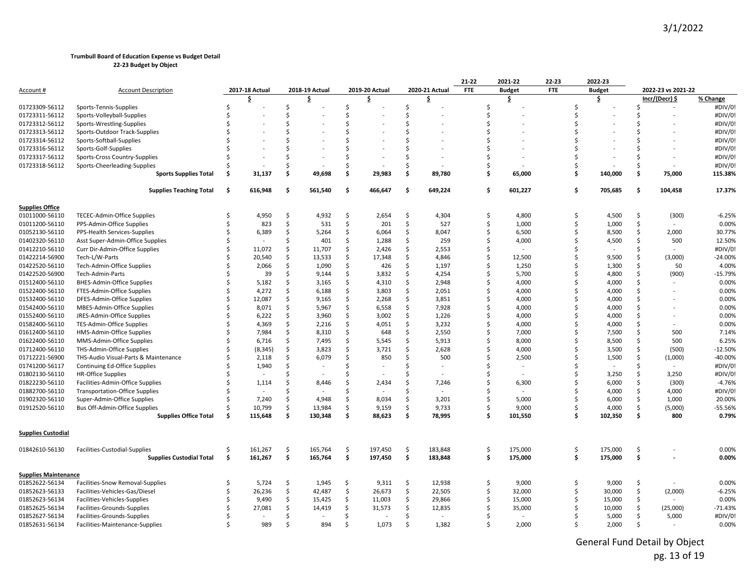**Trumbull Board of Education Expense vs Budget Detail**
**22-23 Budget by Object**

| Account # | Account Description | 2017-18 Actual | 2018-19 Actual | 2019-20 Actual | 2020-21 Actual | 21-22 FTE | 2021-22 Budget | 22-23 FTE | 2022-23 Budget | 2022-23 vs 2021-22 Incr/(Decr) $ | % Change |
|---|---|---|---|---|---|---|---|---|---|---|---|
| | | $ | $ | $ | $ | | $ | | $ | Incr/(Decr) $ | % Change |
| 01723309-56112 | Sports-Tennis-Supplies | $ - | $ - | $ - | $ - | | $ - | | $ - | $ - | #DIV/0! |
| 01723311-56112 | Sports-Volleyball-Supplies | $ - | $ - | $ - | $ - | | $ - | | $ - | $ - | #DIV/0! |
| 01723312-56112 | Sports-Wrestling-Supplies | $ - | $ - | $ - | $ - | | $ - | | $ - | $ - | #DIV/0! |
| 01723313-56112 | Sports-Outdoor Track-Supplies | $ - | $ - | $ - | $ - | | $ - | | $ - | $ - | #DIV/0! |
| 01723314-56112 | Sports-Softball-Supplies | $ - | $ - | $ - | $ - | | $ - | | $ - | $ - | #DIV/0! |
| 01723316-56112 | Sports-Golf-Supplies | $ - | $ - | $ - | $ - | | $ - | | $ - | $ - | #DIV/0! |
| 01723317-56112 | Sports-Cross Country-Supplies | $ - | $ - | $ - | $ - | | $ - | | $ - | $ - | #DIV/0! |
| 01723318-56112 | Sports-Cheerleading-Supplies | $ - | $ - | $ - | $ - | | $ - | | $ - | $ - | #DIV/0! |
| | **Sports Supplies Total** | **$ 31,137** | **$ 49,698** | **$ 29,983** | **$ 89,780** | | **$ 65,000** | | **$ 140,000** | **$ 75,000** | **115.38%** |
| | **Supplies Teaching Total** | **$ 616,948** | **$ 561,540** | **$ 466,647** | **$ 649,224** | | **$ 601,227** | | **$ 705,685** | **$ 104,458** | **17.37%** |
| **Supplies Office** | | | | | | | | | | | |
| 01011000-56110 | TECEC-Admin-Office Supplies | $ 4,950 | $ 4,932 | $ 2,654 | $ 4,304 | | $ 4,800 | | $ 4,500 | $ (300) | -6.25% |
| 01011200-56110 | PPS-Admin-Office Supplies | $ 823 | $ 531 | $ 201 | $ 527 | | $ 1,000 | | $ 1,000 | $ - | 0.00% |
| 01052130-56110 | PPS-Health Services-Supplies | $ 6,389 | $ 5,264 | $ 6,064 | $ 8,047 | | $ 6,500 | | $ 8,500 | $ 2,000 | 30.77% |
| 01402320-56110 | Asst Super-Admin-Office Supplies | $ - | $ 401 | $ 1,288 | $ 259 | | $ 4,000 | | $ 4,500 | $ 500 | 12.50% |
| 01412210-56110 | Curr Dir-Admin-Office Supplies | $ 11,072 | $ 11,707 | $ 2,426 | $ 2,553 | | $ - | | $ - | $ - | #DIV/0! |
| 01422214-56900 | Tech-L/W-Parts | $ 20,540 | $ 13,533 | $ 17,348 | $ 4,846 | | $ 12,500 | | $ 9,500 | $ (3,000) | -24.00% |
| 01422520-56110 | Tech-Admin-Office Supplies | $ 2,066 | $ 1,090 | $ 426 | $ 1,197 | | $ 1,250 | | $ 1,300 | $ 50 | 4.00% |
| 01422520-56900 | Tech-Admin-Parts | $ 39 | $ 9,144 | $ 3,832 | $ 4,254 | | $ 5,700 | | $ 4,800 | $ (900) | -15.79% |
| 01512400-56110 | BHES-Admin-Office Supplies | $ 5,182 | $ 3,165 | $ 4,310 | $ 2,948 | | $ 4,000 | | $ 4,000 | $ - | 0.00% |
| 01522400-56110 | FTES-Admin-Office Supplies | $ 4,272 | $ 6,188 | $ 3,803 | $ 2,051 | | $ 4,000 | | $ 4,000 | $ - | 0.00% |
| 01532400-56110 | DFES-Admin-Office Supplies | $ 12,087 | $ 9,165 | $ 2,268 | $ 3,851 | | $ 4,000 | | $ 4,000 | $ - | 0.00% |
| 01542400-56110 | MBES-Admin-Office Supplies | $ 8,071 | $ 5,967 | $ 6,558 | $ 7,928 | | $ 4,000 | | $ 4,000 | $ - | 0.00% |
| 01552400-56110 | JRES-Admin-Office Supplies | $ 6,222 | $ 3,960 | $ 3,002 | $ 1,226 | | $ 4,000 | | $ 4,000 | $ - | 0.00% |
| 01582400-56110 | TES-Admin-Office Supplies | $ 4,369 | $ 2,216 | $ 4,051 | $ 3,232 | | $ 4,000 | | $ 4,000 | $ - | 0.00% |
| 01612400-56110 | HMS-Admin-Office Supplies | $ 7,984 | $ 8,310 | $ 648 | $ 2,550 | | $ 7,000 | | $ 7,500 | $ 500 | 7.14% |
| 01622400-56110 | MMS-Admin-Office Supplies | $ 6,716 | $ 7,495 | $ 5,545 | $ 5,913 | | $ 8,000 | | $ 8,500 | $ 500 | 6.25% |
| 01712400-56110 | THS-Admin-Office Supplies | $ (8,345) | $ 3,823 | $ 3,721 | $ 2,628 | | $ 4,000 | | $ 3,500 | $ (500) | -12.50% |
| 01712221-56900 | THS-Audio Visual-Parts & Maintenance | $ 2,118 | $ 6,079 | $ 850 | $ 500 | | $ 2,500 | | $ 1,500 | $ (1,000) | -40.00% |
| 01741200-56117 | Continuing Ed-Office Supplies | $ 1,940 | $ - | $ - | $ - | | $ - | | $ - | $ - | #DIV/0! |
| 01802130-56110 | HR-Office Supplies | $ - | $ - | $ - | $ - | | $ - | | $ 3,250 | $ 3,250 | #DIV/0! |
| 01822230-56110 | Facilities-Admin-Office Supplies | $ 1,114 | $ 8,446 | $ 2,434 | $ 7,246 | | $ 6,300 | | $ 6,000 | $ (300) | -4.76% |
| 01882700-56110 | Transportation-Office Supplies | $ - | $ - | $ - | $ - | | $ - | | $ 4,000 | $ 4,000 | #DIV/0! |
| 01902320-56110 | Super-Admin-Office Supplies | $ 7,240 | $ 4,948 | $ 8,034 | $ 3,201 | | $ 5,000 | | $ 6,000 | $ 1,000 | 20.00% |
| 01912520-56110 | Bus Off-Admin-Office Supplies | $ 10,799 | $ 13,984 | $ 9,159 | $ 9,733 | | $ 9,000 | | $ 4,000 | $ (5,000) | -55.56% |
| | **Supplies Office Total** | **$ 115,648** | **$ 130,348** | **$ 88,623** | **$ 78,995** | | **$ 101,550** | | **$ 102,350** | **$ 800** | **0.79%** |
| **Supplies Custodial** | | | | | | | | | | | |
| 01842610-56130 | Facilities-Custodial-Supplies | $ 161,267 | $ 165,764 | $ 197,450 | $ 183,848 | | $ 175,000 | | $ 175,000 | $ - | 0.00% |
| | **Supplies Custodial Total** | **$ 161,267** | **$ 165,764** | **$ 197,450** | **$ 183,848** | | **$ 175,000** | | **$ 175,000** | **$ -** | **0.00%** |
| **Supplies Maintenance** | | | | | | | | | | | |
| 01852622-56134 | Facilities-Snow Removal-Supplies | $ 5,724 | $ 1,945 | $ 9,311 | $ 12,938 | | $ 9,000 | | $ 9,000 | $ - | 0.00% |
| 01852623-56133 | Facilities-Vehicles-Gas/Diesel | $ 26,236 | $ 42,487 | $ 26,673 | $ 22,505 | | $ 32,000 | | $ 30,000 | $ (2,000) | -6.25% |
| 01852623-56134 | Facilities-Vehicles-Supplies | $ 9,490 | $ 15,425 | $ 11,003 | $ 29,866 | | $ 15,000 | | $ 15,000 | $ - | 0.00% |
| 01852625-56134 | Facilities-Grounds-Supplies | $ 27,081 | $ 14,419 | $ 31,573 | $ 12,835 | | $ 35,000 | | $ 10,000 | $ (25,000) | -71.43% |
| 01852627-56134 | Facilities-Grounds-Supplies | $ - | $ - | $ - | $ - | | $ - | | $ 5,000 | $ 5,000 | #DIV/0! |
| 01852631-56134 | Facilities-Maintenance-Supplies | $ 989 | $ 894 | $ 1,073 | $ 1,382 | | $ 2,000 | | $ 2,000 | $ - | 0.00% |

General Fund Detail by Object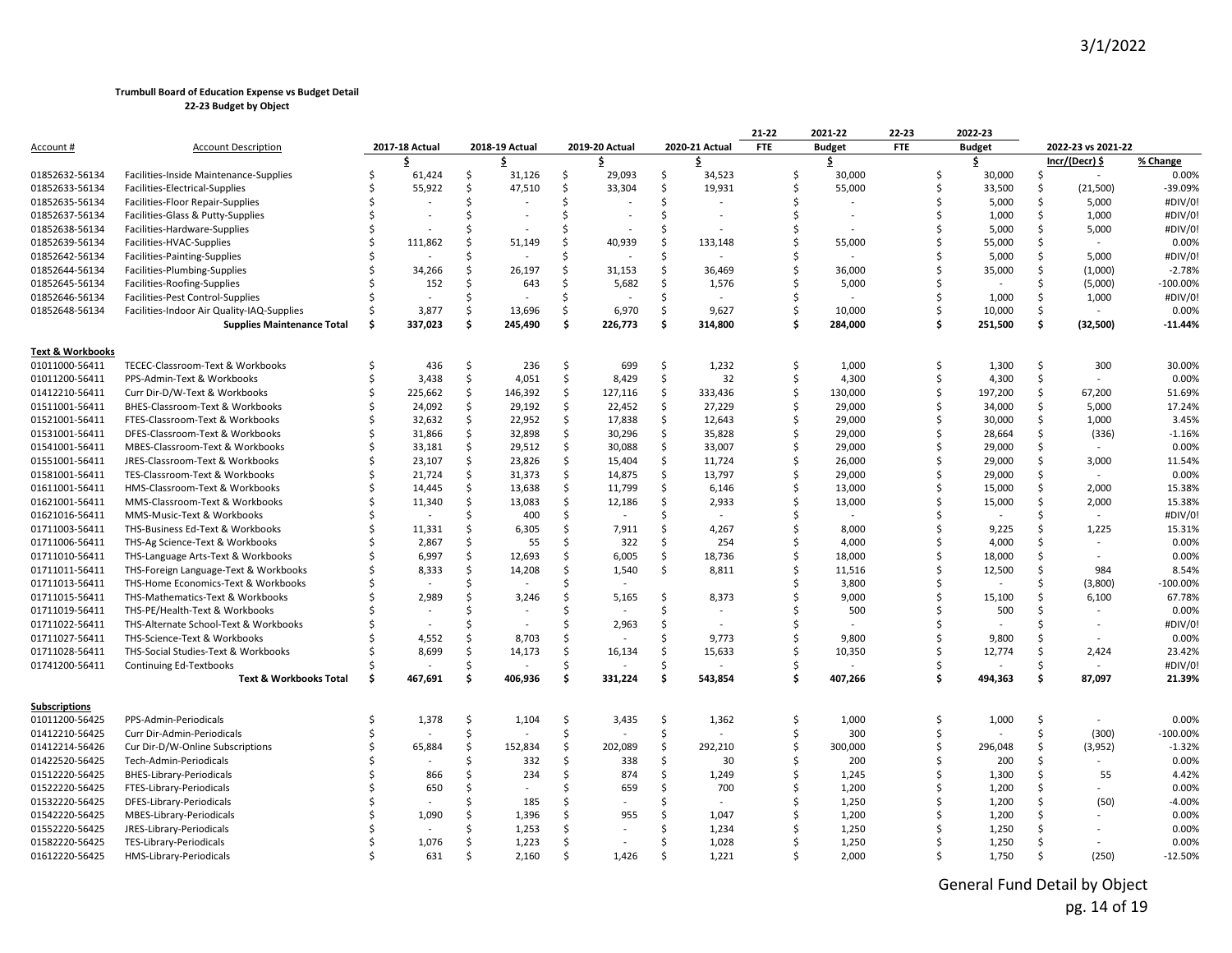3/1/2022

**Trumbull Board of Education Expense vs Budget Detail**
**22-23 Budget by Object**

| Account # | Account Description | 2017-18 Actual | 2018-19 Actual | 2019-20 Actual | 2020-21 Actual | 21-22 FTE | 2021-22 Budget | 22-23 FTE | 2022-23 Budget | 2022-23 vs 2021-22 Incr/(Decr) $ | % Change |
|---|---|---|---|---|---|---|---|---|---|---|---|
| | | $ | $ | $ | $ | | $ | | $ | | |
| 01852632-56134 | Facilities-Inside Maintenance-Supplies | $ 61,424 | $ 31,126 | $ 29,093 | $ 34,523 | | $ 30,000 | | $ 30,000 | $ - | 0.00% |
| 01852633-56134 | Facilities-Electrical-Supplies | $ 55,922 | $ 47,510 | $ 33,304 | $ 19,931 | | $ 55,000 | | $ 33,500 | $ (21,500) | -39.09% |
| 01852635-56134 | Facilities-Floor Repair-Supplies | $ - | $ - | $ - | $ - | | $ - | | $ 5,000 | $ 5,000 | #DIV/0! |
| 01852637-56134 | Facilities-Glass & Putty-Supplies | $ - | $ - | $ - | $ - | | $ - | | $ 1,000 | $ 1,000 | #DIV/0! |
| 01852638-56134 | Facilities-Hardware-Supplies | $ - | $ - | $ - | $ - | | $ - | | $ 5,000 | $ 5,000 | #DIV/0! |
| 01852639-56134 | Facilities-HVAC-Supplies | $ 111,862 | $ 51,149 | $ 40,939 | $ 133,148 | | $ 55,000 | | $ 55,000 | $ - | 0.00% |
| 01852642-56134 | Facilities-Painting-Supplies | $ - | $ - | $ - | $ - | | $ - | | $ 5,000 | $ 5,000 | #DIV/0! |
| 01852644-56134 | Facilities-Plumbing-Supplies | $ 34,266 | $ 26,197 | $ 31,153 | $ 36,469 | | $ 36,000 | | $ 35,000 | $ (1,000) | -2.78% |
| 01852645-56134 | Facilities-Roofing-Supplies | $ 152 | $ 643 | $ 5,682 | $ 1,576 | | $ 5,000 | | $ - | $ (5,000) | -100.00% |
| 01852646-56134 | Facilities-Pest Control-Supplies | $ - | $ - | $ - | $ - | | $ - | | $ 1,000 | $ 1,000 | #DIV/0! |
| 01852648-56134 | Facilities-Indoor Air Quality-IAQ-Supplies | $ 3,877 | $ 13,696 | $ 6,970 | $ 9,627 | | $ 10,000 | | $ 10,000 | $ - | 0.00% |
| | **Supplies Maintenance Total** | **$ 337,023** | **$ 245,490** | **$ 226,773** | **$ 314,800** | | **$ 284,000** | | **$ 251,500** | **$ (32,500)** | **-11.44%** |
| **Text & Workbooks** | | | | | | | | | | | |
| 01011000-56411 | TECEC-Classroom-Text & Workbooks | $ 436 | $ 236 | $ 699 | $ 1,232 | | $ 1,000 | | $ 1,300 | $ 300 | 30.00% |
| 01011200-56411 | PPS-Admin-Text & Workbooks | $ 3,438 | $ 4,051 | $ 8,429 | $ 32 | | $ 4,300 | | $ 4,300 | $ - | 0.00% |
| 01412210-56411 | Curr Dir-D/W-Text & Workbooks | $ 225,662 | $ 146,392 | $ 127,116 | $ 333,436 | | $ 130,000 | | $ 197,200 | $ 67,200 | 51.69% |
| 01511001-56411 | BHES-Classroom-Text & Workbooks | $ 24,092 | $ 29,192 | $ 22,452 | $ 27,229 | | $ 29,000 | | $ 34,000 | $ 5,000 | 17.24% |
| 01521001-56411 | FTES-Classroom-Text & Workbooks | $ 32,632 | $ 22,952 | $ 17,838 | $ 12,643 | | $ 29,000 | | $ 30,000 | $ 1,000 | 3.45% |
| 01531001-56411 | DFES-Classroom-Text & Workbooks | $ 31,866 | $ 32,898 | $ 30,296 | $ 35,828 | | $ 29,000 | | $ 28,664 | $ (336) | -1.16% |
| 01541001-56411 | MBES-Classroom-Text & Workbooks | $ 33,181 | $ 29,512 | $ 30,088 | $ 33,007 | | $ 29,000 | | $ 29,000 | $ - | 0.00% |
| 01551001-56411 | JRES-Classroom-Text & Workbooks | $ 23,107 | $ 23,826 | $ 15,404 | $ 11,724 | | $ 26,000 | | $ 29,000 | $ 3,000 | 11.54% |
| 01581001-56411 | TES-Classroom-Text & Workbooks | $ 21,724 | $ 31,373 | $ 14,875 | $ 13,797 | | $ 29,000 | | $ 29,000 | $ - | 0.00% |
| 01611001-56411 | HMS-Classroom-Text & Workbooks | $ 14,445 | $ 13,638 | $ 11,799 | $ 6,146 | | $ 13,000 | | $ 15,000 | $ 2,000 | 15.38% |
| 01621001-56411 | MMS-Classroom-Text & Workbooks | $ 11,340 | $ 13,083 | $ 12,186 | $ 2,933 | | $ 13,000 | | $ 15,000 | $ 2,000 | 15.38% |
| 01621016-56411 | MMS-Music-Text & Workbooks | $ - | $ 400 | $ - | $ - | | $ - | | $ - | $ - | #DIV/0! |
| 01711003-56411 | THS-Business Ed-Text & Workbooks | $ 11,331 | $ 6,305 | $ 7,911 | $ 4,267 | | $ 8,000 | | $ 9,225 | $ 1,225 | 15.31% |
| 01711006-56411 | THS-Ag Science-Text & Workbooks | $ 2,867 | $ 55 | $ 322 | $ 254 | | $ 4,000 | | $ 4,000 | $ - | 0.00% |
| 01711010-56411 | THS-Language Arts-Text & Workbooks | $ 6,997 | $ 12,693 | $ 6,005 | $ 18,736 | | $ 18,000 | | $ 18,000 | $ - | 0.00% |
| 01711011-56411 | THS-Foreign Language-Text & Workbooks | $ 8,333 | $ 14,208 | $ 1,540 | $ 8,811 | | $ 11,516 | | $ 12,500 | $ 984 | 8.54% |
| 01711013-56411 | THS-Home Economics-Text & Workbooks | $ - | $ - | $ - | | | $ 3,800 | | $ - | $ (3,800) | -100.00% |
| 01711015-56411 | THS-Mathematics-Text & Workbooks | $ 2,989 | $ 3,246 | $ 5,165 | $ 8,373 | | $ 9,000 | | $ 15,100 | $ 6,100 | 67.78% |
| 01711019-56411 | THS-PE/Health-Text & Workbooks | $ - | $ - | $ - | $ - | | $ 500 | | $ 500 | $ - | 0.00% |
| 01711022-56411 | THS-Alternate School-Text & Workbooks | $ - | $ - | $ 2,963 | $ - | | $ - | | $ - | $ - | #DIV/0! |
| 01711027-56411 | THS-Science-Text & Workbooks | $ 4,552 | $ 8,703 | $ - | $ 9,773 | | $ 9,800 | | $ 9,800 | $ - | 0.00% |
| 01711028-56411 | THS-Social Studies-Text & Workbooks | $ 8,699 | $ 14,173 | $ 16,134 | $ 15,633 | | $ 10,350 | | $ 12,774 | $ 2,424 | 23.42% |
| 01741200-56411 | Continuing Ed-Textbooks | $ - | $ - | $ - | $ - | | $ - | | $ - | $ - | #DIV/0! |
| | **Text & Workbooks Total** | **$ 467,691** | **$ 406,936** | **$ 331,224** | **$ 543,854** | | **$ 407,266** | | **$ 494,363** | **$ 87,097** | **21.39%** |
| **Subscriptions** | | | | | | | | | | | |
| 01011200-56425 | PPS-Admin-Periodicals | $ 1,378 | $ 1,104 | $ 3,435 | $ 1,362 | | $ 1,000 | | $ 1,000 | $ - | 0.00% |
| 01412210-56425 | Curr Dir-Admin-Periodicals | $ - | $ - | $ - | $ - | | $ 300 | | $ - | $ (300) | -100.00% |
| 01412214-56426 | Cur Dir-D/W-Online Subscriptions | $ 65,884 | $ 152,834 | $ 202,089 | $ 292,210 | | $ 300,000 | | $ 296,048 | $ (3,952) | -1.32% |
| 01422520-56425 | Tech-Admin-Periodicals | $ - | $ 332 | $ 338 | $ 30 | | $ 200 | | $ 200 | $ - | 0.00% |
| 01512220-56425 | BHES-Library-Periodicals | $ 866 | $ 234 | $ 874 | $ 1,249 | | $ 1,245 | | $ 1,300 | $ 55 | 4.42% |
| 01522220-56425 | FTES-Library-Periodicals | $ 650 | $ - | $ 659 | $ 700 | | $ 1,200 | | $ 1,200 | $ - | 0.00% |
| 01532220-56425 | DFES-Library-Periodicals | $ - | $ 185 | $ - | $ - | | $ 1,250 | | $ 1,200 | $ (50) | -4.00% |
| 01542220-56425 | MBES-Library-Periodicals | $ 1,090 | $ 1,396 | $ 955 | $ 1,047 | | $ 1,200 | | $ 1,200 | $ - | 0.00% |
| 01552220-56425 | JRES-Library-Periodicals | $ - | $ 1,253 | $ - | $ 1,234 | | $ 1,250 | | $ 1,250 | $ - | 0.00% |
| 01582220-56425 | TES-Library-Periodicals | $ 1,076 | $ 1,223 | $ - | $ 1,028 | | $ 1,250 | | $ 1,250 | $ - | 0.00% |
| 01612220-56425 | HMS-Library-Periodicals | $ 631 | $ 2,160 | $ 1,426 | $ 1,221 | | $ 2,000 | | $ 1,750 | $ (250) | -12.50% |

General Fund Detail by Object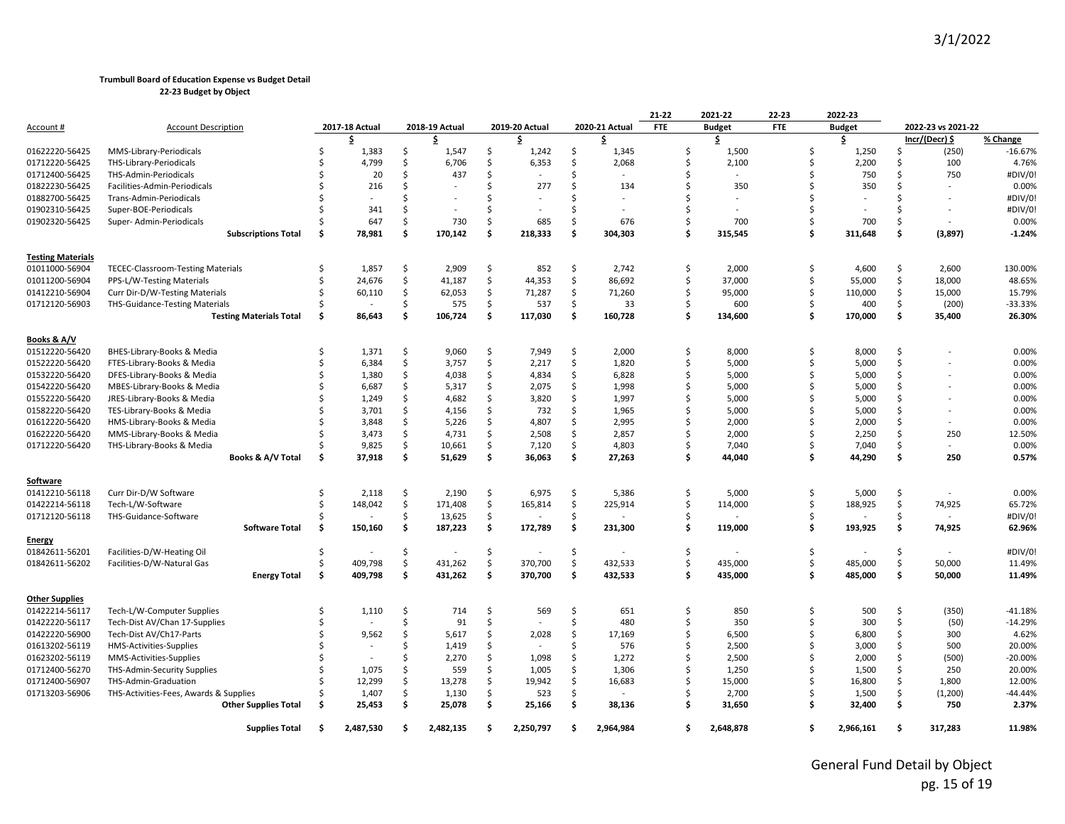**Trumbull Board of Education Expense vs Budget Detail**
**22-23 Budget by Object**

| Account # | Account Description | 2017-18 Actual | 2018-19 Actual | 2019-20 Actual | 2020-21 Actual | 21-22 FTE | 2021-22 Budget | 22-23 FTE | 2022-23 Budget | 2022-23 vs 2021-22 Incr/(Decr) $ | % Change |
|---|---|---|---|---|---|---|---|---|---|---|---|
| | | $ | $ | $ | $ | | $ | | $ | | |
| 01622220-56425 | MMS-Library-Periodicals | $ 1,383 | $ 1,547 | $ 1,242 | $ 1,345 | | $ 1,500 | | $ 1,250 | $ (250) | -16.67% |
| 01712220-56425 | THS-Library-Periodicals | $ 4,799 | $ 6,706 | $ 6,353 | $ 2,068 | | $ 2,100 | | $ 2,200 | $ 100 | 4.76% |
| 01712400-56425 | THS-Admin-Periodicals | $ 20 | $ 437 | $ - | $ - | | $ - | | $ 750 | $ 750 | #DIV/0! |
| 01822230-56425 | Facilities-Admin-Periodicals | $ 216 | $ - | $ 277 | $ 134 | | $ 350 | | $ 350 | $ - | 0.00% |
| 01882700-56425 | Trans-Admin-Periodicals | $ - | $ - | $ - | $ - | | $ - | | $ - | $ - | #DIV/0! |
| 01902310-56425 | Super-BOE-Periodicals | $ 341 | $ - | $ - | $ - | | $ - | | $ - | $ - | #DIV/0! |
| 01902320-56425 | Super- Admin-Periodicals | $ 647 | $ 730 | $ 685 | $ 676 | | $ 700 | | $ 700 | $ - | 0.00% |
| | **Subscriptions Total** | **$ 78,981** | **$ 170,142** | **$ 218,333** | **$ 304,303** | | **$ 315,545** | | **$ 311,648** | **$ (3,897)** | **-1.24%** |
| **Testing Materials** | | | | | | | | | | | |
| 01011000-56904 | TECEC-Classroom-Testing Materials | $ 1,857 | $ 2,909 | $ 852 | $ 2,742 | | $ 2,000 | | $ 4,600 | $ 2,600 | 130.00% |
| 01011200-56904 | PPS-L/W-Testing Materials | $ 24,676 | $ 41,187 | $ 44,353 | $ 86,692 | | $ 37,000 | | $ 55,000 | $ 18,000 | 48.65% |
| 01412210-56904 | Curr Dir-D/W-Testing Materials | $ 60,110 | $ 62,053 | $ 71,287 | $ 71,260 | | $ 95,000 | | $ 110,000 | $ 15,000 | 15.79% |
| 01712120-56903 | THS-Guidance-Testing Materials | $ - | $ 575 | $ 537 | $ 33 | | $ 600 | | $ 400 | $ (200) | -33.33% |
| | **Testing Materials Total** | **$ 86,643** | **$ 106,724** | **$ 117,030** | **$ 160,728** | | **$ 134,600** | | **$ 170,000** | **$ 35,400** | **26.30%** |
| **Books & A/V** | | | | | | | | | | | |
| 01512220-56420 | BHES-Library-Books & Media | $ 1,371 | $ 9,060 | $ 7,949 | $ 2,000 | | $ 8,000 | | $ 8,000 | $ - | 0.00% |
| 01522220-56420 | FTES-Library-Books & Media | $ 6,384 | $ 3,757 | $ 2,217 | $ 1,820 | | $ 5,000 | | $ 5,000 | $ - | 0.00% |
| 01532220-56420 | DFES-Library-Books & Media | $ 1,380 | $ 4,038 | $ 4,834 | $ 6,828 | | $ 5,000 | | $ 5,000 | $ - | 0.00% |
| 01542220-56420 | MBES-Library-Books & Media | $ 6,687 | $ 5,317 | $ 2,075 | $ 1,998 | | $ 5,000 | | $ 5,000 | $ - | 0.00% |
| 01552220-56420 | JRES-Library-Books & Media | $ 1,249 | $ 4,682 | $ 3,820 | $ 1,997 | | $ 5,000 | | $ 5,000 | $ - | 0.00% |
| 01582220-56420 | TES-Library-Books & Media | $ 3,701 | $ 4,156 | $ 732 | $ 1,965 | | $ 5,000 | | $ 5,000 | $ - | 0.00% |
| 01612220-56420 | HMS-Library-Books & Media | $ 3,848 | $ 5,226 | $ 4,807 | $ 2,995 | | $ 2,000 | | $ 2,000 | $ - | 0.00% |
| 01622220-56420 | MMS-Library-Books & Media | $ 3,473 | $ 4,731 | $ 2,508 | $ 2,857 | | $ 2,000 | | $ 2,250 | $ 250 | 12.50% |
| 01712220-56420 | THS-Library-Books & Media | $ 9,825 | $ 10,661 | $ 7,120 | $ 4,803 | | $ 7,040 | | $ 7,040 | $ - | 0.00% |
| | **Books & A/V Total** | **$ 37,918** | **$ 51,629** | **$ 36,063** | **$ 27,263** | | **$ 44,040** | | **$ 44,290** | **$ 250** | **0.57%** |
| **Software** | | | | | | | | | | | |
| 01412210-56118 | Curr Dir-D/W Software | $ 2,118 | $ 2,190 | $ 6,975 | $ 5,386 | | $ 5,000 | | $ 5,000 | $ - | 0.00% |
| 01422214-56118 | Tech-L/W-Software | $ 148,042 | $ 171,408 | $ 165,814 | $ 225,914 | | $ 114,000 | | $ 188,925 | $ 74,925 | 65.72% |
| 01712120-56118 | THS-Guidance-Software | $ - | $ 13,625 | $ - | $ - | | $ - | | $ - | $ - | #DIV/0! |
| | **Software Total** | **$ 150,160** | **$ 187,223** | **$ 172,789** | **$ 231,300** | | **$ 119,000** | | **$ 193,925** | **$ 74,925** | **62.96%** |
| **Energy** | | | | | | | | | | | |
| 01842611-56201 | Facilities-D/W-Heating Oil | $ - | $ - | $ - | $ - | | $ - | | $ - | $ - | #DIV/0! |
| 01842611-56202 | Facilities-D/W-Natural Gas | $ 409,798 | $ 431,262 | $ 370,700 | $ 432,533 | | $ 435,000 | | $ 485,000 | $ 50,000 | 11.49% |
| | **Energy Total** | **$ 409,798** | **$ 431,262** | **$ 370,700** | **$ 432,533** | | **$ 435,000** | | **$ 485,000** | **$ 50,000** | **11.49%** |
| **Other Supplies** | | | | | | | | | | | |
| 01422214-56117 | Tech-L/W-Computer Supplies | $ 1,110 | $ 714 | $ 569 | $ 651 | | $ 850 | | $ 500 | $ (350) | -41.18% |
| 01422220-56117 | Tech-Dist AV/Chan 17-Supplies | $ - | $ 91 | $ - | $ 480 | | $ 350 | | $ 300 | $ (50) | -14.29% |
| 01422220-56900 | Tech-Dist AV/Ch17-Parts | $ 9,562 | $ 5,617 | $ 2,028 | $ 17,169 | | $ 6,500 | | $ 6,800 | $ 300 | 4.62% |
| 01613202-56119 | HMS-Activities-Supplies | $ - | $ 1,419 | $ - | $ 576 | | $ 2,500 | | $ 3,000 | $ 500 | 20.00% |
| 01623202-56119 | MMS-Activities-Supplies | $ - | $ 2,270 | $ 1,098 | $ 1,272 | | $ 2,500 | | $ 2,000 | $ (500) | -20.00% |
| 01712400-56270 | THS-Admin-Security Supplies | $ 1,075 | $ 559 | $ 1,005 | $ 1,306 | | $ 1,250 | | $ 1,500 | $ 250 | 20.00% |
| 01712400-56907 | THS-Admin-Graduation | $ 12,299 | $ 13,278 | $ 19,942 | $ 16,683 | | $ 15,000 | | $ 16,800 | $ 1,800 | 12.00% |
| 01713203-56906 | THS-Activities-Fees, Awards & Supplies | $ 1,407 | $ 1,130 | $ 523 | $ - | | $ 2,700 | | $ 1,500 | $ (1,200) | -44.44% |
| | **Other Supplies Total** | **$ 25,453** | **$ 25,078** | **$ 25,166** | **$ 38,136** | | **$ 31,650** | | **$ 32,400** | **$ 750** | **2.37%** |
| | **Supplies Total** | **$ 2,487,530** | **$ 2,482,135** | **$ 2,250,797** | **$ 2,964,984** | | **$ 2,648,878** | | **$ 2,966,161** | **$ 317,283** | **11.98%** |

General Fund Detail by Object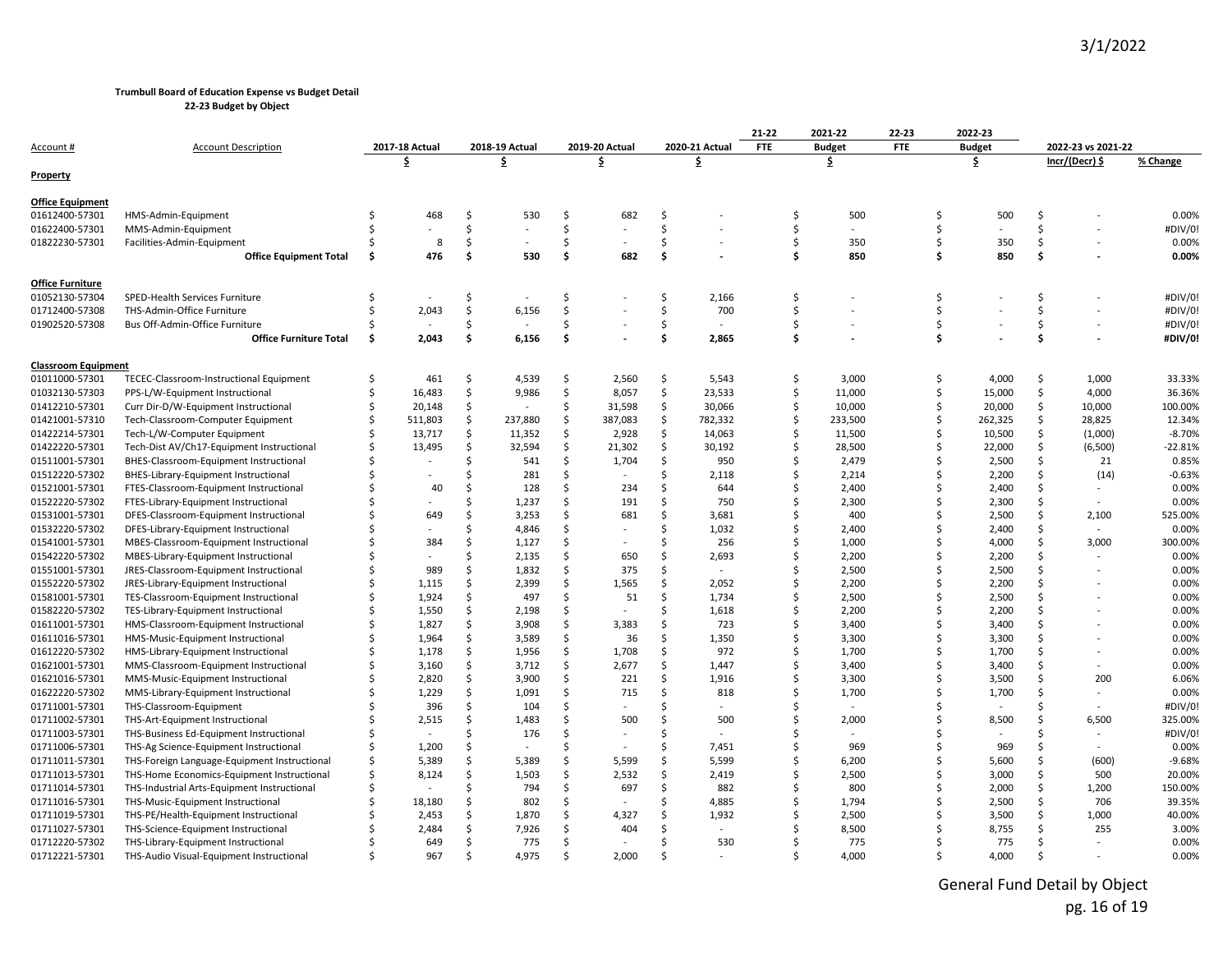**Trumbull Board of Education Expense vs Budget Detail**
**22-23 Budget by Object**

| Account # | Account Description | 2017-18 Actual | 2018-19 Actual | 2019-20 Actual | 2020-21 Actual | 21-22 FTE | 2021-22 Budget | 22-23 FTE | 2022-23 Budget | 2022-23 vs 2021-22 Incr/(Decr) $ | % Change |
|---|---|---|---|---|---|---|---|---|---|---|---|
| | | $ | $ | $ | $ | | $ | | $ | | |
| **Property** | | | | | | | | | | | |
| **Office Equipment** | | | | | | | | | | | |
| 01612400-57301 | HMS-Admin-Equipment | $ 468 | $ 530 | $ 682 | $ - | | $ 500 | | $ 500 | $ - | 0.00% |
| 01622400-57301 | MMS-Admin-Equipment | $ - | $ - | $ - | $ - | | $ - | | $ - | $ - | #DIV/0! |
| 01822230-57301 | Facilities-Admin-Equipment | $ 8 | $ - | $ - | $ - | | $ 350 | | $ 350 | $ - | 0.00% |
| | **Office Equipment Total** | **$ 476** | **$ 530** | **$ 682** | **$ -** | | **$ 850** | | **$ 850** | **$ -** | **0.00%** |
| **Office Furniture** | | | | | | | | | | | |
| 01052130-57304 | SPED-Health Services Furniture | $ - | $ - | $ - | $ 2,166 | | $ - | | $ - | $ - | #DIV/0! |
| 01712400-57308 | THS-Admin-Office Furniture | $ 2,043 | $ 6,156 | $ - | $ 700 | | $ - | | $ - | $ - | #DIV/0! |
| 01902520-57308 | Bus Off-Admin-Office Furniture | $ - | $ - | $ - | $ - | | $ - | | $ - | $ - | #DIV/0! |
| | **Office Furniture Total** | **$ 2,043** | **$ 6,156** | **$ -** | **$ 2,865** | | **$ -** | | **$ -** | **$ -** | **#DIV/0!** |
| **Classroom Equipment** | | | | | | | | | | | |
| 01011000-57301 | TECEC-Classroom-Instructional Equipment | $ 461 | $ 4,539 | $ 2,560 | $ 5,543 | | $ 3,000 | | $ 4,000 | $ 1,000 | 33.33% |
| 01032130-57303 | PPS-L/W-Equipment Instructional | $ 16,483 | $ 9,986 | $ 8,057 | $ 23,533 | | $ 11,000 | | $ 15,000 | $ 4,000 | 36.36% |
| 01412210-57301 | Curr Dir-D/W-Equipment Instructional | $ 20,148 | $ - | $ 31,598 | $ 30,066 | | $ 10,000 | | $ 20,000 | $ 10,000 | 100.00% |
| 01421001-57310 | Tech-Classroom-Computer Equipment | $ 511,803 | $ 237,880 | $ 387,083 | $ 782,332 | | $ 233,500 | | $ 262,325 | $ 28,825 | 12.34% |
| 01422214-57301 | Tech-L/W-Computer Equipment | $ 13,717 | $ 11,352 | $ 2,928 | $ 14,063 | | $ 11,500 | | $ 10,500 | $ (1,000) | -8.70% |
| 01422220-57301 | Tech-Dist AV/Ch17-Equipment Instructional | $ 13,495 | $ 32,594 | $ 21,302 | $ 30,192 | | $ 28,500 | | $ 22,000 | $ (6,500) | -22.81% |
| 01511001-57301 | BHES-Classroom-Equipment Instructional | $ - | $ 541 | $ 1,704 | $ 950 | | $ 2,479 | | $ 2,500 | $ 21 | 0.85% |
| 01512220-57302 | BHES-Library-Equipment Instructional | $ - | $ 281 | $ - | $ 2,118 | | $ 2,214 | | $ 2,200 | $ (14) | -0.63% |
| 01521001-57301 | FTES-Classroom-Equipment Instructional | $ 40 | $ 128 | $ 234 | $ 644 | | $ 2,400 | | $ 2,400 | $ - | 0.00% |
| 01522220-57302 | FTES-Library-Equipment Instructional | $ - | $ 1,237 | $ 191 | $ 750 | | $ 2,300 | | $ 2,300 | $ - | 0.00% |
| 01531001-57301 | DFES-Classroom-Equipment Instructional | $ 649 | $ 3,253 | $ 681 | $ 3,681 | | $ 400 | | $ 2,500 | $ 2,100 | 525.00% |
| 01532220-57302 | DFES-Library-Equipment Instructional | $ - | $ 4,846 | $ - | $ 1,032 | | $ 2,400 | | $ 2,400 | $ - | 0.00% |
| 01541001-57301 | MBES-Classroom-Equipment Instructional | $ 384 | $ 1,127 | $ - | $ 256 | | $ 1,000 | | $ 4,000 | $ 3,000 | 300.00% |
| 01542220-57302 | MBES-Library-Equipment Instructional | $ - | $ 2,135 | $ 650 | $ 2,693 | | $ 2,200 | | $ 2,200 | $ - | 0.00% |
| 01551001-57301 | JRES-Classroom-Equipment Instructional | $ 989 | $ 1,832 | $ 375 | $ - | | $ 2,500 | | $ 2,500 | $ - | 0.00% |
| 01552220-57302 | JRES-Library-Equipment Instructional | $ 1,115 | $ 2,399 | $ 1,565 | $ 2,052 | | $ 2,200 | | $ 2,200 | $ - | 0.00% |
| 01581001-57301 | TES-Classroom-Equipment Instructional | $ 1,924 | $ 497 | $ 51 | $ 1,734 | | $ 2,500 | | $ 2,500 | $ - | 0.00% |
| 01582220-57302 | TES-Library-Equipment Instructional | $ 1,550 | $ 2,198 | $ - | $ 1,618 | | $ 2,200 | | $ 2,200 | $ - | 0.00% |
| 01611001-57301 | HMS-Classroom-Equipment Instructional | $ 1,827 | $ 3,908 | $ 3,383 | $ 723 | | $ 3,400 | | $ 3,400 | $ - | 0.00% |
| 01611016-57301 | HMS-Music-Equipment Instructional | $ 1,964 | $ 3,589 | $ 36 | $ 1,350 | | $ 3,300 | | $ 3,300 | $ - | 0.00% |
| 01612220-57302 | HMS-Library-Equipment Instructional | $ 1,178 | $ 1,956 | $ 1,708 | $ 972 | | $ 1,700 | | $ 1,700 | $ - | 0.00% |
| 01621001-57301 | MMS-Classroom-Equipment Instructional | $ 3,160 | $ 3,712 | $ 2,677 | $ 1,447 | | $ 3,400 | | $ 3,400 | $ - | 0.00% |
| 01621016-57301 | MMS-Music-Equipment Instructional | $ 2,820 | $ 3,900 | $ 221 | $ 1,916 | | $ 3,300 | | $ 3,500 | $ 200 | 6.06% |
| 01622220-57302 | MMS-Library-Equipment Instructional | $ 1,229 | $ 1,091 | $ 715 | $ 818 | | $ 1,700 | | $ 1,700 | $ - | 0.00% |
| 01711001-57301 | THS-Classroom-Equipment | $ 396 | $ 104 | $ - | $ - | | $ - | | $ - | $ - | #DIV/0! |
| 01711002-57301 | THS-Art-Equipment Instructional | $ 2,515 | $ 1,483 | $ 500 | $ 500 | | $ 2,000 | | $ 8,500 | $ 6,500 | 325.00% |
| 01711003-57301 | THS-Business Ed-Equipment Instructional | $ - | $ 176 | $ - | $ - | | $ - | | $ - | $ - | #DIV/0! |
| 01711006-57301 | THS-Ag Science-Equipment Instructional | $ 1,200 | $ - | $ - | $ 7,451 | | $ 969 | | $ 969 | $ - | 0.00% |
| 01711011-57301 | THS-Foreign Language-Equipment Instructional | $ 5,389 | $ 5,389 | $ 5,599 | $ 5,599 | | $ 6,200 | | $ 5,600 | $ (600) | -9.68% |
| 01711013-57301 | THS-Home Economics-Equipment Instructional | $ 8,124 | $ 1,503 | $ 2,532 | $ 2,419 | | $ 2,500 | | $ 3,000 | $ 500 | 20.00% |
| 01711014-57301 | THS-Industrial Arts-Equipment Instructional | $ - | $ 794 | $ 697 | $ 882 | | $ 800 | | $ 2,000 | $ 1,200 | 150.00% |
| 01711016-57301 | THS-Music-Equipment Instructional | $ 18,180 | $ 802 | $ - | $ 4,885 | | $ 1,794 | | $ 2,500 | $ 706 | 39.35% |
| 01711019-57301 | THS-PE/Health-Equipment Instructional | $ 2,453 | $ 1,870 | $ 4,327 | $ 1,932 | | $ 2,500 | | $ 3,500 | $ 1,000 | 40.00% |
| 01711027-57301 | THS-Science-Equipment Instructional | $ 2,484 | $ 7,926 | $ 404 | $ - | | $ 8,500 | | $ 8,755 | $ 255 | 3.00% |
| 01712220-57302 | THS-Library-Equipment Instructional | $ 649 | $ 775 | $ - | $ 530 | | $ 775 | | $ 775 | $ - | 0.00% |
| 01712221-57301 | THS-Audio Visual-Equipment Instructional | $ 967 | $ 4,975 | $ 2,000 | $ - | | $ 4,000 | | $ 4,000 | $ - | 0.00% |

General Fund Detail by Object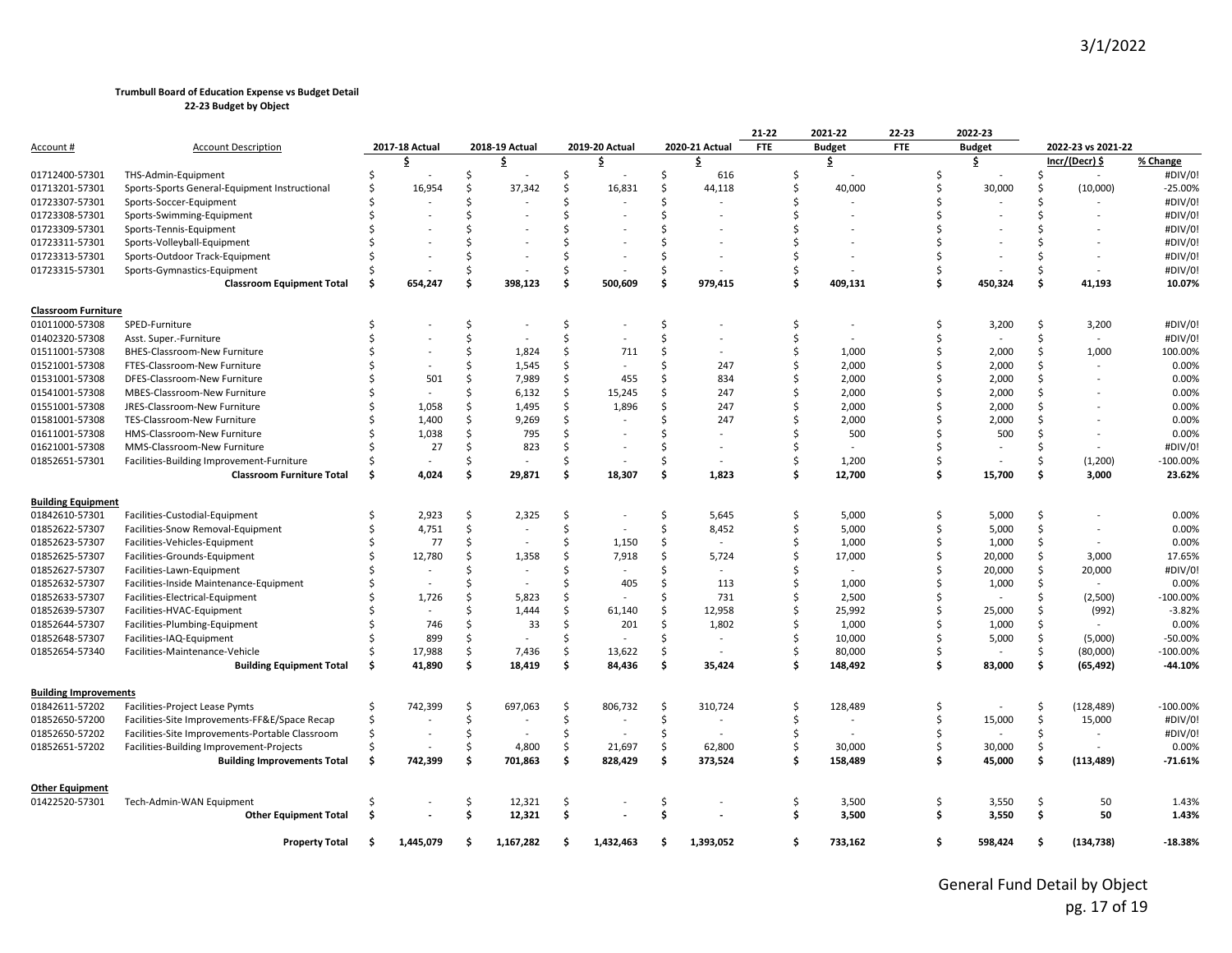**Trumbull Board of Education Expense vs Budget Detail**
**22-23 Budget by Object**

| Account # | Account Description | 2017-18 Actual | 2018-19 Actual | 2019-20 Actual | 2020-21 Actual | 21-22 FTE | 2021-22 Budget | 22-23 FTE | 2022-23 Budget | 2022-23 vs 2021-22 Incr/(Decr) $ | % Change |
|---|---|---|---|---|---|---|---|---|---|---|---|
| | | $ | $ | $ | $ | | $ | | $ | | |
| 01712400-57301 | THS-Admin-Equipment | $ - | $ - | $ - | $ 616 | | $ - | | $ - | $ - | #DIV/0! |
| 01713201-57301 | Sports-Sports General-Equipment Instructional | $ 16,954 | $ 37,342 | $ 16,831 | $ 44,118 | | $ 40,000 | | $ 30,000 | $ (10,000) | -25.00% |
| 01723307-57301 | Sports-Soccer-Equipment | $ - | $ - | $ - | $ - | | $ - | | $ - | $ - | #DIV/0! |
| 01723308-57301 | Sports-Swimming-Equipment | $ - | $ - | $ - | $ - | | $ - | | $ - | $ - | #DIV/0! |
| 01723309-57301 | Sports-Tennis-Equipment | $ - | $ - | $ - | $ - | | $ - | | $ - | $ - | #DIV/0! |
| 01723311-57301 | Sports-Volleyball-Equipment | $ - | $ - | $ - | $ - | | $ - | | $ - | $ - | #DIV/0! |
| 01723313-57301 | Sports-Outdoor Track-Equipment | $ - | $ - | $ - | $ - | | $ - | | $ - | $ - | #DIV/0! |
| 01723315-57301 | Sports-Gymnastics-Equipment | $ - | $ - | $ - | $ - | | $ - | | $ - | $ - | #DIV/0! |
| | **Classroom Equipment Total** | **$ 654,247** | **$ 398,123** | **$ 500,609** | **$ 979,415** | | **$ 409,131** | | **$ 450,324** | **$ 41,193** | **10.07%** |
| **Classroom Furniture** | | | | | | | | | | | |
| 01011000-57308 | SPED-Furniture | $ - | $ - | $ - | $ - | | $ - | | $ 3,200 | $ 3,200 | #DIV/0! |
| 01402320-57308 | Asst. Super.-Furniture | $ - | $ - | $ - | $ - | | $ - | | $ - | $ - | #DIV/0! |
| 01511001-57308 | BHES-Classroom-New Furniture | $ - | $ 1,824 | $ 711 | $ - | | $ 1,000 | | $ 2,000 | $ 1,000 | 100.00% |
| 01521001-57308 | FTES-Classroom-New Furniture | $ - | $ 1,545 | $ - | $ 247 | | $ 2,000 | | $ 2,000 | $ - | 0.00% |
| 01531001-57308 | DFES-Classroom-New Furniture | $ 501 | $ 7,989 | $ 455 | $ 834 | | $ 2,000 | | $ 2,000 | $ - | 0.00% |
| 01541001-57308 | MBES-Classroom-New Furniture | $ - | $ 6,132 | $ 15,245 | $ 247 | | $ 2,000 | | $ 2,000 | $ - | 0.00% |
| 01551001-57308 | JRES-Classroom-New Furniture | $ 1,058 | $ 1,495 | $ 1,896 | $ 247 | | $ 2,000 | | $ 2,000 | $ - | 0.00% |
| 01581001-57308 | TES-Classroom-New Furniture | $ 1,400 | $ 9,269 | $ - | $ 247 | | $ 2,000 | | $ 2,000 | $ - | 0.00% |
| 01611001-57308 | HMS-Classroom-New Furniture | $ 1,038 | $ 795 | $ - | $ - | | $ 500 | | $ 500 | $ - | 0.00% |
| 01621001-57308 | MMS-Classroom-New Furniture | $ 27 | $ 823 | $ - | $ - | | $ - | | $ - | $ - | #DIV/0! |
| 01852651-57301 | Facilities-Building Improvement-Furniture | $ - | $ - | $ - | $ - | | $ 1,200 | | $ - | $ (1,200) | -100.00% |
| | **Classroom Furniture Total** | **$ 4,024** | **$ 29,871** | **$ 18,307** | **$ 1,823** | | **$ 12,700** | | **$ 15,700** | **$ 3,000** | **23.62%** |
| **Building Equipment** | | | | | | | | | | | |
| 01842610-57301 | Facilities-Custodial-Equipment | $ 2,923 | $ 2,325 | $ - | $ 5,645 | | $ 5,000 | | $ 5,000 | $ - | 0.00% |
| 01852622-57307 | Facilities-Snow Removal-Equipment | $ 4,751 | $ - | $ - | $ 8,452 | | $ 5,000 | | $ 5,000 | $ - | 0.00% |
| 01852623-57307 | Facilities-Vehicles-Equipment | $ 77 | $ - | $ 1,150 | $ - | | $ 1,000 | | $ 1,000 | $ - | 0.00% |
| 01852625-57307 | Facilities-Grounds-Equipment | $ 12,780 | $ 1,358 | $ 7,918 | $ 5,724 | | $ 17,000 | | $ 20,000 | $ 3,000 | 17.65% |
| 01852627-57307 | Facilities-Lawn-Equipment | $ - | $ - | $ - | $ - | | $ - | | $ 20,000 | $ 20,000 | #DIV/0! |
| 01852632-57307 | Facilities-Inside Maintenance-Equipment | $ - | $ - | $ 405 | $ 113 | | $ 1,000 | | $ 1,000 | $ - | 0.00% |
| 01852633-57307 | Facilities-Electrical-Equipment | $ 1,726 | $ 5,823 | $ - | $ 731 | | $ 2,500 | | $ - | $ (2,500) | -100.00% |
| 01852639-57307 | Facilities-HVAC-Equipment | $ - | $ 1,444 | $ 61,140 | $ 12,958 | | $ 25,992 | | $ 25,000 | $ (992) | -3.82% |
| 01852644-57307 | Facilities-Plumbing-Equipment | $ 746 | $ 33 | $ 201 | $ 1,802 | | $ 1,000 | | $ 1,000 | $ - | 0.00% |
| 01852648-57307 | Facilities-IAQ-Equipment | $ 899 | $ - | $ - | $ - | | $ 10,000 | | $ 5,000 | $ (5,000) | -50.00% |
| 01852654-57340 | Facilities-Maintenance-Vehicle | $ 17,988 | $ 7,436 | $ 13,622 | $ - | | $ 80,000 | | $ - | $ (80,000) | -100.00% |
| | **Building Equipment Total** | **$ 41,890** | **$ 18,419** | **$ 84,436** | **$ 35,424** | | **$ 148,492** | | **$ 83,000** | **$ (65,492)** | **-44.10%** |
| **Building Improvements** | | | | | | | | | | | |
| 01842611-57202 | Facilities-Project Lease Pymts | $ 742,399 | $ 697,063 | $ 806,732 | $ 310,724 | | $ 128,489 | | $ - | $ (128,489) | -100.00% |
| 01852650-57200 | Facilities-Site Improvements-FF&E/Space Recap | $ - | $ - | $ - | $ - | | $ - | | $ 15,000 | $ 15,000 | #DIV/0! |
| 01852650-57202 | Facilities-Site Improvements-Portable Classroom | $ - | $ - | $ - | $ - | | $ - | | $ - | $ - | #DIV/0! |
| 01852651-57202 | Facilities-Building Improvement-Projects | $ - | $ 4,800 | $ 21,697 | $ 62,800 | | $ 30,000 | | $ 30,000 | $ - | 0.00% |
| | **Building Improvements Total** | **$ 742,399** | **$ 701,863** | **$ 828,429** | **$ 373,524** | | **$ 158,489** | | **$ 45,000** | **$ (113,489)** | **-71.61%** |
| **Other Equipment** | | | | | | | | | | | |
| 01422520-57301 | Tech-Admin-WAN Equipment | $ - | $ 12,321 | $ - | $ - | | $ 3,500 | | $ 3,550 | $ 50 | 1.43% |
| | **Other Equipment Total** | **$ -** | **$ 12,321** | **$ -** | **$ -** | | **$ 3,500** | | **$ 3,550** | **$ 50** | **1.43%** |
| | **Property Total** | **$ 1,445,079** | **$ 1,167,282** | **$ 1,432,463** | **$ 1,393,052** | | **$ 733,162** | | **$ 598,424** | **$ (134,738)** | **-18.38%** |

General Fund Detail by Object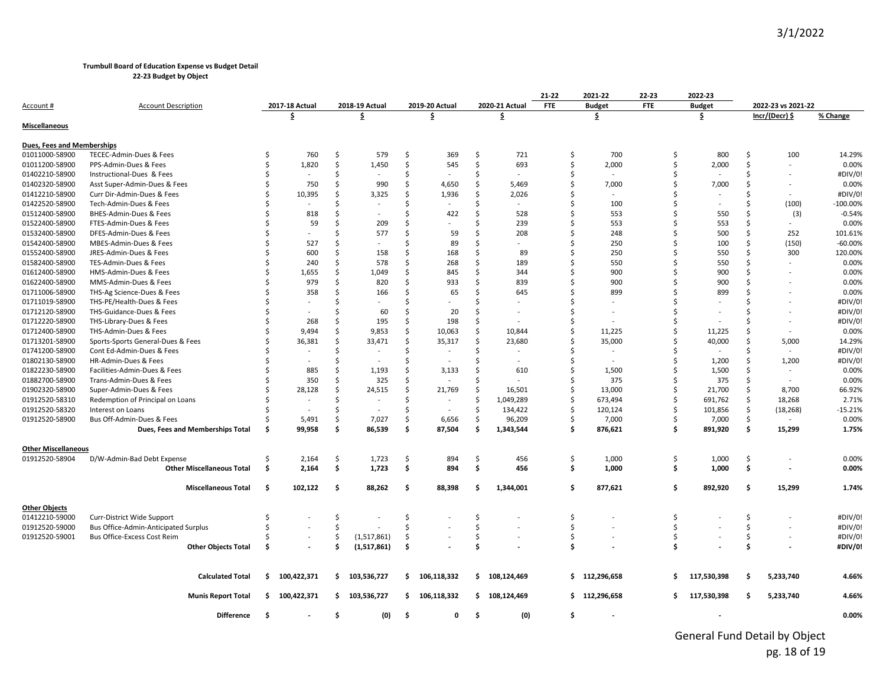3/1/2022

**Trumbull Board of Education Expense vs Budget Detail**
**22-23 Budget by Object**

| Account # | Account Description | 2017-18 Actual | 2018-19 Actual | 2019-20 Actual | 2020-21 Actual | 21-22 FTE | 2021-22 Budget | 22-23 FTE | 2022-23 Budget | 2022-23 vs 2021-22 Incr/(Decr) $ | % Change |
|---|---|---|---|---|---|---|---|---|---|---|---|
| | | $ | $ | $ | $ | | $ | | $ | | |
| **Miscellaneous** | | | | | | | | | | | |
| **Dues, Fees and Memberships** | | | | | | | | | | | |
| 01011000-58900 | TECEC-Admin-Dues & Fees | $ 760 | $ 579 | $ 369 | $ 721 | | $ 700 | | $ 800 | $ 100 | 14.29% |
| 01011200-58900 | PPS-Admin-Dues & Fees | $ 1,820 | $ 1,450 | $ 545 | $ 693 | | $ 2,000 | | $ 2,000 | $ - | 0.00% |
| 01402210-58900 | Instructional-Dues & Fees | $ - | $ - | $ - | $ - | | $ - | | $ - | $ - | #DIV/0! |
| 01402320-58900 | Asst Super-Admin-Dues & Fees | $ 750 | $ 990 | $ 4,650 | $ 5,469 | | $ 7,000 | | $ 7,000 | $ - | 0.00% |
| 01412210-58900 | Curr Dir-Admin-Dues & Fees | $ 10,395 | $ 3,325 | $ 1,936 | $ 2,026 | | $ - | | $ - | $ - | #DIV/0! |
| 01422520-58900 | Tech-Admin-Dues & Fees | $ - | $ - | $ - | $ - | | $ 100 | | $ - | $ (100) | -100.00% |
| 01512400-58900 | BHES-Admin-Dues & Fees | $ 818 | $ - | $ 422 | $ 528 | | $ 553 | | $ 550 | $ (3) | -0.54% |
| 01522400-58900 | FTES-Admin-Dues & Fees | $ 59 | $ 209 | $ - | $ 239 | | $ 553 | | $ 553 | $ - | 0.00% |
| 01532400-58900 | DFES-Admin-Dues & Fees | $ - | $ 577 | $ 59 | $ 208 | | $ 248 | | $ 500 | $ 252 | 101.61% |
| 01542400-58900 | MBES-Admin-Dues & Fees | $ 527 | $ - | $ 89 | $ - | | $ 250 | | $ 100 | $ (150) | -60.00% |
| 01552400-58900 | JRES-Admin-Dues & Fees | $ 600 | $ 158 | $ 168 | $ 89 | | $ 250 | | $ 550 | $ 300 | 120.00% |
| 01582400-58900 | TES-Admin-Dues & Fees | $ 240 | $ 578 | $ 268 | $ 189 | | $ 550 | | $ 550 | $ - | 0.00% |
| 01612400-58900 | HMS-Admin-Dues & Fees | $ 1,655 | $ 1,049 | $ 845 | $ 344 | | $ 900 | | $ 900 | $ - | 0.00% |
| 01622400-58900 | MMS-Admin-Dues & Fees | $ 979 | $ 820 | $ 933 | $ 839 | | $ 900 | | $ 900 | $ - | 0.00% |
| 01711006-58900 | THS-Ag Science-Dues & Fees | $ 358 | $ 166 | $ 65 | $ 645 | | $ 899 | | $ 899 | $ - | 0.00% |
| 01711019-58900 | THS-PE/Health-Dues & Fees | $ - | $ - | $ - | $ - | | $ - | | $ - | $ - | #DIV/0! |
| 01712120-58900 | THS-Guidance-Dues & Fees | $ - | $ 60 | $ 20 | $ - | | $ - | | $ - | $ - | #DIV/0! |
| 01712220-58900 | THS-Library-Dues & Fees | $ 268 | $ 195 | $ 198 | $ - | | $ - | | $ - | $ - | #DIV/0! |
| 01712400-58900 | THS-Admin-Dues & Fees | $ 9,494 | $ 9,853 | $ 10,063 | $ 10,844 | | $ 11,225 | | $ 11,225 | $ - | 0.00% |
| 01713201-58900 | Sports-Sports General-Dues & Fees | $ 36,381 | $ 33,471 | $ 35,317 | $ 23,680 | | $ 35,000 | | $ 40,000 | $ 5,000 | 14.29% |
| 01741200-58900 | Cont Ed-Admin-Dues & Fees | $ - | $ - | $ - | $ - | | $ - | | $ - | $ - | #DIV/0! |
| 01802130-58900 | HR-Admin-Dues & Fees | $ - | $ - | $ - | $ - | | $ - | | $ 1,200 | $ 1,200 | #DIV/0! |
| 01822230-58900 | Facilities-Admin-Dues & Fees | $ 885 | $ 1,193 | $ 3,133 | $ 610 | | $ 1,500 | | $ 1,500 | $ - | 0.00% |
| 01882700-58900 | Trans-Admin-Dues & Fees | $ 350 | $ 325 | $ - | $ - | | $ 375 | | $ 375 | $ - | 0.00% |
| 01902320-58900 | Super-Admin-Dues & Fees | $ 28,128 | $ 24,515 | $ 21,769 | $ 16,501 | | $ 13,000 | | $ 21,700 | $ 8,700 | 66.92% |
| 01912520-58310 | Redemption of Principal on Loans | $ - | $ - | $ - | $ 1,049,289 | | $ 673,494 | | $ 691,762 | $ 18,268 | 2.71% |
| 01912520-58320 | Interest on Loans | $ - | $ - | $ - | $ 134,422 | | $ 120,124 | | $ 101,856 | $ (18,268) | -15.21% |
| 01912520-58900 | Bus Off-Admin-Dues & Fees | $ 5,491 | $ 7,027 | $ 6,656 | $ 96,209 | | $ 7,000 | | $ 7,000 | $ - | 0.00% |
| | **Dues, Fees and Memberships Total** | **$ 99,958** | **$ 86,539** | **$ 87,504** | **$ 1,343,544** | | **$ 876,621** | | **$ 891,920** | **$ 15,299** | **1.75%** |
| **Other Miscellaneous** | | | | | | | | | | | |
| 01912520-58904 | D/W-Admin-Bad Debt Expense | $ 2,164 | $ 1,723 | $ 894 | $ 456 | | $ 1,000 | | $ 1,000 | $ - | 0.00% |
| | **Other Miscellaneous Total** | **$ 2,164** | **$ 1,723** | **$ 894** | **$ 456** | | **$ 1,000** | | **$ 1,000** | **$ -** | **0.00%** |
| | **Miscellaneous Total** | **$ 102,122** | **$ 88,262** | **$ 88,398** | **$ 1,344,001** | | **$ 877,621** | | **$ 892,920** | **$ 15,299** | **1.74%** |
| **Other Objects** | | | | | | | | | | | |
| 01412210-59000 | Curr-District Wide Support | $ - | $ - | $ - | $ - | | $ - | | $ - | $ - | #DIV/0! |
| 01912520-59000 | Bus Office-Admin-Anticipated Surplus | $ - | $ - | $ - | $ - | | $ - | | $ - | $ - | #DIV/0! |
| 01912520-59001 | Bus Office-Excess Cost Reim | $ - | $ (1,517,861) | $ - | $ - | | $ - | | $ - | $ - | #DIV/0! |
| | **Other Objects Total** | **$ -** | **$ (1,517,861)** | **$ -** | **$ -** | | **$ -** | | **$ -** | **$ -** | **#DIV/0!** |
| | **Calculated Total** | **$ 100,422,371** | **$ 103,536,727** | **$ 106,118,332** | **$ 108,124,469** | | **$ 112,296,658** | | **$ 117,530,398** | **$ 5,233,740** | **4.66%** |
| | **Munis Report Total** | **$ 100,422,371** | **$ 103,536,727** | **$ 106,118,332** | **$ 108,124,469** | | **$ 112,296,658** | | **$ 117,530,398** | **$ 5,233,740** | **4.66%** |
| | **Difference** | **$ -** | **$ (0)** | **$ 0** | **$ (0)** | | **$ -** | | **-** | | **0.00%** |

General Fund Detail by Object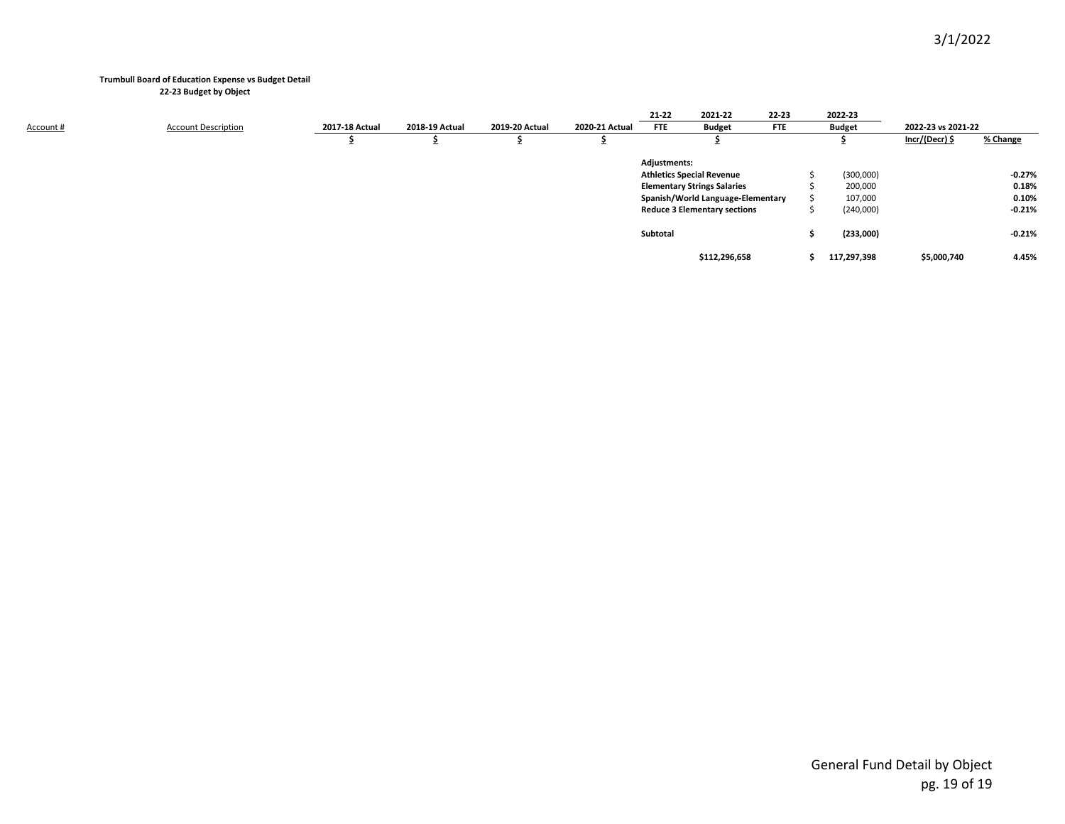**Trumbull Board of Education Expense vs Budget Detail**
**22-23 Budget by Object**

| Account # | Account Description | 2017-18 Actual | 2018-19 Actual | 2019-20 Actual | 2020-21 Actual | 21-22 FTE | 2021-22 Budget | 22-23 FTE | 2022-23 Budget | 2022-23 vs 2021-22 Incr/(Decr) $ | % Change |
|---|---|---|---|---|---|---|---|---|---|---|---|
| | | $ | $ | $ | $ | | $ | | $ | | |
| | | | | | | **Adjustments:** | | | | | |
| | | | | | | **Athletics Special Revenue** | | | $ (300,000) | | **-0.27%** |
| | | | | | | **Elementary Strings Salaries** | | | $ 200,000 | | **0.18%** |
| | | | | | | **Spanish/World Language-Elementary** | | | $ 107,000 | | **0.10%** |
| | | | | | | **Reduce 3 Elementary sections** | | | $ (240,000) | | **-0.21%** |
| | | | | | | **Subtotal** | | | **$ (233,000)** | | **-0.21%** |
| | | | | | | | **$112,296,658** | | **$ 117,297,398** | **$5,000,740** | **4.45%** |

General Fund Detail by Object